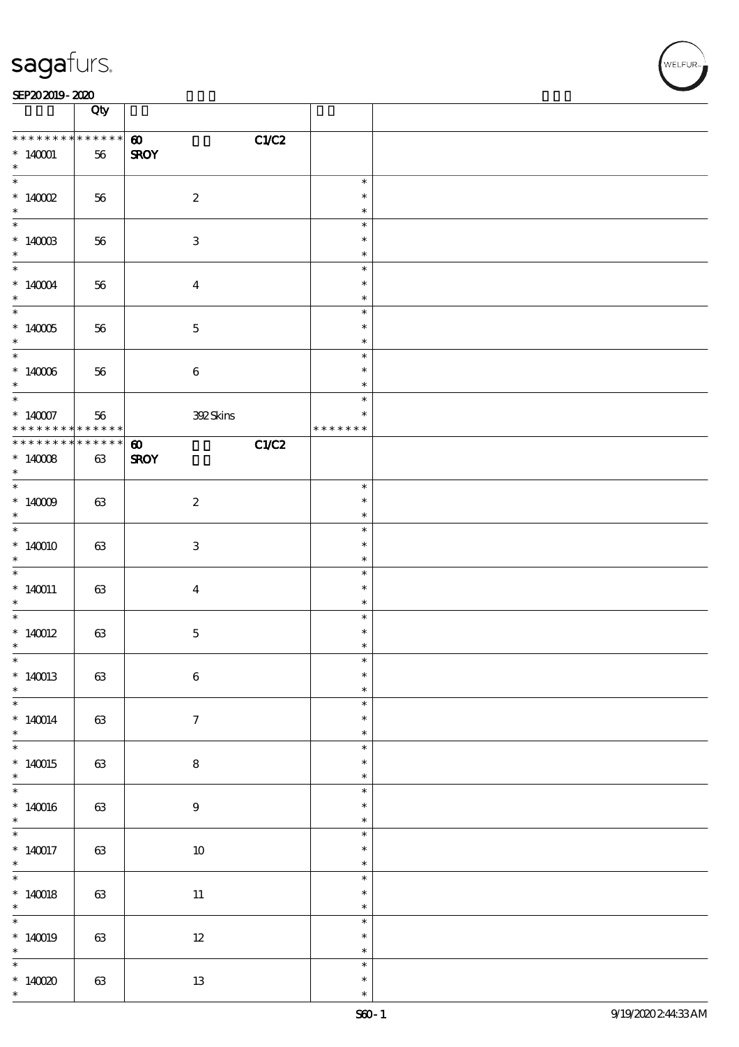| | Qty | | | |
|---|---|---|---|---|
| * * * * * * * * * * * * * * | 60 | C1/C2 | | |
| * 140001 | 56 | SROY | | |
| * 140002 | 56 | 2 | * | |
| * 140003 | 56 | 3 | * | |
| * 140004 | 56 | 4 | * | |
| * 140005 | 56 | 5 | * | |
| * 140006 | 56 | 6 | * | |
| * 140007 | 56 | 392 Skins | * | |
| * * * * * * * * * * * * * * | | | * * * * * * * | |
| * * * * * * * * * * * * * * | 60 | C1/C2 | | |
| * 140008 | 63 | SROY | | |
| * 140009 | 63 | 2 | * | |
| * 140010 | 63 | 3 | * | |
| * 140011 | 63 | 4 | * | |
| * 140012 | 63 | 5 | * | |
| * 140013 | 63 | 6 | * | |
| * 140014 | 63 | 7 | * | |
| * 140015 | 63 | 8 | * | |
| * 140016 | 63 | 9 | * | |
| * 140017 | 63 | 10 | * | |
| * 140018 | 63 | 11 | * | |
| * 140019 | 63 | 12 | * | |
| * 140020 | 63 | 13 | * | |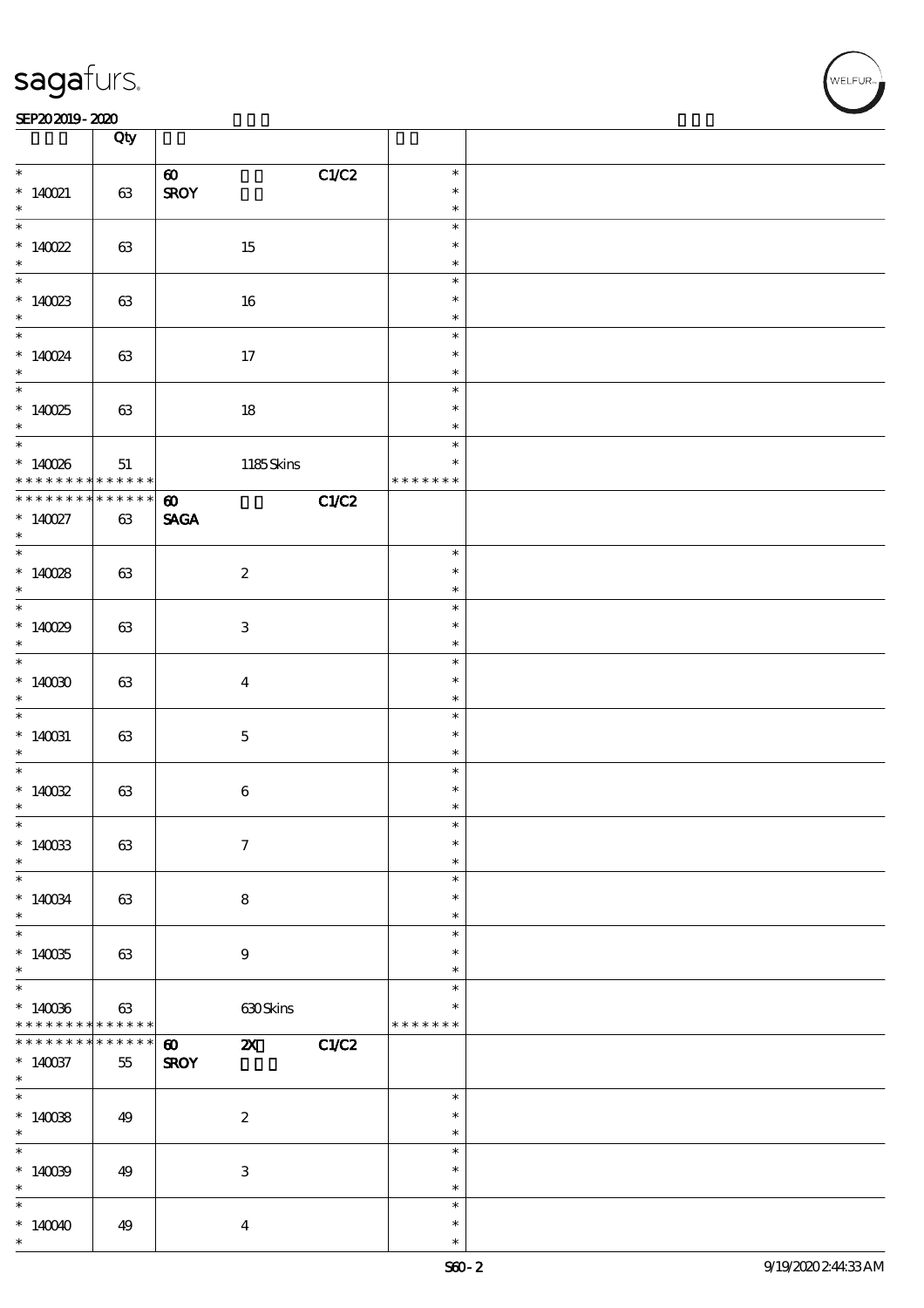| | Qty | | | | | |
|---|---|---|---|---|---|---|
| * 140021 * | 63 | 60 SROY | | C1/C2 | * * * | |
| * 140022 * | 63 | | 15 | | * * * | |
| * 140023 * | 63 | | 16 | | * * * | |
| * 140024 * | 63 | | 17 | | * * * | |
| * 140025 * | 63 | | 18 | | * * * | |
| * 140026 * * * * * * * * * * * * * * | 51 | | 1185 Skins | | * * * * * * * * * | |
| * * * * * * * * * * * * * * 140027 * | 63 | 60 SAGA | | C1/C2 | | |
| * 140028 * | 63 | | 2 | | * * * | |
| * 140029 * | 63 | | 3 | | * * * | |
| * 140030 * | 63 | | 4 | | * * * | |
| * 140031 * | 63 | | 5 | | * * * | |
| * 140032 * | 63 | | 6 | | * * * | |
| * 140033 * | 63 | | 7 | | * * * | |
| * 140034 * | 63 | | 8 | | * * * | |
| * 140035 * | 63 | | 9 | | * * * | |
| * 140036 * * * * * * * * * * * * * * | 63 | | 630 Skins | | * * * * * * * * * | |
| * * * * * * * * * * * * * * 140037 * | 55 | 60 SROY | 2X | C1/C2 | | |
| * 140038 * | 49 | | 2 | | * * * | |
| * 140039 * | 49 | | 3 | | * * * | |
| * 140040 * | 49 | | 4 | | * * * | |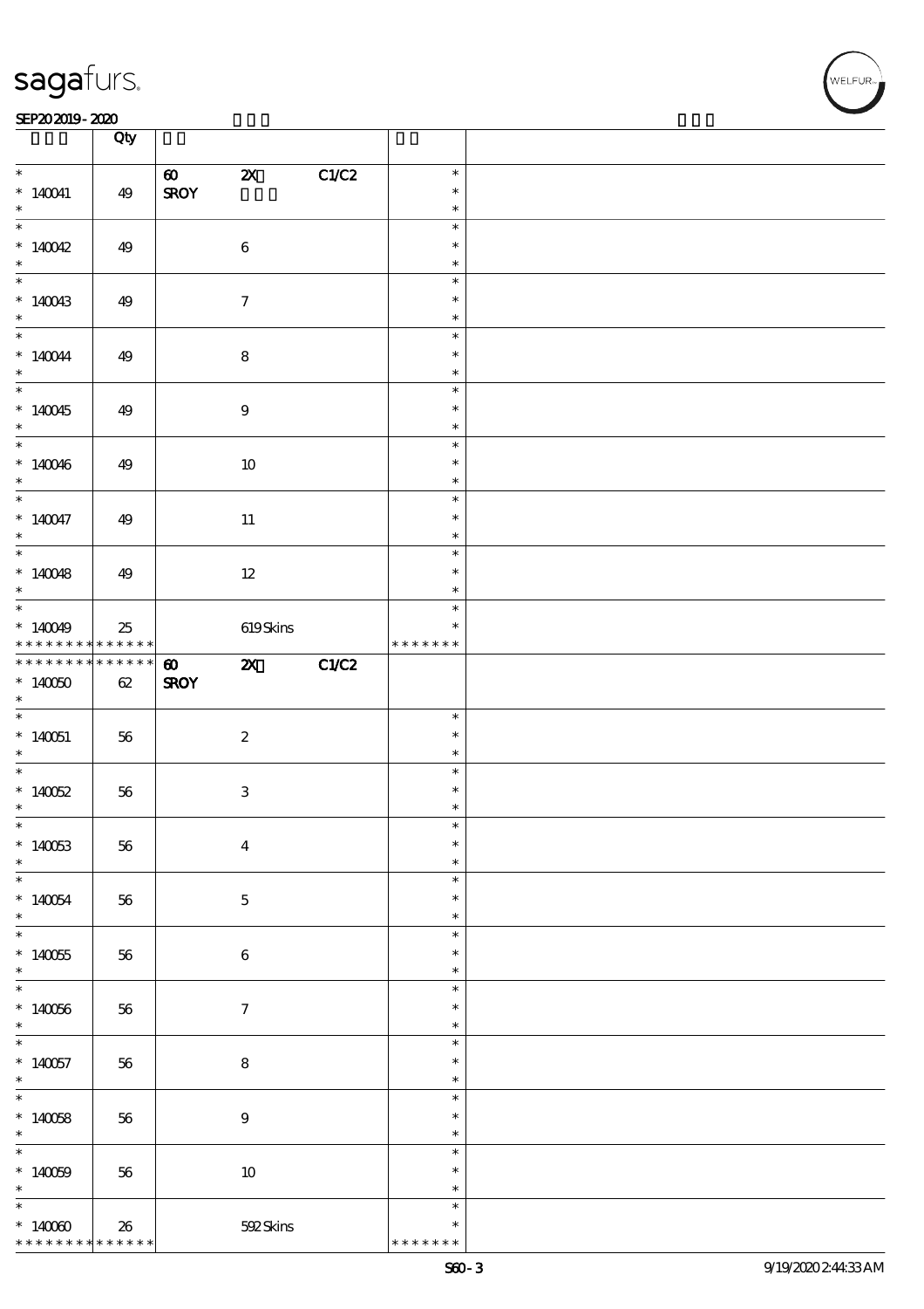| | Qty | | | | | |
|---|---|---|---|---|---|---|
| * 140041 * | 49 | 60 SROY | 2X | C1/C2 | * * * | |
| * 140042 * | 49 | | 6 | | * * * | |
| * 140043 * | 49 | | 7 | | * * * | |
| * 140044 * | 49 | | 8 | | * * * | |
| * 140045 * | 49 | | 9 | | * * * | |
| * 140046 * | 49 | | 10 | | * * * | |
| * 140047 * | 49 | | 11 | | * * * | |
| * 140048 * | 49 | | 12 | | * * * | |
| * 140049 * * * * * * * * * * * * * | 25 | | 619 Skins | | * * * * * * * * * | |
| * * * * * * * * * * * * * * 140050 * | 62 | 60 SROY | 2X | C1/C2 | | |
| * 140051 * | 56 | | 2 | | * * * | |
| * 140052 * | 56 | | 3 | | * * * | |
| * 140053 * | 56 | | 4 | | * * * | |
| * 140054 * | 56 | | 5 | | * * * | |
| * 140055 * | 56 | | 6 | | * * * | |
| * 140056 * | 56 | | 7 | | * * * | |
| * 140057 * | 56 | | 8 | | * * * | |
| * 140058 * | 56 | | 9 | | * * * | |
| * 140059 * | 56 | | 10 | | * * * | |
| * 140060 * * * * * * * * * * * * * | 26 | | 592 Skins | | * * * * * * * * * | |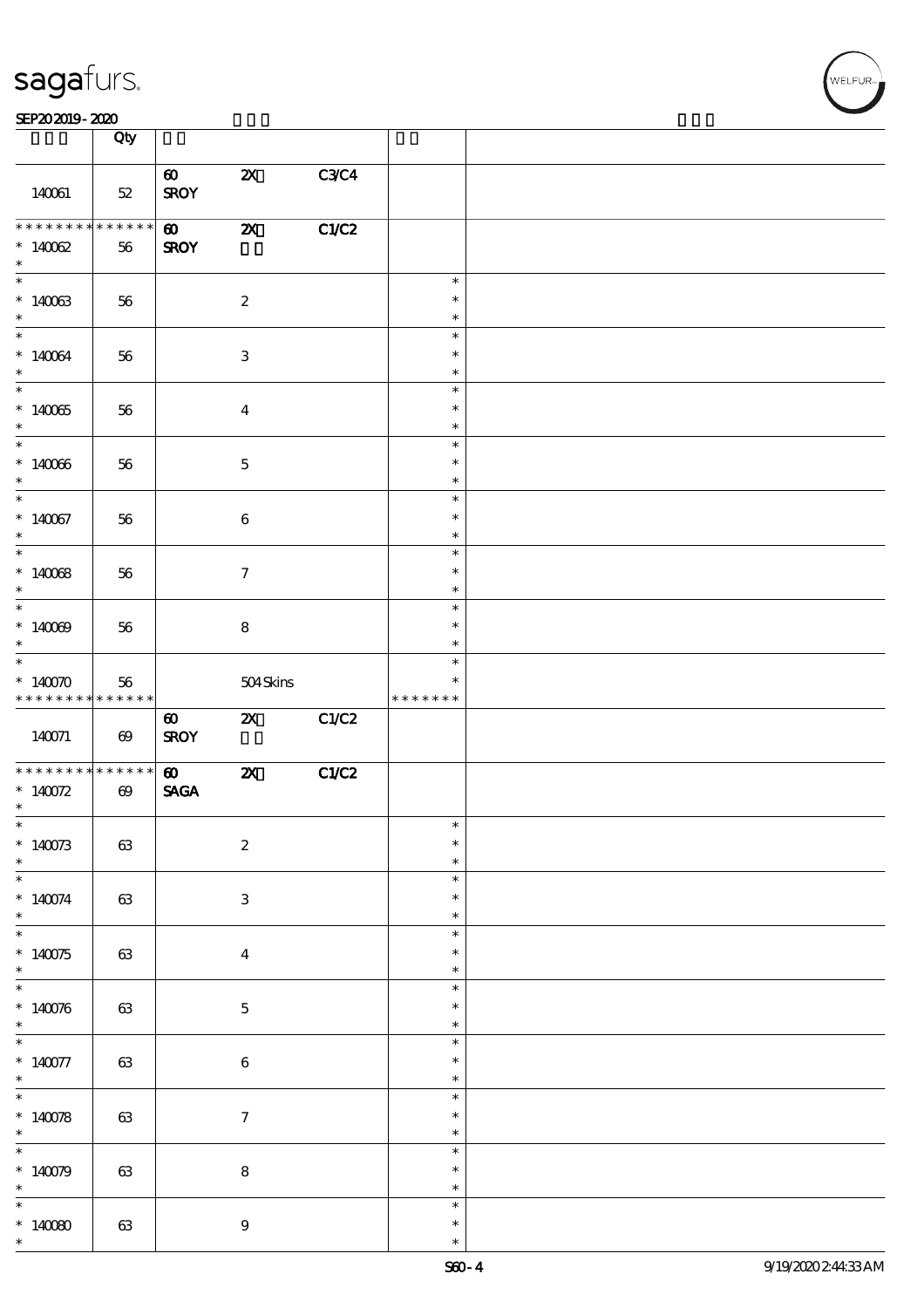| | Qty | | | | | |
|---|---|---|---|---|---|---|
| 140061 | 52 | 60 SROY | 2X | C3/C4 | | |
| * * * * * * * * * * * * * * 140062 * | 56 | 60 SROY | 2X | C1/C2 | | |
| * * 140063 * | 56 | | 2 | | * * * | |
| * * 140064 * | 56 | | 3 | | * * * | |
| * * 140065 * | 56 | | 4 | | * * * | |
| * * 140066 * | 56 | | 5 | | * * * | |
| * * 140067 * | 56 | | 6 | | * * * | |
| * * 140068 * | 56 | | 7 | | * * * | |
| * * 140069 * | 56 | | 8 | | * * * | |
| * * 140070 * * * * * * * * * * * * * | 56 | | 504 Skins | | * * * * * * * * | |
| 140071 | 69 | 60 SROY | 2X | C1/C2 | | |
| * * * * * * * * * * * * * * 140072 * | 69 | 60 SAGA | 2X | C1/C2 | | |
| * * 140073 * | 63 | | 2 | | * * * | |
| * * 140074 * | 63 | | 3 | | * * * | |
| * * 140075 * | 63 | | 4 | | * * * | |
| * * 140076 * | 63 | | 5 | | * * * | |
| * * 140077 * | 63 | | 6 | | * * * | |
| * * 140078 * | 63 | | 7 | | * * * | |
| * * 140079 * | 63 | | 8 | | * * * | |
| * * 140080 * | 63 | | 9 | | * * * | |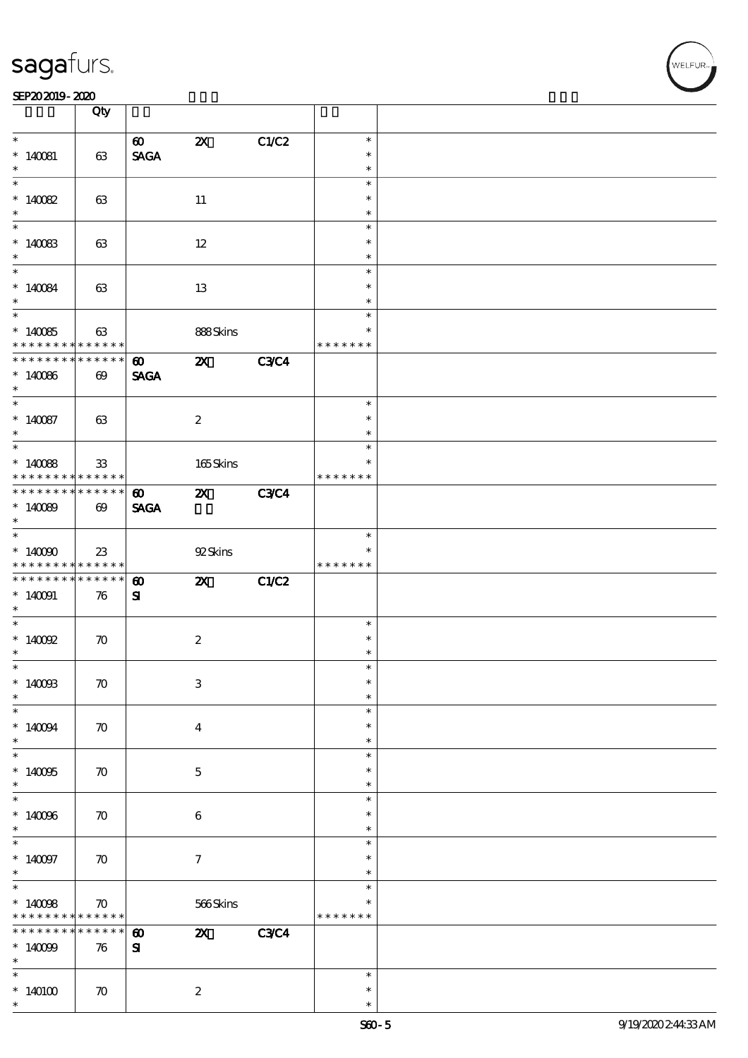| | Qty | | | | | |
|---|---|---|---|---|---|---|
| * 140081 * | 63 | 60 SAGA | 2X | C1/C2 | * * * | |
| * 140082 * | 63 | | 11 | | * * * | |
| * 140083 * | 63 | | 12 | | * * * | |
| * 140084 * | 63 | | 13 | | * * * | |
| * 140085 * * * * * * * * * * * * * | 63 | | 888 Skins | | * * * * * * * * | |
| * * * * * * * * * * * * * * 140086 * | 69 | 60 SAGA | 2X | C3/C4 | | |
| * 140087 * | 63 | | 2 | | * * * | |
| * 140088 * * * * * * * * * * * * * | 33 | | 165 Skins | | * * * * * * * * | |
| * * * * * * * * * * * * * * 140089 * | 69 | 60 SAGA | 2X | C3/C4 | | |
| * 140090 * * * * * * * * * * * * * | 23 | | 92 Skins | | * * * * * * * * | |
| * * * * * * * * * * * * * * 140091 * | 76 | 60 SI | 2X | C1/C2 | | |
| * 140092 * | 70 | | 2 | | * * * | |
| * 140093 * | 70 | | 3 | | * * * | |
| * 140094 * | 70 | | 4 | | * * * | |
| * 140095 * | 70 | | 5 | | * * * | |
| * 140096 * | 70 | | 6 | | * * * | |
| * 140097 * | 70 | | 7 | | * * * | |
| * 140098 * * * * * * * * * * * * * | 70 | | 566 Skins | | * * * * * * * * | |
| * * * * * * * * * * * * * * 140099 * | 76 | 60 SI | 2X | C3/C4 | | |
| * 140100 * | 70 | | 2 | | * * * | |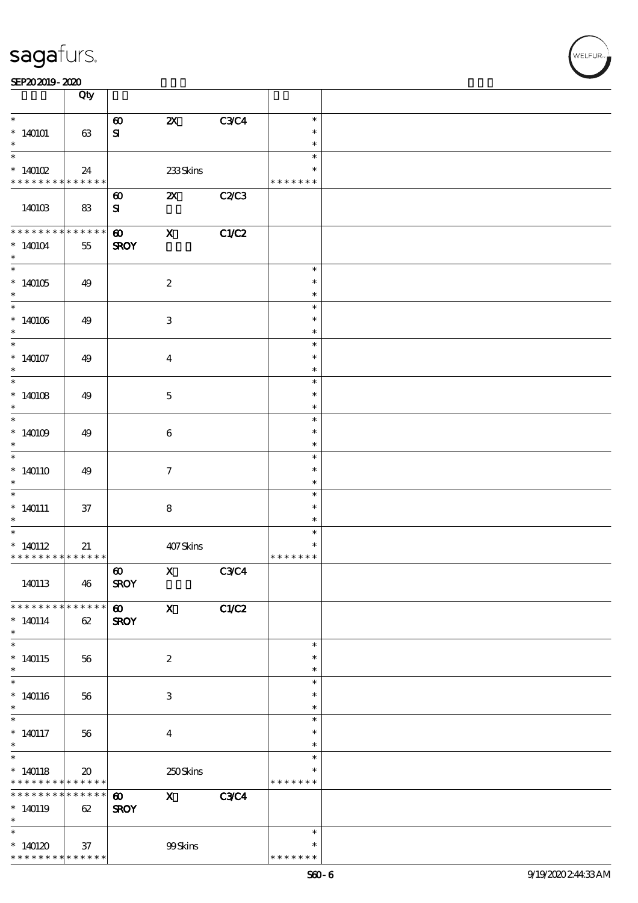| | Qty | | | | | |
|---|---|---|---|---|---|---|
| * 140101 * | 63 | 60 SI | 2X | C3/C4 | * * * | |
| * 140102 * * * * * * * * * * * * * | 24 | | 233 Skins | | * * * * * * * * | |
| 140103 | 83 | 60 SI | 2X | C2/C3 | | |
| * * * * * * * * * * * * * * 140104 * | 55 | 60 SROY | X | C1/C2 | | |
| * 140105 * | 49 | | 2 | | * * * | |
| * 140106 * | 49 | | 3 | | * * * | |
| * 140107 * | 49 | | 4 | | * * * | |
| * 140108 * | 49 | | 5 | | * * * | |
| * 140109 * | 49 | | 6 | | * * * | |
| * 140110 * | 49 | | 7 | | * * * | |
| * 140111 * | 37 | | 8 | | * * * | |
| * 140112 * * * * * * * * * * * * * | 21 | | 407 Skins | | * * * * * * * * | |
| 140113 | 46 | 60 SROY | X | C3/C4 | | |
| * * * * * * * * * * * * * * 140114 * | 62 | 60 SROY | X | C1/C2 | | |
| * 140115 * | 56 | | 2 | | * * * | |
| * 140116 * | 56 | | 3 | | * * * | |
| * 140117 * | 56 | | 4 | | * * * | |
| * 140118 * * * * * * * * * * * * * | 20 | | 250 Skins | | * * * * * * * * | |
| * * * * * * * * * * * * * * 140119 * | 62 | 60 SROY | X | C3/C4 | | |
| * 140120 * * * * * * * * * * * * * | 37 | | 99 Skins | | * * * * * * * * | |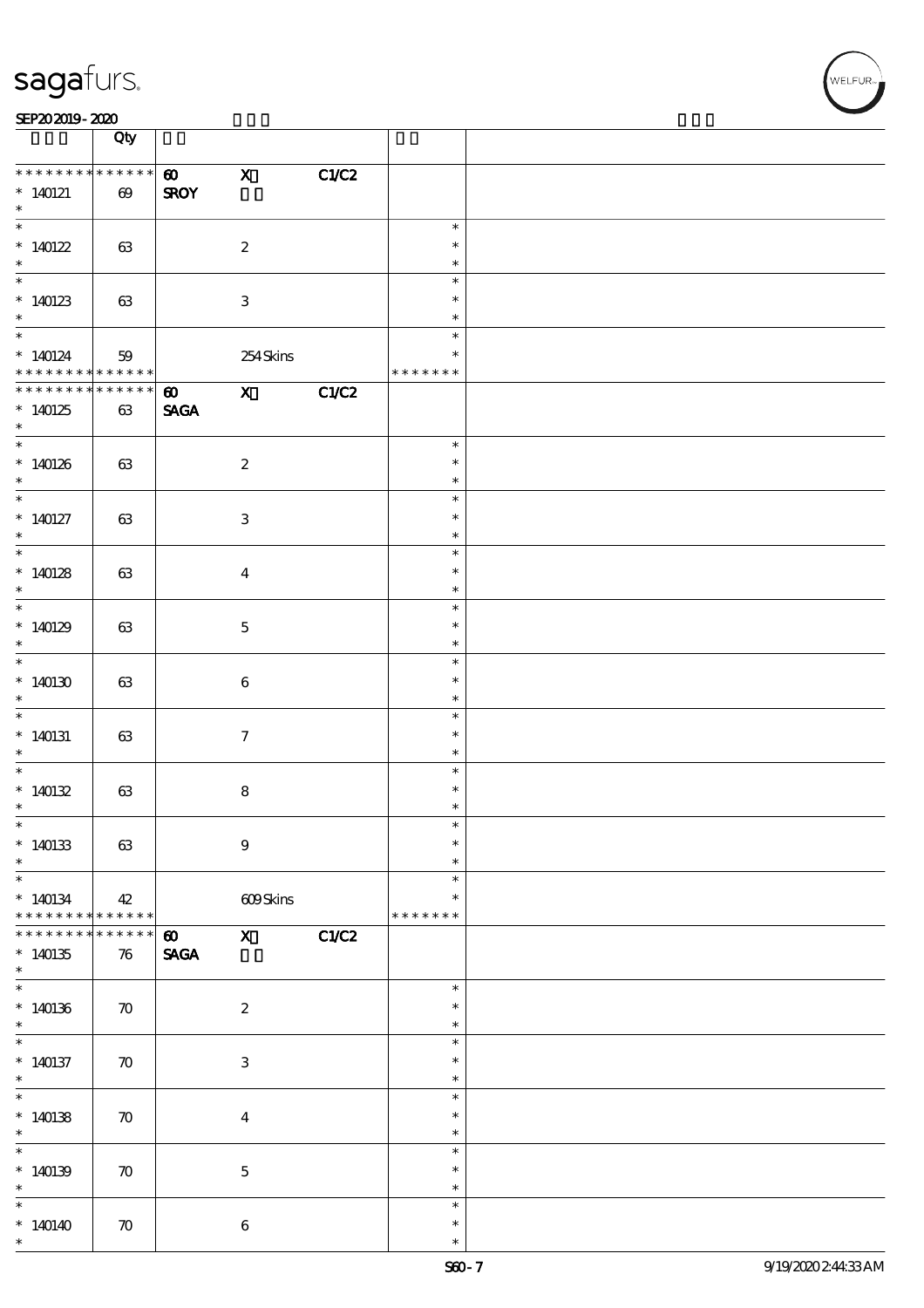| | Qty | | | | | |
|---|---|---|---|---|---|---|
| * * * * * * * * * * * * * * | | 60 | X | C1/C2 | | |
| * 140121 | 69 | SROY | | | | |
| * 140122 | 63 | | 2 | | * | |
| * 140123 | 63 | | 3 | | * | |
| * 140124 | 59 | | 254 Skins | | * * * * * * * | |
| * * * * * * * * * * * * * * | | 60 | X | C1/C2 | | |
| * 140125 | 63 | SAGA | | | | |
| * 140126 | 63 | | 2 | | * | |
| * 140127 | 63 | | 3 | | * | |
| * 140128 | 63 | | 4 | | * | |
| * 140129 | 63 | | 5 | | * | |
| * 140130 | 63 | | 6 | | * | |
| * 140131 | 63 | | 7 | | * | |
| * 140132 | 63 | | 8 | | * | |
| * 140133 | 63 | | 9 | | * | |
| * 140134 | 42 | | 609 Skins | | * * * * * * * | |
| * * * * * * * * * * * * * * | | 60 | X | C1/C2 | | |
| * 140135 | 76 | SAGA | | | | |
| * 140136 | 70 | | 2 | | * | |
| * 140137 | 70 | | 3 | | * | |
| * 140138 | 70 | | 4 | | * | |
| * 140139 | 70 | | 5 | | * | |
| * 140140 | 70 | | 6 | | * | |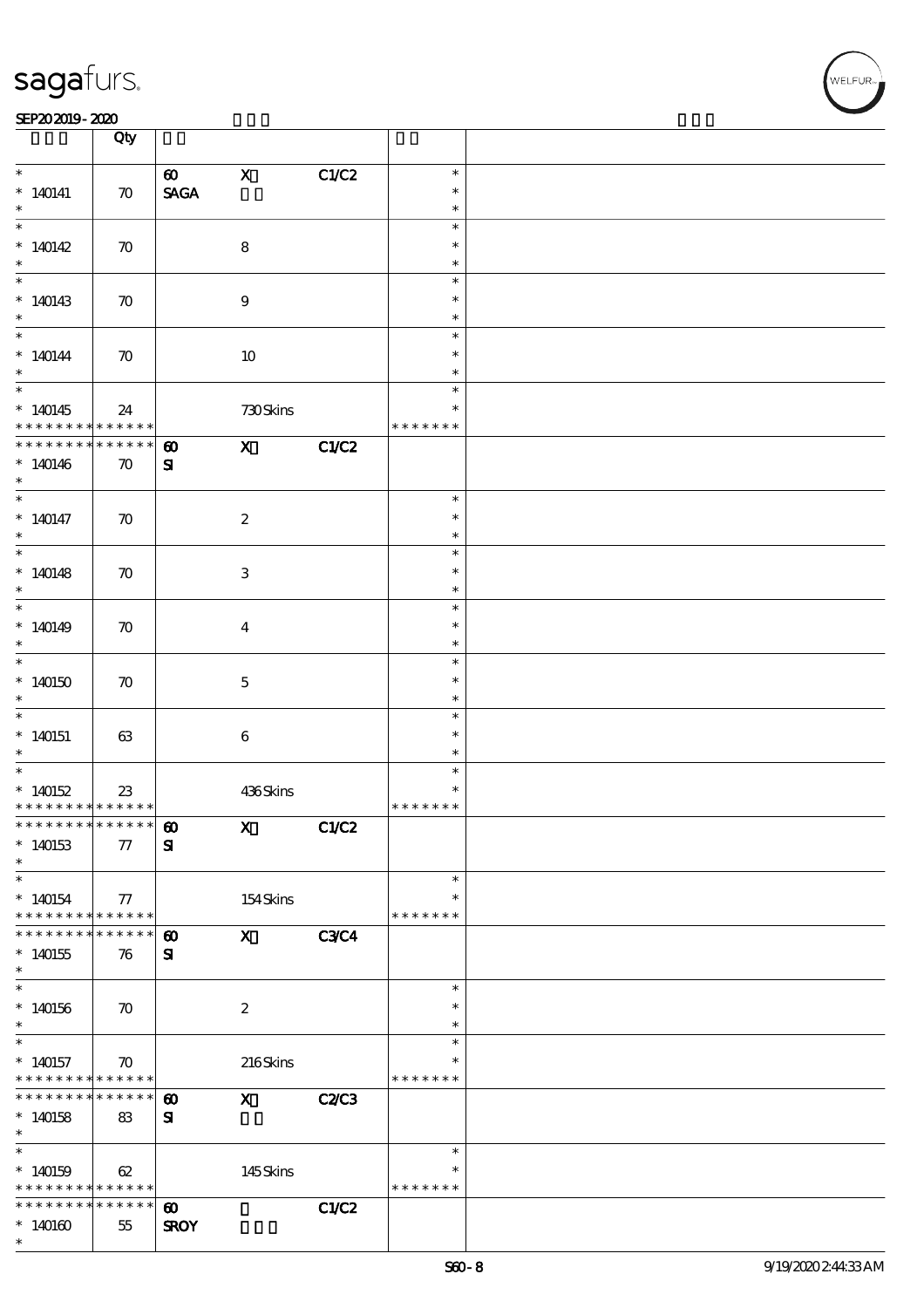| | Qty | | | | | |
|---|---|---|---|---|---|---|
| * 140141 * | 70 | 60 SAGA | X | C1/C2 | * * * | |
| * 140142 * | 70 | | 8 | | * * * | |
| * 140143 * | 70 | | 9 | | * * * | |
| * 140144 * | 70 | | 10 | | * * * | |
| * 140145 * * * * * * * * * * * * * | 24 | | 730 Skins | | * * * * * * * * | |
| * * * * * * * * * * * * * * 140146 * | 70 | 60 SI | X | C1/C2 | | |
| * 140147 * | 70 | | 2 | | * * * | |
| * 140148 * | 70 | | 3 | | * * * | |
| * 140149 * | 70 | | 4 | | * * * | |
| * 140150 * | 70 | | 5 | | * * * | |
| * 140151 * | 63 | | 6 | | * * * | |
| * 140152 * * * * * * * * * * * * * | 23 | | 436 Skins | | * * * * * * * * | |
| * * * * * * * * * * * * * * 140153 * | 77 | 60 SI | X | C1/C2 | | |
| * 140154 * * * * * * * * * * * * * | 77 | | 154 Skins | | * * * * * * * * | |
| * * * * * * * * * * * * * * 140155 * | 76 | 60 SI | X | C3/C4 | | |
| * 140156 * | 70 | | 2 | | * * * | |
| * 140157 * * * * * * * * * * * * * | 70 | | 216 Skins | | * * * * * * * * | |
| * * * * * * * * * * * * * * 140158 * | 83 | 60 SI | X | C2/C3 | | |
| * 140159 * * * * * * * * * * * * * | 62 | | 145 Skins | | * * * * * * * * | |
| * * * * * * * * * * * * * * 140160 * | 55 | 60 SROY | | C1/C2 | | |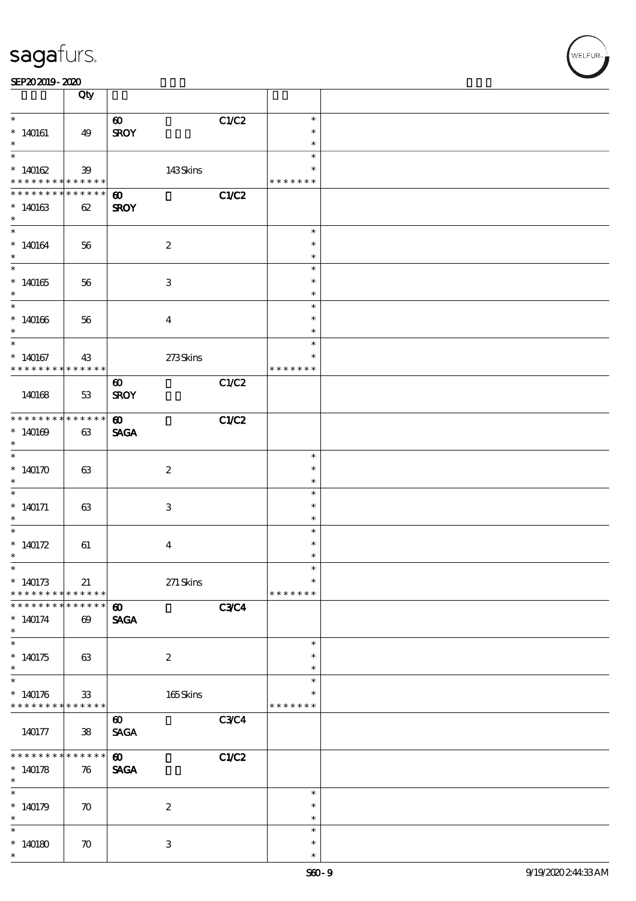| | Qty | | | | |
|---|---|---|---|---|---|
| * 140161 * | 49 | 60 SROY | | C1/C2 | * * * |
| * 140162 * * * * * * * * * * * * * | 39 | | 143 Skins | | * * * * * * * * |
| * * * * * * * * * * * * * * 140163 * | 62 | 60 SROY | | C1/C2 | |
| * 140164 * | 56 | | 2 | | * * * |
| * 140165 * | 56 | | 3 | | * * * |
| * 140166 * | 56 | | 4 | | * * * |
| * 140167 * * * * * * * * * * * * * | 43 | | 273 Skins | | * * * * * * * * |
| 140168 | 53 | 60 SROY | | C1/C2 | |
| * * * * * * * * * * * * * * 140169 * | 63 | 60 SAGA | | C1/C2 | |
| * 140170 * | 63 | | 2 | | * * * |
| * 140171 * | 63 | | 3 | | * * * |
| * 140172 * | 61 | | 4 | | * * * |
| * 140173 * * * * * * * * * * * * * | 21 | | 271 Skins | | * * * * * * * * |
| * * * * * * * * * * * * * * 140174 * | 69 | 60 SAGA | | C3/C4 | |
| * 140175 * | 63 | | 2 | | * * * |
| * 140176 * * * * * * * * * * * * * | 33 | | 165 Skins | | * * * * * * * * |
| 140177 | 38 | 60 SAGA | | C3/C4 | |
| * * * * * * * * * * * * * * 140178 * | 76 | 60 SAGA | | C1/C2 | |
| * 140179 * | 70 | | 2 | | * * * |
| * 140180 * | 70 | | 3 | | * * * |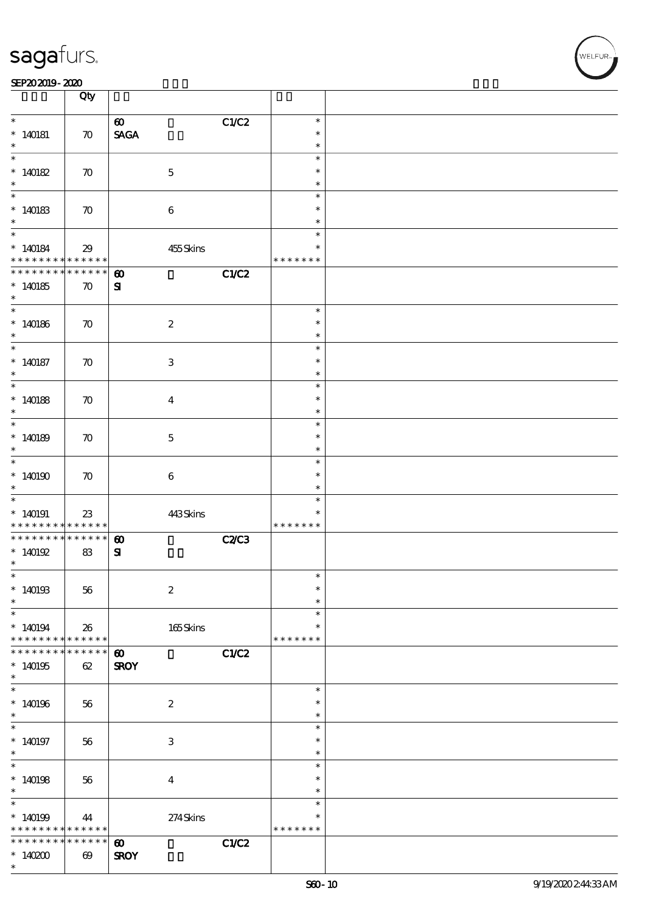| | Qty | | | | | |
|---|---|---|---|---|---|---|
| * 140181 * | 70 | 60 SAGA | | C1/C2 | * * * | |
| * 140182 * | 70 | | 5 | | * * * | |
| * 140183 * | 70 | | 6 | | * * * | |
| * 140184 * * * * * * * * * * * * * * | 29 | | 455 Skins | | * * * * * * * * | |
| * * * * * * * * * * * * * * 140185 * | 70 | 60 SI | | C1/C2 | | |
| * 140186 * | 70 | | 2 | | * * * | |
| * 140187 * | 70 | | 3 | | * * * | |
| * 140188 * | 70 | | 4 | | * * * | |
| * 140189 * | 70 | | 5 | | * * * | |
| * 140190 * | 70 | | 6 | | * * * | |
| * 140191 * * * * * * * * * * * * * * | 23 | | 443 Skins | | * * * * * * * * | |
| * * * * * * * * * * * * * * 140192 * | 83 | 60 SI | | C2/C3 | | |
| * 140193 * | 56 | | 2 | | * * * | |
| * 140194 * * * * * * * * * * * * * * | 26 | | 165 Skins | | * * * * * * * * | |
| * * * * * * * * * * * * * * 140195 * | 62 | 60 SROY | | C1/C2 | | |
| * 140196 * | 56 | | 2 | | * * * | |
| * 140197 * | 56 | | 3 | | * * * | |
| * 140198 * | 56 | | 4 | | * * * | |
| * 140199 * * * * * * * * * * * * * * | 44 | | 274 Skins | | * * * * * * * * | |
| * * * * * * * * * * * * * * 140200 * | 69 | 60 SROY | | C1/C2 | | |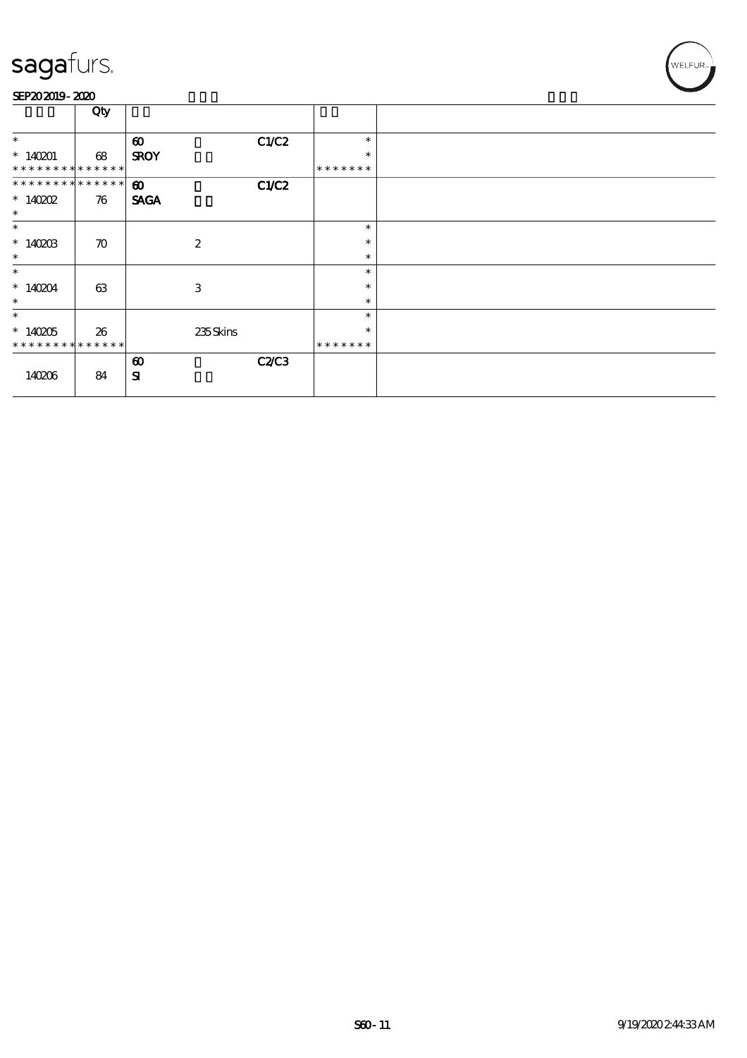sagafurs.

SEP20 2019 - 2020

| | Qty | | | | | |
|---|---|---|---|---|---|---|
| * | | 60 | | C1/C2 | * | |
| * 140201 | 68 | SROY | | | * | |
| * * * * * * * * * * * * * * | | | | | * * * * * * * | |
| * * * * * * * * * * * * * * | | 60 | | C1/C2 | | |
| * 140202 | 76 | SAGA | | | | |
| * | | | | | | |
| * | | | | | * | |
| * 140203 | 70 | | 2 | | * | |
| * | | | | | * | |
| * | | | | | * | |
| * 140204 | 63 | | 3 | | * | |
| * | | | | | * | |
| * | | | | | * | |
| * 140205 | 26 | | 235 Skins | | * | |
| * * * * * * * * * * * * * * | | | | | * * * * * * * | |
| | | 60 | | C2/C3 | | |
| 140206 | 84 | SI | | | | |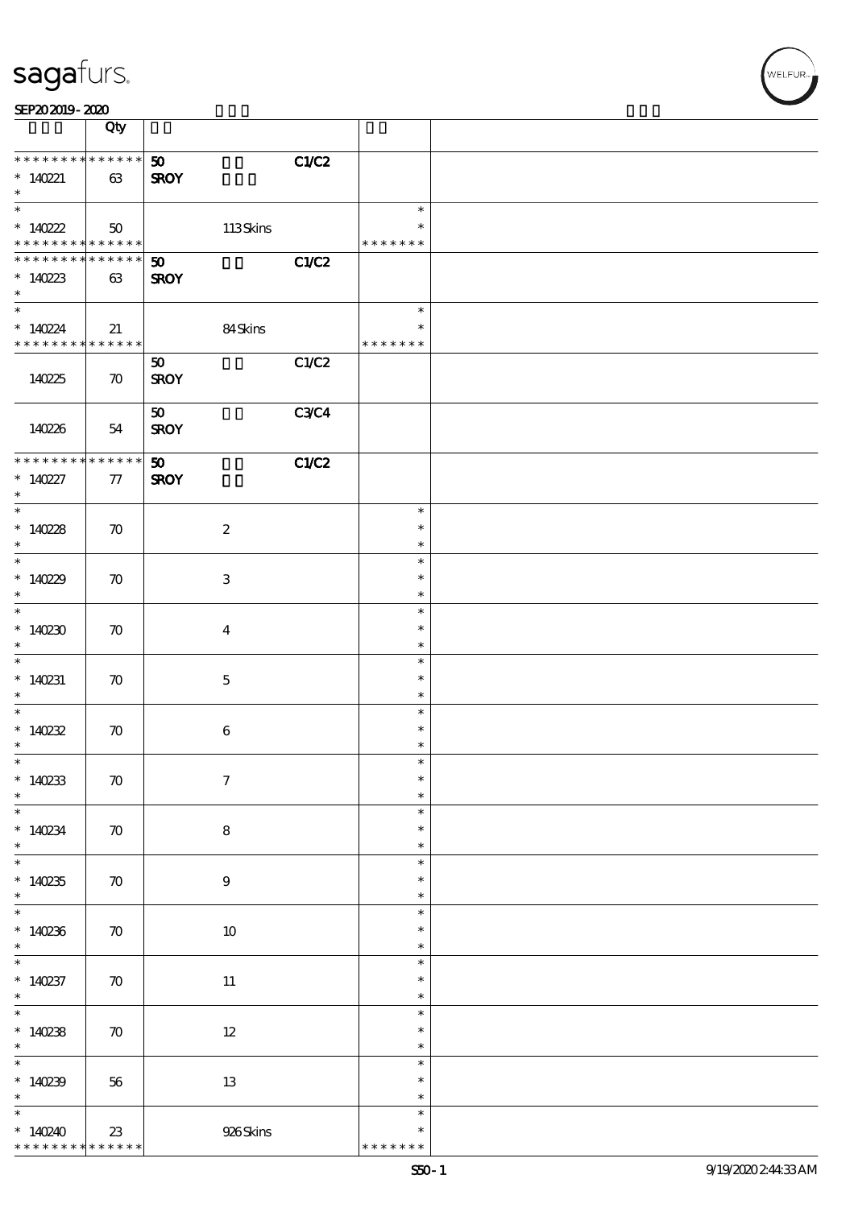| | Qty | | | | |
|---|---|---|---|---|---|
| * * * * * * * * * * * * * * | | 50 | | C1/C2 | | |
| * 140221 | 63 | SROY | | | | |
| * | | | | | | |
| * | | | | | * | |
| * 140222 | 50 | | 113 Skins | | * | |
| * * * * * * * * * * * * * * | | | | | * * * * * * * | |
| * * * * * * * * * * * * * * | | 50 | | C1/C2 | | |
| * 140223 | 63 | SROY | | | | |
| * | | | | | | |
| * | | | | | * | |
| * 140224 | 21 | | 84 Skins | | * | |
| * * * * * * * * * * * * * * | | | | | * * * * * * * | |
| 140225 | 70 | 50 SROY | | C1/C2 | | |
| 140226 | 54 | 50 SROY | | C3/C4 | | |
| * * * * * * * * * * * * * * | | 50 | | C1/C2 | | |
| * 140227 | 77 | SROY | | | | |
| * 140228 | 70 | | 2 | | * | |
| * 140229 | 70 | | 3 | | * | |
| * 140230 | 70 | | 4 | | * | |
| * 140231 | 70 | | 5 | | * | |
| * 140232 | 70 | | 6 | | * | |
| * 140233 | 70 | | 7 | | * | |
| * 140234 | 70 | | 8 | | * | |
| * 140235 | 70 | | 9 | | * | |
| * 140236 | 70 | | 10 | | * | |
| * 140237 | 70 | | 11 | | * | |
| * 140238 | 70 | | 12 | | * | |
| * 140239 | 56 | | 13 | | * | |
| * 140240 | 23 | | 926 Skins | | * | |
| * * * * * * * * * * * * * * | | | | | * * * * * * * | |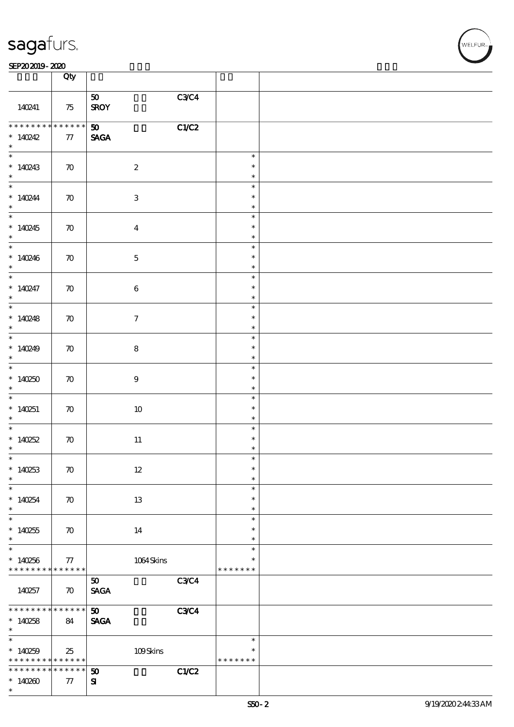| | Qty | | | |
|---|---|---|---|---|
| 140241 | 75 | 50 SROY | C3/C4 | |
| * * * * * * * * * * * * * * 140242 * | 77 | 50 SAGA | C1/C2 | |
| * * 140243 * | 70 | 2 | | * * * |
| * * 140244 * | 70 | 3 | | * * * |
| * * 140245 * | 70 | 4 | | * * * |
| * * 140246 * | 70 | 5 | | * * * |
| * * 140247 * | 70 | 6 | | * * * |
| * * 140248 * | 70 | 7 | | * * * |
| * * 140249 * | 70 | 8 | | * * * |
| * * 140250 * | 70 | 9 | | * * * |
| * * 140251 * | 70 | 10 | | * * * |
| * * 140252 * | 70 | 11 | | * * * |
| * * 140253 * | 70 | 12 | | * * * |
| * * 140254 * | 70 | 13 | | * * * |
| * * 140255 * | 70 | 14 | | * * * |
| * * 140256 * * * * * * * * * * * * * | 77 | 1064 Skins | | * * * * * * * * |
| 140257 | 70 | 50 SAGA | C3/C4 | |
| * * * * * * * * * * * * * * 140258 * | 84 | 50 SAGA | C3/C4 | |
| * * 140259 * * * * * * * * * * * * * | 25 | 109 Skins | | * * * * * * * * |
| * * * * * * * * * * * * * * 140260 * | 77 | 50 SI | C1/C2 | |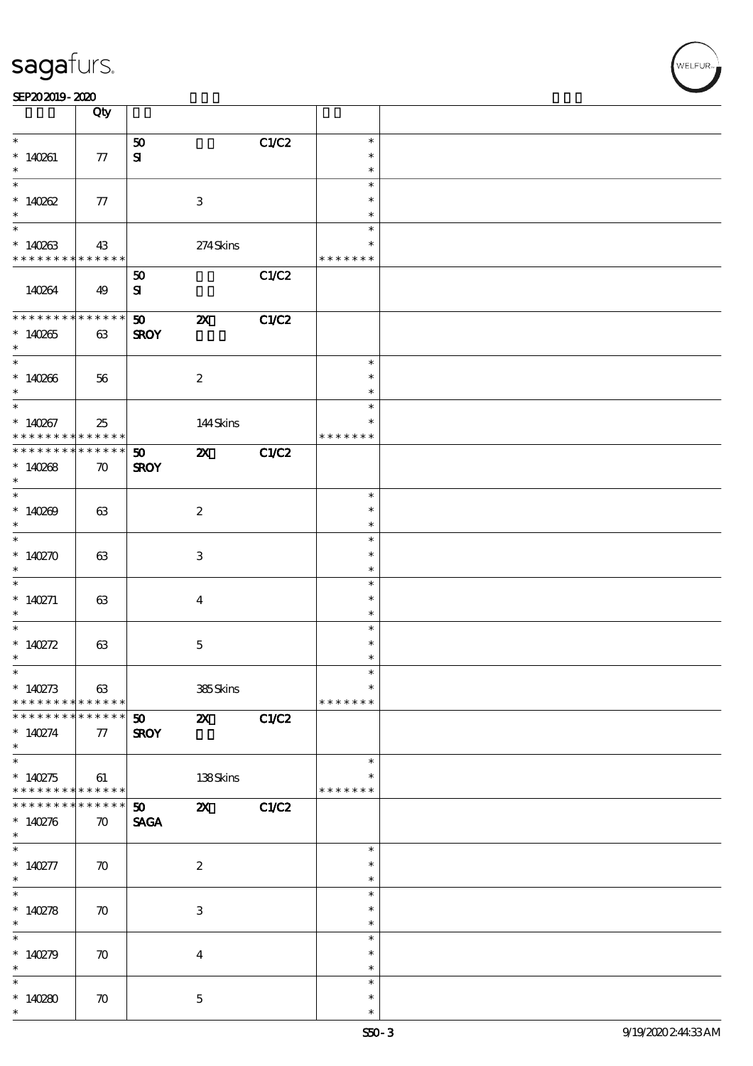| | Qty | | | | | |
|---|---|---|---|---|---|---|
| * <br> * 140261 <br> * | 77 | 50 <br> SI | | C1/C2 | * <br> * <br> * | |
| * <br> * 140262 <br> * | 77 | | 3 | | * <br> * <br> * | |
| * <br> * 140263 <br> * * * * * * * * * * * * * * | 43 | | 274 Skins | | * <br> * <br> * * * * * * * | |
| 140264 | 49 | 50 <br> SI | | C1/C2 | | |
| * * * * * * * * * * * * * * <br> * 140265 <br> * | 63 | 50 <br> SROY | 2X | C1/C2 | | |
| * <br> * 140266 <br> * | 56 | | 2 | | * <br> * <br> * | |
| * <br> * 140267 <br> * * * * * * * * * * * * * * | 25 | | 144 Skins | | * <br> * <br> * * * * * * * | |
| * * * * * * * * * * * * * * <br> * 140268 <br> * | 70 | 50 <br> SROY | 2X | C1/C2 | | |
| * <br> * 140269 <br> * | 63 | | 2 | | * <br> * <br> * | |
| * <br> * 140270 <br> * | 63 | | 3 | | * <br> * <br> * | |
| * <br> * 140271 <br> * | 63 | | 4 | | * <br> * <br> * | |
| * <br> * 140272 <br> * | 63 | | 5 | | * <br> * <br> * | |
| * <br> * 140273 <br> * * * * * * * * * * * * * * | 63 | | 385 Skins | | * <br> * <br> * * * * * * * | |
| * * * * * * * * * * * * * * <br> * 140274 <br> * | 77 | 50 <br> SROY | 2X | C1/C2 | | |
| * <br> * 140275 <br> * * * * * * * * * * * * * * | 61 | | 138 Skins | | * <br> * <br> * * * * * * * | |
| * * * * * * * * * * * * * * <br> * 140276 <br> * | 70 | 50 <br> SAGA | 2X | C1/C2 | | |
| * <br> * 140277 <br> * | 70 | | 2 | | * <br> * <br> * | |
| * <br> * 140278 <br> * | 70 | | 3 | | * <br> * <br> * | |
| * <br> * 140279 <br> * | 70 | | 4 | | * <br> * <br> * | |
| * <br> * 140280 <br> * | 70 | | 5 | | * <br> * <br> * | |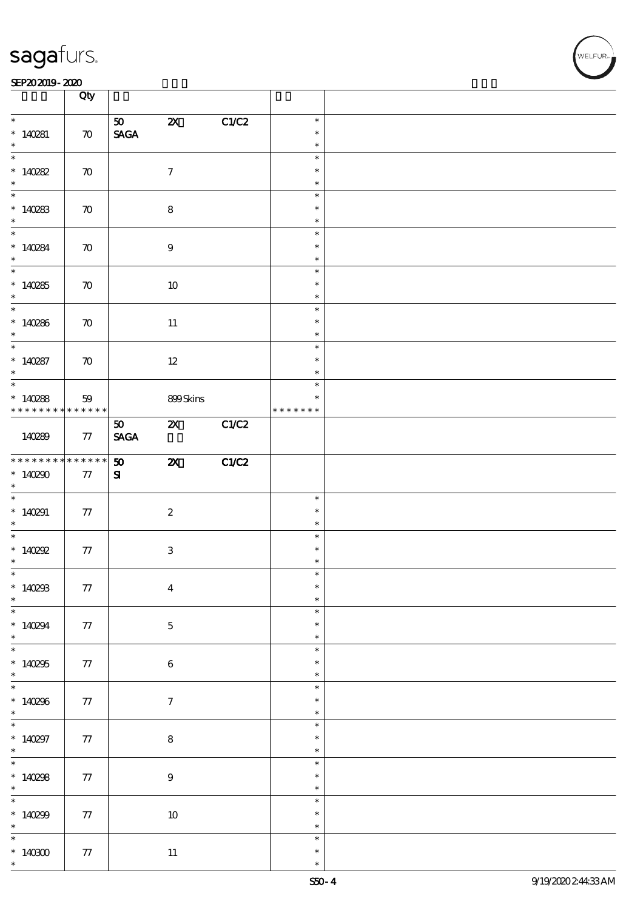| | Qty | | | | | |
|---|---|---|---|---|---|---|
| * <br> * 140281 <br> * | 70 | 50 <br> SAGA | 2X | C1/C2 | * <br> * <br> * | |
| * <br> * 140282 <br> * | 70 | | 7 | | * <br> * <br> * | |
| * <br> * 140283 <br> * | 70 | | 8 | | * <br> * <br> * | |
| * <br> * 140284 <br> * | 70 | | 9 | | * <br> * <br> * | |
| * <br> * 140285 <br> * | 70 | | 10 | | * <br> * <br> * | |
| * <br> * 140286 <br> * | 70 | | 11 | | * <br> * <br> * | |
| * <br> * 140287 <br> * | 70 | | 12 | | * <br> * <br> * | |
| * <br> * 140288 <br> * * * * * * * * * * * * * | 59 | | 899 Skins | | * <br> * <br> * * * * * * * | |
| 140289 | 77 | 50 <br> SAGA | 2X | C1/C2 | | |
| * * * * * * * * * * * * * <br> * 140290 <br> * | 77 | 50 <br> SI | 2X | C1/C2 | | |
| * <br> * 140291 <br> * | 77 | | 2 | | * <br> * <br> * | |
| * <br> * 140292 <br> * | 77 | | 3 | | * <br> * <br> * | |
| * <br> * 140293 <br> * | 77 | | 4 | | * <br> * <br> * | |
| * <br> * 140294 <br> * | 77 | | 5 | | * <br> * <br> * | |
| * <br> * 140295 <br> * | 77 | | 6 | | * <br> * <br> * | |
| * <br> * 140296 <br> * | 77 | | 7 | | * <br> * <br> * | |
| * <br> * 140297 <br> * | 77 | | 8 | | * <br> * <br> * | |
| * <br> * 140298 <br> * | 77 | | 9 | | * <br> * <br> * | |
| * <br> * 140299 <br> * | 77 | | 10 | | * <br> * <br> * | |
| * <br> * 140300 <br> * | 77 | | 11 | | * <br> * <br> * | |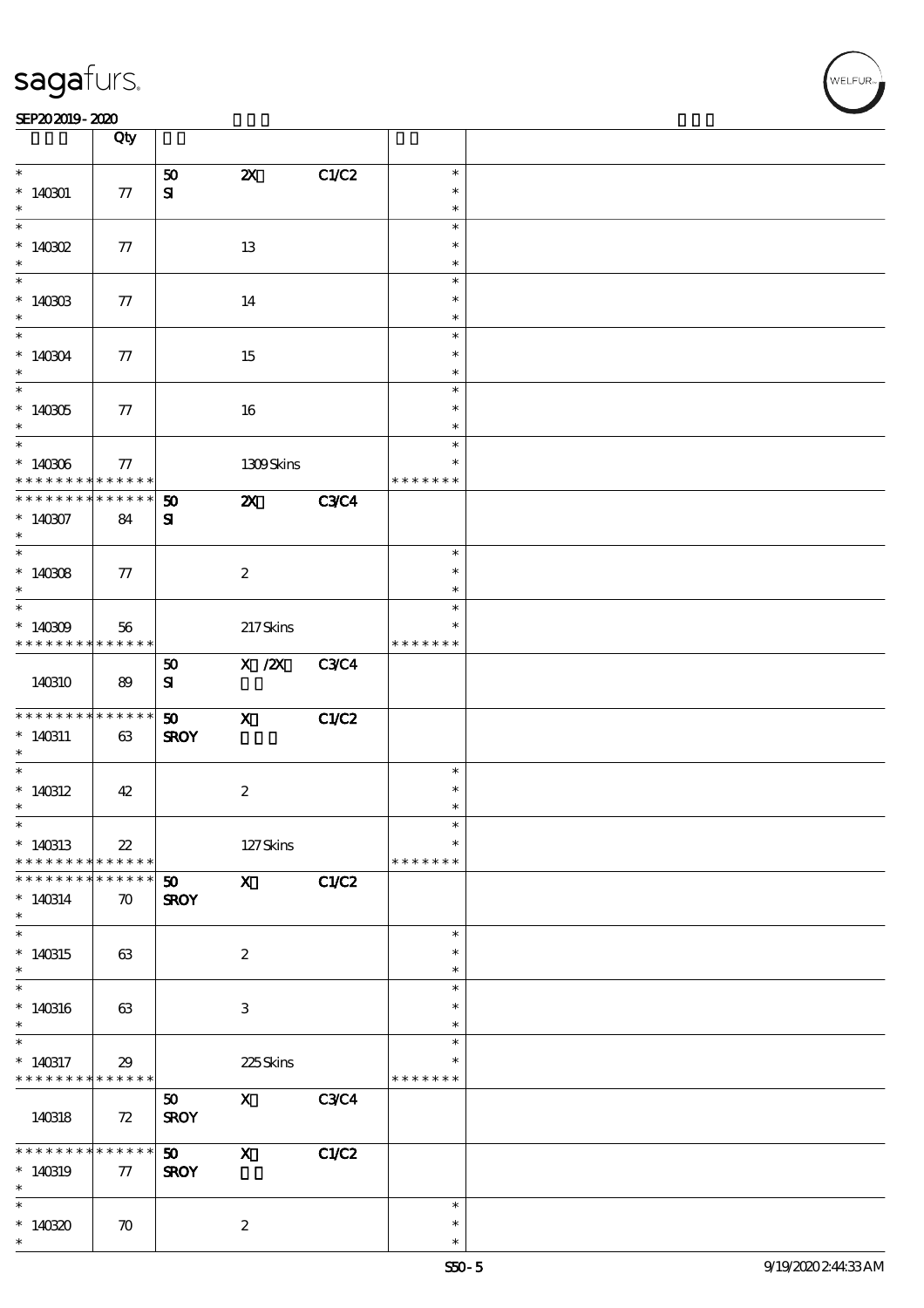| | Qty | | | | | |
|---|---|---|---|---|---|---|
| * 140301 * | 77 | 50 SI | 2X | C1/C2 | * * * | |
| * 140302 * | 77 | | 13 | | * * * | |
| * 140303 * | 77 | | 14 | | * * * | |
| * 140304 * | 77 | | 15 | | * * * | |
| * 140305 * | 77 | | 16 | | * * * | |
| * 140306 * * * * * * * * * * * * * | 77 | | 1309 Skins | | * * * * * * * * * | |
| * * * * * * * * * * * * * * 140307 * | 84 | 50 SI | 2X | C3/C4 | | |
| * 140308 * | 77 | | 2 | | * * * | |
| * 140309 * * * * * * * * * * * * * | 56 | | 217 Skins | | * * * * * * * * * | |
| 140310 | 89 | 50 SI | X /2X | C3/C4 | | |
| * * * * * * * * * * * * * * 140311 * | 63 | 50 SROY | X | C1/C2 | | |
| * 140312 * | 42 | | 2 | | * * * | |
| * 140313 * * * * * * * * * * * * * | 22 | | 127 Skins | | * * * * * * * * * | |
| * * * * * * * * * * * * * * 140314 * | 70 | 50 SROY | X | C1/C2 | | |
| * 140315 * | 63 | | 2 | | * * * | |
| * 140316 * | 63 | | 3 | | * * * | |
| * 140317 * * * * * * * * * * * * * | 29 | | 225 Skins | | * * * * * * * * * | |
| 140318 | 72 | 50 SROY | X | C3/C4 | | |
| * * * * * * * * * * * * * * 140319 * | 77 | 50 SROY | X | C1/C2 | | |
| * 140320 * | 70 | | 2 | | * * * | |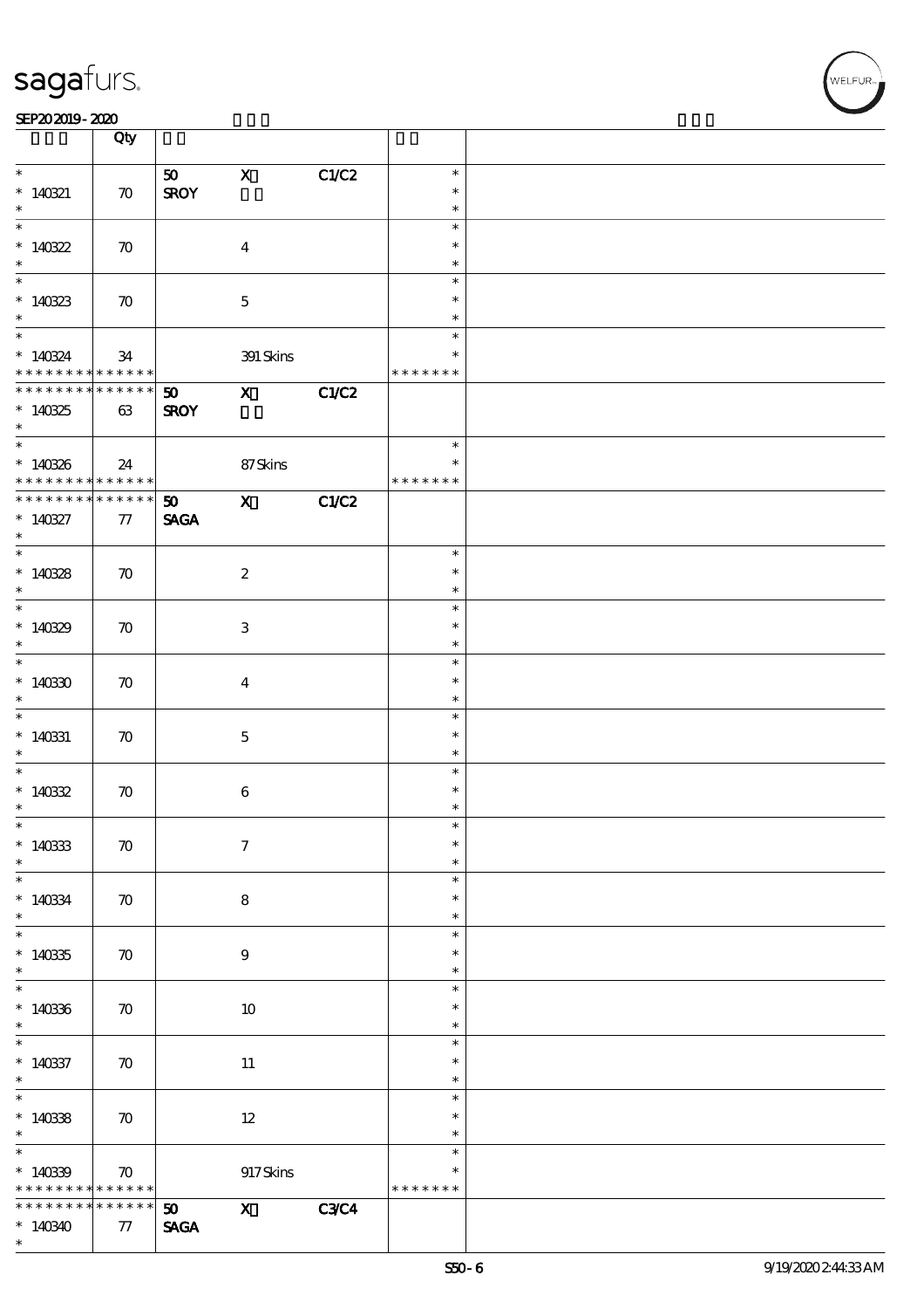| | Qty | | | | | |
|---|---|---|---|---|---|---|
| * 140321 * | 70 | 50 SROY | X | C1/C2 | * * * | |
| * 140322 * | 70 | | 4 | | * * * | |
| * 140323 * | 70 | | 5 | | * * * | |
| * 140324 * * * * * * * * * * * * * | 34 | | 391 Skins | | * * * * * * * * | |
| * * * * * * * * * * * * * * 140325 * | 63 | 50 SROY | X | C1/C2 | | |
| * 140326 * * * * * * * * * * * * * | 24 | | 87 Skins | | * * * * * * * * | |
| * * * * * * * * * * * * * * 140327 * | 77 | 50 SAGA | X | C1/C2 | | |
| * 140328 * | 70 | | 2 | | * * * | |
| * 140329 * | 70 | | 3 | | * * * | |
| * 140330 * | 70 | | 4 | | * * * | |
| * 140331 * | 70 | | 5 | | * * * | |
| * 140332 * | 70 | | 6 | | * * * | |
| * 140333 * | 70 | | 7 | | * * * | |
| * 140334 * | 70 | | 8 | | * * * | |
| * 140335 * | 70 | | 9 | | * * * | |
| * 140336 * | 70 | | 10 | | * * * | |
| * 140337 * | 70 | | 11 | | * * * | |
| * 140338 * | 70 | | 12 | | * * * | |
| * 140339 * * * * * * * * * * * * * | 70 | | 917 Skins | | * * * * * * * * | |
| * * * * * * * * * * * * * * 140340 * | 77 | 50 SAGA | X | C3/C4 | | |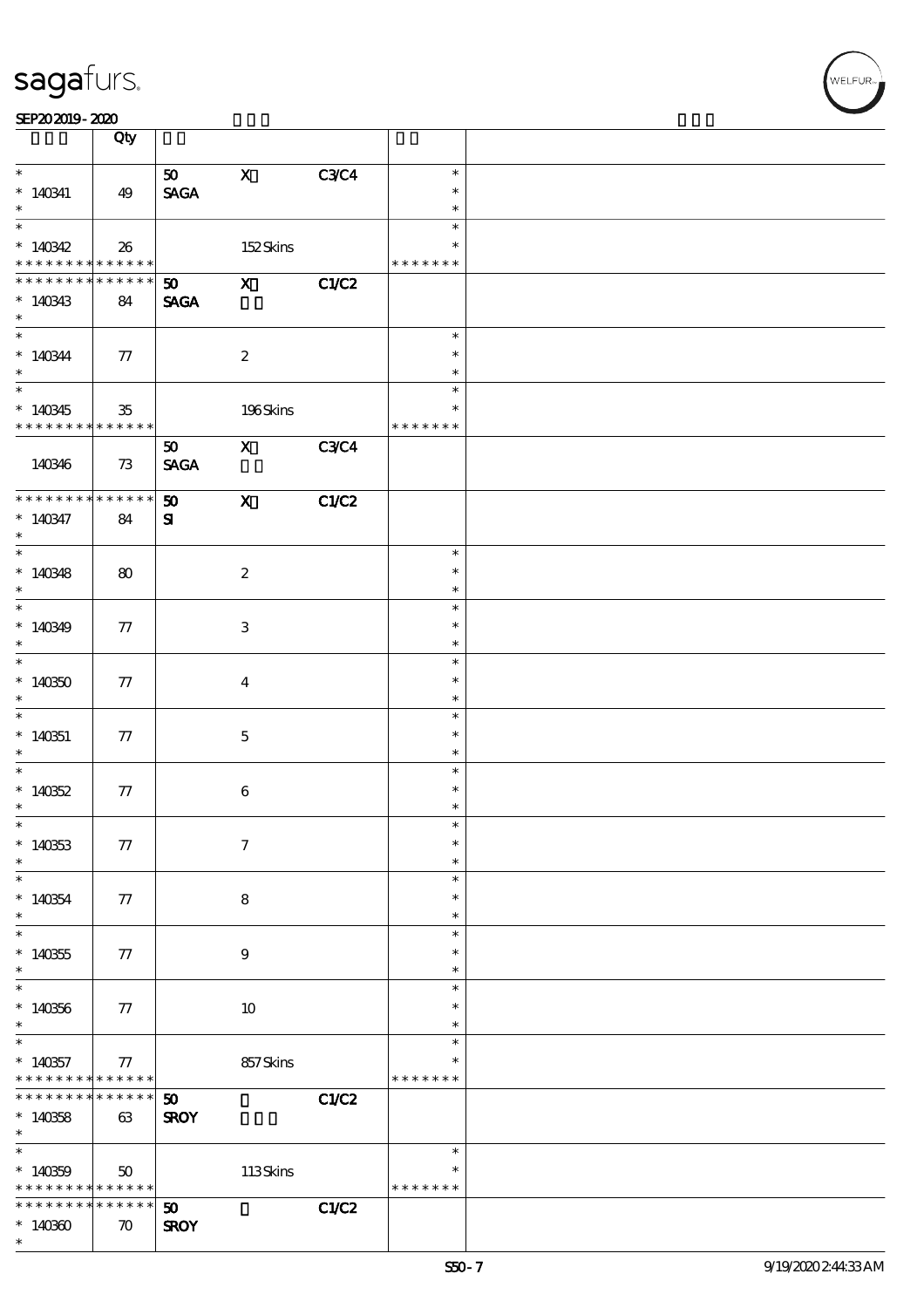| | Qty | | | | | |
|---|---|---|---|---|---|---|
| * <br> * 140341 <br> * | 49 | 50 <br> SAGA | X | C3/C4 | * <br> * <br> * | |
| * <br> * 140342 <br> * * * * * * * * * * * * * * | 26 | | 152 Skins | | * <br> * <br> * * * * * * * | |
| * * * * * * * * * * * * * * <br> * 140343 <br> * | 84 | 50 <br> SAGA | X | C1/C2 | | |
| * <br> * 140344 <br> * | 77 | | 2 | | * <br> * <br> * | |
| * <br> * 140345 <br> * * * * * * * * * * * * * * | 35 | | 196 Skins | | * <br> * <br> * * * * * * * | |
| 140346 | 73 | 50 <br> SAGA | X | C3/C4 | | |
| * * * * * * * * * * * * * * <br> * 140347 <br> * | 84 | 50 <br> SI | X | C1/C2 | | |
| * <br> * 140348 <br> * | 80 | | 2 | | * <br> * <br> * | |
| * <br> * 140349 <br> * | 77 | | 3 | | * <br> * <br> * | |
| * <br> * 140350 <br> * | 77 | | 4 | | * <br> * <br> * | |
| * <br> * 140351 <br> * | 77 | | 5 | | * <br> * <br> * | |
| * <br> * 140352 <br> * | 77 | | 6 | | * <br> * <br> * | |
| * <br> * 140353 <br> * | 77 | | 7 | | * <br> * <br> * | |
| * <br> * 140354 <br> * | 77 | | 8 | | * <br> * <br> * | |
| * <br> * 140355 <br> * | 77 | | 9 | | * <br> * <br> * | |
| * <br> * 140356 <br> * | 77 | | 10 | | * <br> * <br> * | |
| * <br> * 140357 <br> * * * * * * * * * * * * * * | 77 | | 857 Skins | | * <br> * <br> * * * * * * * | |
| * * * * * * * * * * * * * * <br> * 140358 <br> * | 63 | 50 <br> SROY | | C1/C2 | | |
| * <br> * 140359 <br> * * * * * * * * * * * * * * | 50 | | 113 Skins | | * <br> * <br> * * * * * * * | |
| * * * * * * * * * * * * * * <br> * 140360 <br> * | 70 | 50 <br> SROY | | C1/C2 | | |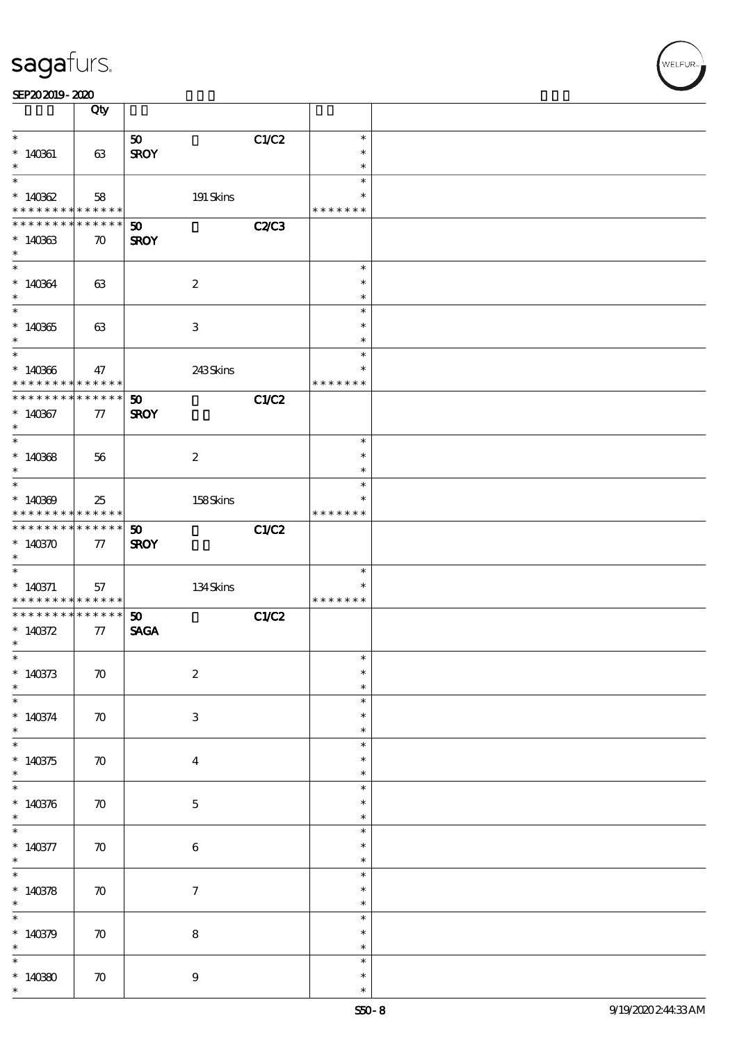| | Qty | | | | | |
|---|---|---|---|---|---|---|
| * | | 50 | | C1/C2 | * | |
| * 140361 | 63 | SROY | | | * | |
| * | | | | | * | |
| * | | | | | * | |
| * 140362 | 58 | | 191 Skins | | * | |
| * * * * * * * * * * * * * * | | | | | * * * * * * * | |
| * * * * * * * * * * * * * * | | 50 | | C2/C3 | | |
| * 140363 | 70 | SROY | | | | |
| * | | | | | | |
| * | | | | | * | |
| * 140364 | 63 | | 2 | | * | |
| * | | | | | * | |
| * | | | | | * | |
| * 140365 | 63 | | 3 | | * | |
| * | | | | | * | |
| * | | | | | * | |
| * 140366 | 47 | | 243 Skins | | * | |
| * * * * * * * * * * * * * * | | | | | * * * * * * * | |
| * * * * * * * * * * * * * * | | 50 | | C1/C2 | | |
| * 140367 | 77 | SROY | | | | |
| * | | | | | | |
| * | | | | | * | |
| * 140368 | 56 | | 2 | | * | |
| * | | | | | * | |
| * | | | | | * | |
| * 140369 | 25 | | 158 Skins | | * | |
| * * * * * * * * * * * * * * | | | | | * * * * * * * | |
| * * * * * * * * * * * * * * | | 50 | | C1/C2 | | |
| * 140370 | 77 | SROY | | | | |
| * | | | | | | |
| * | | | | | * | |
| * 140371 | 57 | | 134 Skins | | * | |
| * * * * * * * * * * * * * * | | | | | * * * * * * * | |
| * * * * * * * * * * * * * * | | 50 | | C1/C2 | | |
| * 140372 | 77 | SAGA | | | | |
| * | | | | | | |
| * | | | | | * | |
| * 140373 | 70 | | 2 | | * | |
| * | | | | | * | |
| * | | | | | * | |
| * 140374 | 70 | | 3 | | * | |
| * | | | | | * | |
| * | | | | | * | |
| * 140375 | 70 | | 4 | | * | |
| * | | | | | * | |
| * | | | | | * | |
| * 140376 | 70 | | 5 | | * | |
| * | | | | | * | |
| * | | | | | * | |
| * 140377 | 70 | | 6 | | * | |
| * | | | | | * | |
| * | | | | | * | |
| * 140378 | 70 | | 7 | | * | |
| * | | | | | * | |
| * | | | | | * | |
| * 140379 | 70 | | 8 | | * | |
| * | | | | | * | |
| * | | | | | * | |
| * 140380 | 70 | | 9 | | * | |
| * | | | | | * | |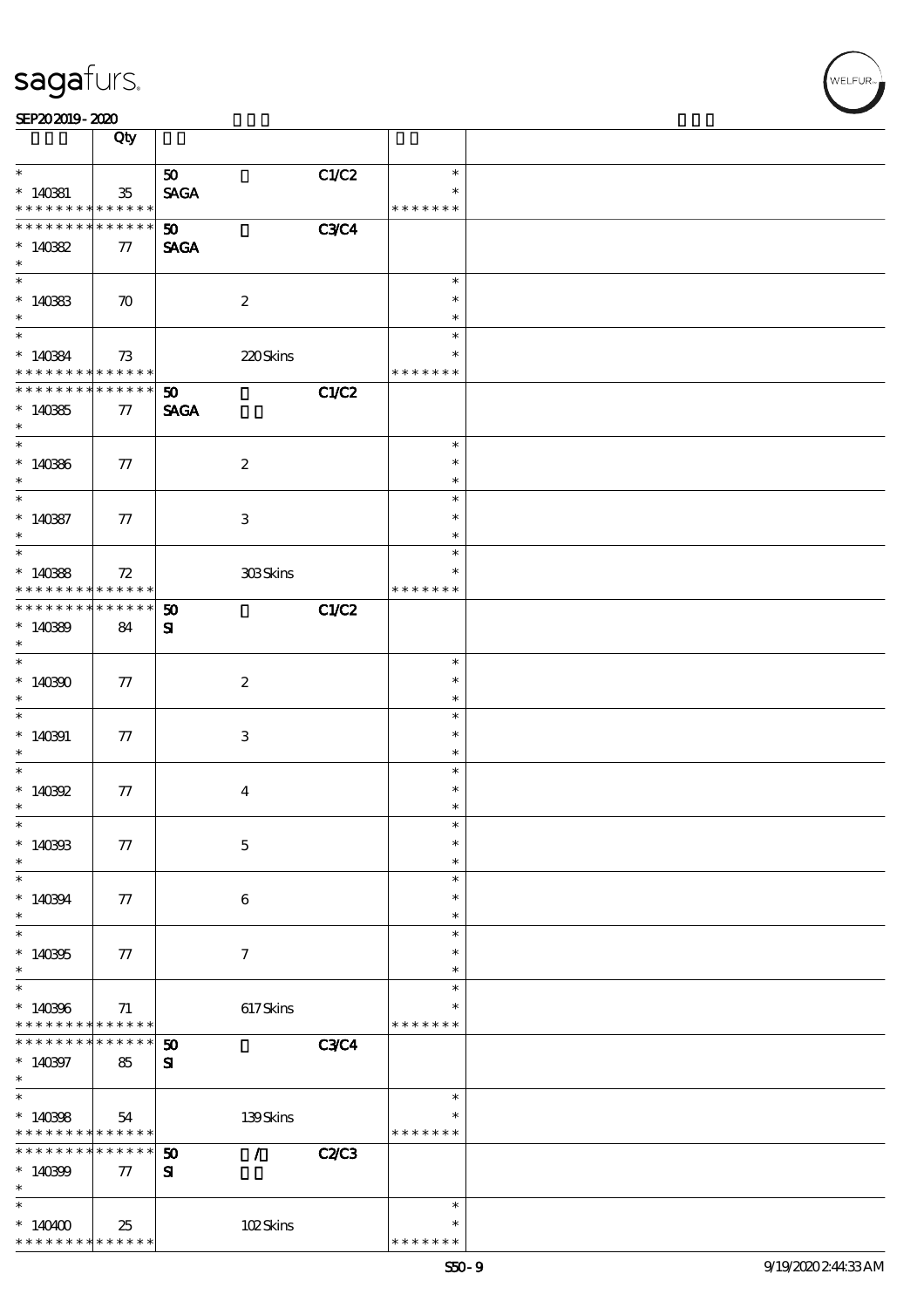| | Qty | | | | | |
|---|---|---|---|---|---|---|
| * 140381 | 35 | 50 SAGA | | C1/C2 | * * * * * * * | |
| * 140382 | 77 | 50 SAGA | | C3/C4 | | |
| * 140383 | 70 | | 2 | | * | |
| * 140384 | 73 | | 220 Skins | | * * * * * * * | |
| * 140385 | 77 | 50 SAGA | | C1/C2 | | |
| * 140386 | 77 | | 2 | | * | |
| * 140387 | 77 | | 3 | | * | |
| * 140388 | 72 | | 303 Skins | | * * * * * * * | |
| * 140389 | 84 | 50 SI | | C1/C2 | | |
| * 140390 | 77 | | 2 | | * | |
| * 140391 | 77 | | 3 | | * | |
| * 140392 | 77 | | 4 | | * | |
| * 140393 | 77 | | 5 | | * | |
| * 140394 | 77 | | 6 | | * | |
| * 140395 | 77 | | 7 | | * | |
| * 140396 | 71 | | 617 Skins | | * * * * * * * | |
| * 140397 | 85 | 50 SI | | C3/C4 | | |
| * 140398 | 54 | | 139 Skins | | * * * * * * * | |
| * 140399 | 77 | 50 SI | / | C2/C3 | | |
| * 140400 | 25 | | 102 Skins | | * * * * * * * | |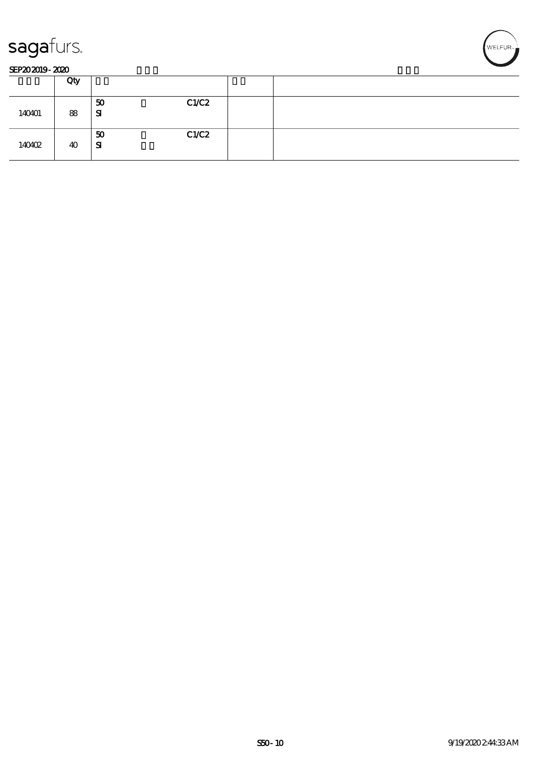| | Qty | | | | |
|---|---|---|---|---|---|
| 140401 | 88 | 50<br>SI | | C1/C2 | | |
| 140402 | 40 | 50<br>SI | | C1/C2 | | |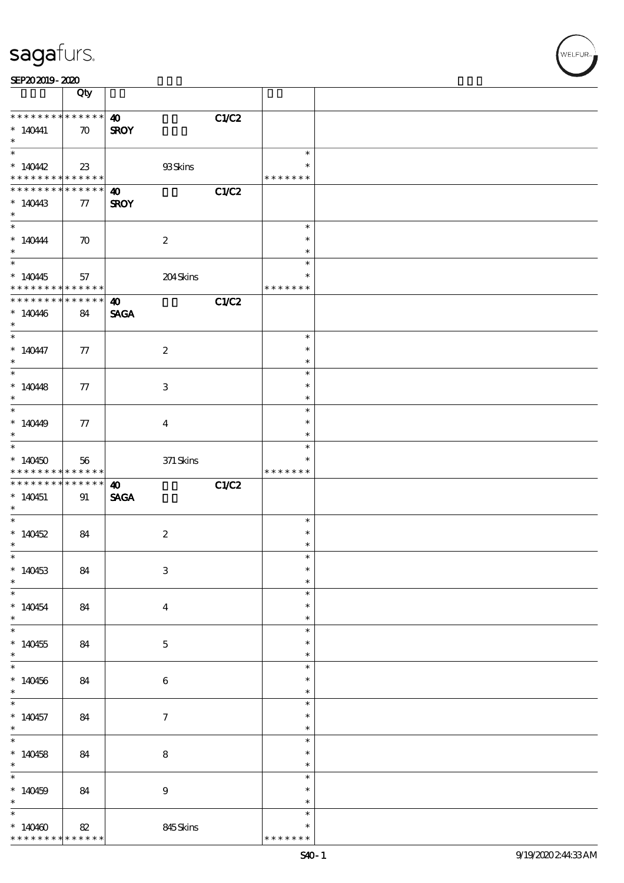| | Qty | | | | |
|---|---|---|---|---|---|
| * * * * * * * * * * * * * * | | **40** | | **C1/C2** | |
| * 140441 | 70 | **SROY** | | | |
| * | | | | | |
| * 140442 | 23 | | 93 Skins | | * * * * * * * |
| * * * * * * * * * * * * * * | | **40** | | **C1/C2** | |
| * 140443 | 77 | **SROY** | | | |
| * 140444 | 70 | | 2 | | * |
| * 140445 | 57 | | 204 Skins | | * * * * * * * |
| * * * * * * * * * * * * * * | | **40** | | **C1/C2** | |
| * 140446 | 84 | **SAGA** | | | |
| * 140447 | 77 | | 2 | | * |
| * 140448 | 77 | | 3 | | * |
| * 140449 | 77 | | 4 | | * |
| * 140450 | 56 | | 371 Skins | | * * * * * * * |
| * * * * * * * * * * * * * * | | **40** | | **C1/C2** | |
| * 140451 | 91 | **SAGA** | | | |
| * 140452 | 84 | | 2 | | * |
| * 140453 | 84 | | 3 | | * |
| * 140454 | 84 | | 4 | | * |
| * 140455 | 84 | | 5 | | * |
| * 140456 | 84 | | 6 | | * |
| * 140457 | 84 | | 7 | | * |
| * 140458 | 84 | | 8 | | * |
| * 140459 | 84 | | 9 | | * |
| * 140460 | 82 | | 845 Skins | | * * * * * * * |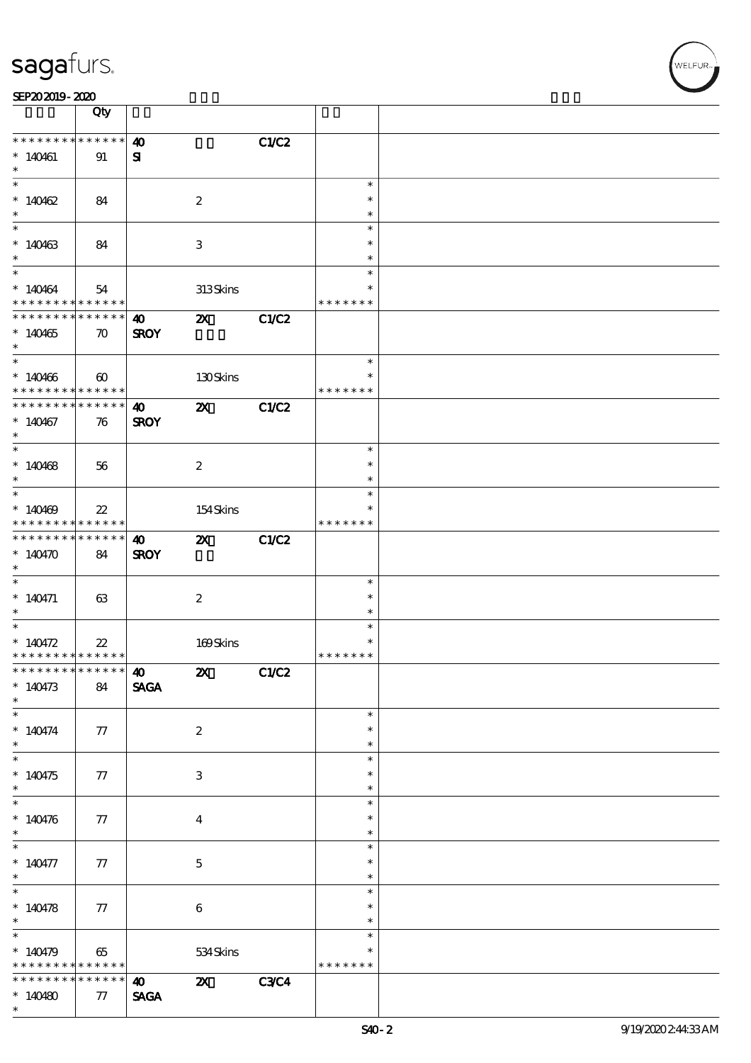| | Qty | | | | | |
|---|---|---|---|---|---|---|
| * * * * * * * * * * * * * * | | **40** | | **C1/C2** | | |
| * 140461 | 91 | **SI** | | | | |
| * | | | | | | |
| * 140462 | 84 | | 2 | | * * * | |
| * 140463 | 84 | | 3 | | * * * | |
| * 140464 | 54 | | 313 Skins | | * * * * * * * * | |
| * * * * * * * * * * * * * * | | **40** | **2X** | **C1/C2** | | |
| * 140465 | 70 | **SROY** | | | | |
| * 140466 | 60 | | 130 Skins | | * * * * * * * * | |
| * * * * * * * * * * * * * * | | **40** | **2X** | **C1/C2** | | |
| * 140467 | 76 | **SROY** | | | | |
| * 140468 | 56 | | 2 | | * * * | |
| * 140469 | 22 | | 154 Skins | | * * * * * * * * | |
| * * * * * * * * * * * * * * | | **40** | **2X** | **C1/C2** | | |
| * 140470 | 84 | **SROY** | | | | |
| * 140471 | 63 | | 2 | | * * * | |
| * 140472 | 22 | | 169 Skins | | * * * * * * * * | |
| * * * * * * * * * * * * * * | | **40** | **2X** | **C1/C2** | | |
| * 140473 | 84 | **SAGA** | | | | |
| * 140474 | 77 | | 2 | | * * * | |
| * 140475 | 77 | | 3 | | * * * | |
| * 140476 | 77 | | 4 | | * * * | |
| * 140477 | 77 | | 5 | | * * * | |
| * 140478 | 77 | | 6 | | * * * | |
| * 140479 | 65 | | 534 Skins | | * * * * * * * * | |
| * * * * * * * * * * * * * * | | **40** | **2X** | **C3/C4** | | |
| * 140480 | 77 | **SAGA** | | | | |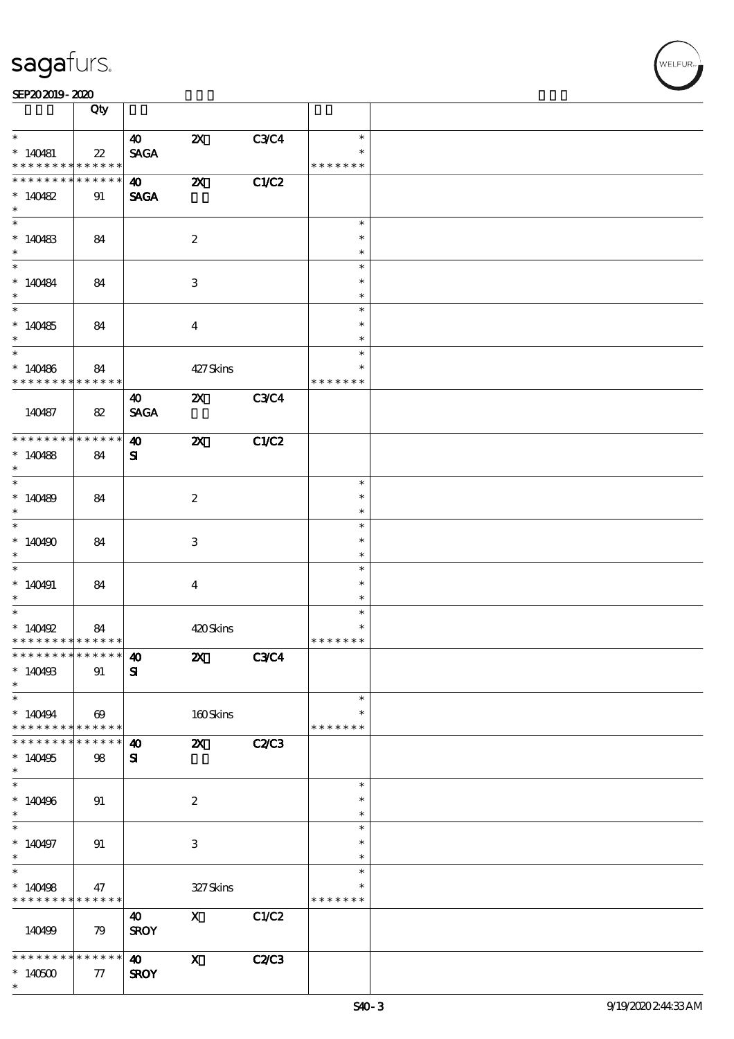| | Qty | | | | | |
|---|---|---|---|---|---|---|
| * <br> * 140481 <br> * * * * * * * * * * * * * * | 22 | 40 <br> SAGA | 2X | C3/C4 | * <br> * <br> * * * * * * * | |
| * * * * * * * * * * * * * * <br> * 140482 <br> * | 91 | 40 <br> SAGA | 2X | C1/C2 | | |
| * <br> * 140483 <br> * | 84 | | 2 | | * <br> * <br> * | |
| * <br> * 140484 <br> * | 84 | | 3 | | * <br> * <br> * | |
| * <br> * 140485 <br> * | 84 | | 4 | | * <br> * <br> * | |
| * <br> * 140486 <br> * * * * * * * * * * * * * * | 84 | | 427 Skins | | * <br> * <br> * * * * * * * | |
| 140487 | 82 | 40 <br> SAGA | 2X | C3/C4 | | |
| * * * * * * * * * * * * * * <br> * 140488 <br> * | 84 | 40 <br> SI | 2X | C1/C2 | | |
| * <br> * 140489 <br> * | 84 | | 2 | | * <br> * <br> * | |
| * <br> * 140490 <br> * | 84 | | 3 | | * <br> * <br> * | |
| * <br> * 140491 <br> * | 84 | | 4 | | * <br> * <br> * | |
| * <br> * 140492 <br> * * * * * * * * * * * * * * | 84 | | 420 Skins | | * <br> * <br> * * * * * * * | |
| * * * * * * * * * * * * * * <br> * 140493 <br> * | 91 | 40 <br> SI | 2X | C3/C4 | | |
| * <br> * 140494 <br> * * * * * * * * * * * * * * | 69 | | 160 Skins | | * <br> * <br> * * * * * * * | |
| * * * * * * * * * * * * * * <br> * 140495 <br> * | 98 | 40 <br> SI | 2X | C2/C3 | | |
| * <br> * 140496 <br> * | 91 | | 2 | | * <br> * <br> * | |
| * <br> * 140497 <br> * | 91 | | 3 | | * <br> * <br> * | |
| * <br> * 140498 <br> * * * * * * * * * * * * * * | 47 | | 327 Skins | | * <br> * <br> * * * * * * * | |
| 140499 | 79 | 40 <br> SROY | X | C1/C2 | | |
| * * * * * * * * * * * * * * <br> * 140500 <br> * | 77 | 40 <br> SROY | X | C2/C3 | | |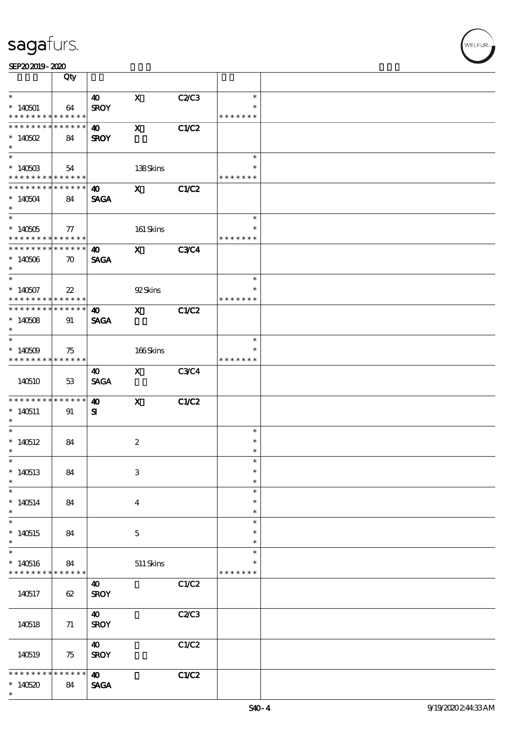| | Qty | | | | | |
|---|---|---|---|---|---|---|
| * | | 40 | X | C2/C3 | * | |
| * 140501 | 64 | SROY | | | * | |
| * * * * * * * * * * * * * * | | | | | * * * * * * * | |
| * * * * * * * * * * * * * * | | 40 | X | C1/C2 | | |
| * 140502 | 84 | SROY | | | | |
| * | | | | | | |
| * | | | | | * | |
| * 140503 | 54 | | 138 Skins | | * | |
| * * * * * * * * * * * * * * | | | | | * * * * * * * | |
| * * * * * * * * * * * * * * | | 40 | X | C1/C2 | | |
| * 140504 | 84 | SAGA | | | | |
| * | | | | | | |
| * | | | | | * | |
| * 140505 | 77 | | 161 Skins | | * | |
| * * * * * * * * * * * * * * | | | | | * * * * * * * | |
| * * * * * * * * * * * * * * | | 40 | X | C3/C4 | | |
| * 140506 | 70 | SAGA | | | | |
| * | | | | | | |
| * | | | | | * | |
| * 140507 | 22 | | 92 Skins | | * | |
| * * * * * * * * * * * * * * | | | | | * * * * * * * | |
| * * * * * * * * * * * * * * | | 40 | X | C1/C2 | | |
| * 140508 | 91 | SAGA | | | | |
| * | | | | | | |
| * | | | | | * | |
| * 140509 | 75 | | 166 Skins | | * | |
| * * * * * * * * * * * * * * | | | | | * * * * * * * | |
| 140510 | 53 | 40 SAGA | X | C3/C4 | | |
| * * * * * * * * * * * * * * | | 40 | X | C1/C2 | | |
| * 140511 | 91 | SI | | | | |
| * | | | | | | |
| * 140512 | 84 | | 2 | | * | |
| * 140513 | 84 | | 3 | | * | |
| * 140514 | 84 | | 4 | | * | |
| * 140515 | 84 | | 5 | | * | |
| * 140516 | 84 | | 511 Skins | | * | |
| * * * * * * * * * * * * * * | | | | | * * * * * * * | |
| 140517 | 62 | 40 SROY | | C1/C2 | | |
| 140518 | 71 | 40 SROY | | C2/C3 | | |
| 140519 | 75 | 40 SROY | | C1/C2 | | |
| * * * * * * * * * * * * * * | | 40 | | C1/C2 | | |
| * 140520 | 84 | SAGA | | | | |
| * | | | | | | |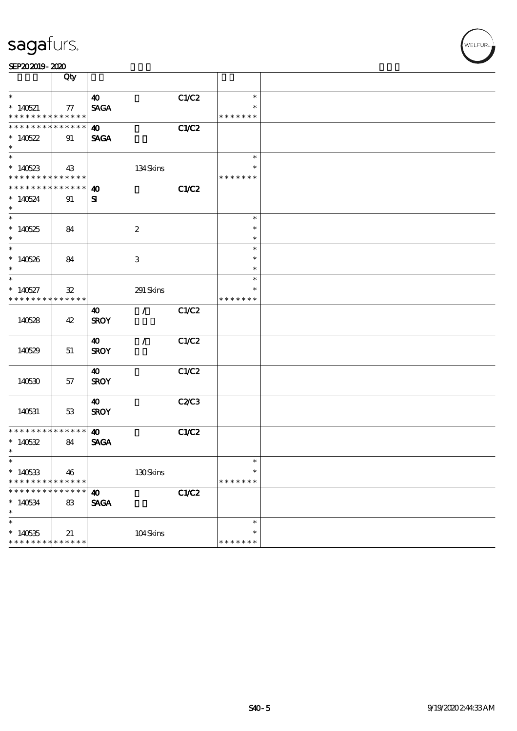| | Qty | | | | | |
|---|---|---|---|---|---|---|
| *<br>* 140521<br>* * * * * * * * * * * * * * | 77 | 40<br>SAGA | | C1/C2 | *<br>*<br>* * * * * * * | |
| * * * * * * * * * * * * * *<br>* 140522<br>* | 91 | 40<br>SAGA | | C1/C2 | | |
| *<br>* 140523<br>* * * * * * * * * * * * * * | 43 | | 134 Skins | | *<br>*<br>* * * * * * * | |
| * * * * * * * * * * * * * *<br>* 140524<br>* | 91 | 40<br>SI | | C1/C2 | | |
| *<br>* 140525<br>* | 84 | | 2 | | *<br>*<br>* | |
| *<br>* 140526<br>* | 84 | | 3 | | *<br>*<br>* | |
| *<br>* 140527<br>* * * * * * * * * * * * * * | 32 | | 291 Skins | | *<br>*<br>* * * * * * * | |
| 140528 | 42 | 40<br>SROY | / | C1/C2 | | |
| 140529 | 51 | 40<br>SROY | / | C1/C2 | | |
| 140530 | 57 | 40<br>SROY | | C1/C2 | | |
| 140531 | 53 | 40<br>SROY | | C2/C3 | | |
| * * * * * * * * * * * * * *<br>* 140532<br>* | 84 | 40<br>SAGA | | C1/C2 | | |
| *<br>* 140533<br>* * * * * * * * * * * * * * | 46 | | 130 Skins | | *<br>*<br>* * * * * * * | |
| * * * * * * * * * * * * * *<br>* 140534<br>* | 83 | 40<br>SAGA | | C1/C2 | | |
| *<br>* 140535<br>* * * * * * * * * * * * * * | 21 | | 104 Skins | | *<br>*<br>* * * * * * * | |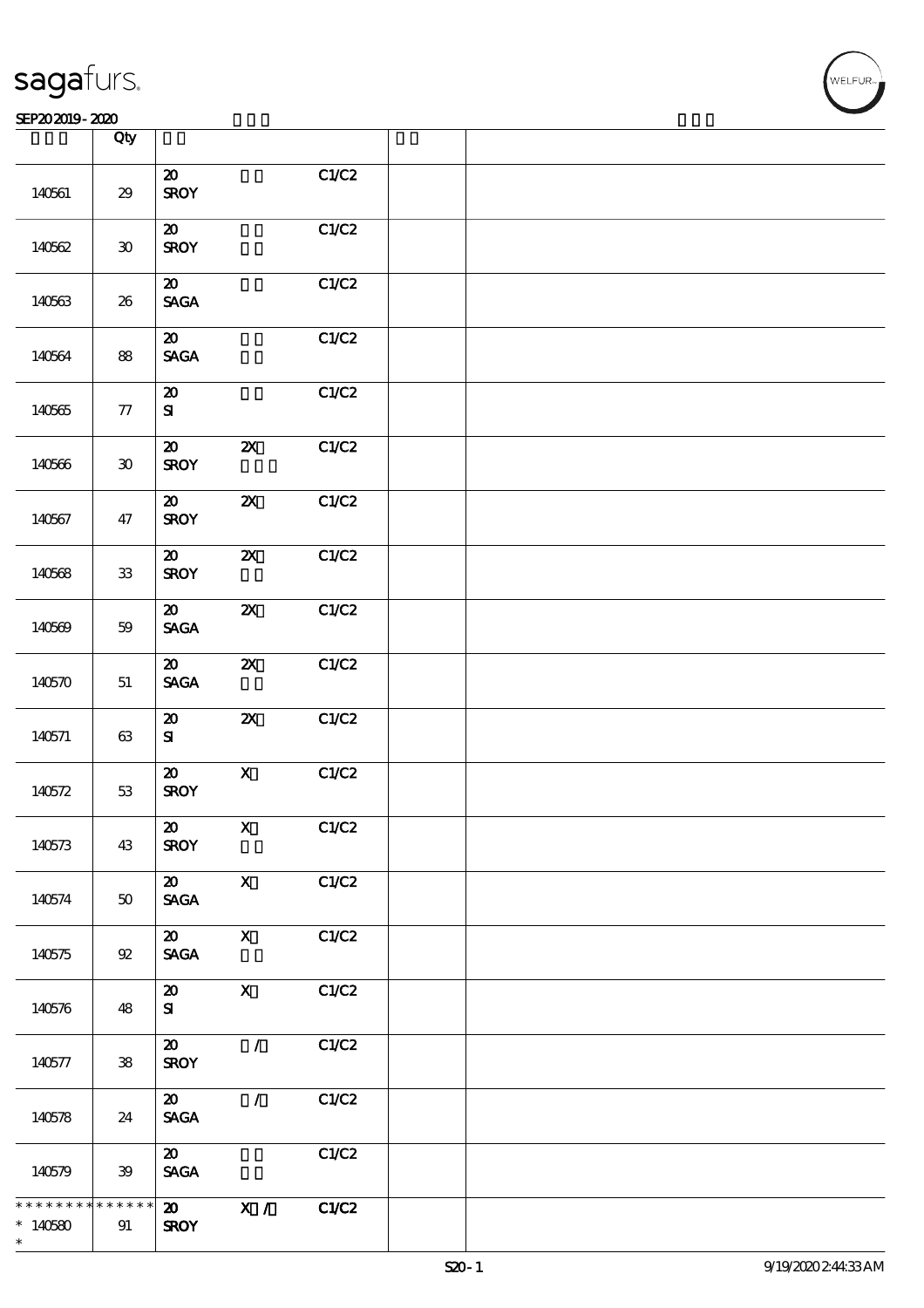| | Qty | | | | | |
|---|---|---|---|---|---|---|
| 140561 | 29 | 20<br>SROY | | C1/C2 | | |
| 140562 | 30 | 20<br>SROY | | C1/C2 | | |
| 140563 | 26 | 20<br>SAGA | | C1/C2 | | |
| 140564 | 88 | 20<br>SAGA | | C1/C2 | | |
| 140565 | 77 | 20<br>SI | | C1/C2 | | |
| 140566 | 30 | 20<br>SROY | 2X | C1/C2 | | |
| 140567 | 47 | 20<br>SROY | 2X | C1/C2 | | |
| 140568 | 33 | 20<br>SROY | 2X | C1/C2 | | |
| 140569 | 59 | 20<br>SAGA | 2X | C1/C2 | | |
| 140570 | 51 | 20<br>SAGA | 2X | C1/C2 | | |
| 140571 | 63 | 20<br>SI | 2X | C1/C2 | | |
| 140572 | 53 | 20<br>SROY | X | C1/C2 | | |
| 140573 | 43 | 20<br>SROY | X | C1/C2 | | |
| 140574 | 50 | 20<br>SAGA | X | C1/C2 | | |
| 140575 | 92 | 20<br>SAGA | X | C1/C2 | | |
| 140576 | 48 | 20<br>SI | X | C1/C2 | | |
| 140577 | 38 | 20<br>SROY | / | C1/C2 | | |
| 140578 | 24 | 20<br>SAGA | / | C1/C2 | | |
| 140579 | 39 | 20<br>SAGA | | C1/C2 | | |
| * * * * * * * * * * * * * *<br>* 140580<br>* | 91 | 20<br>SROY | X / | C1/C2 | | |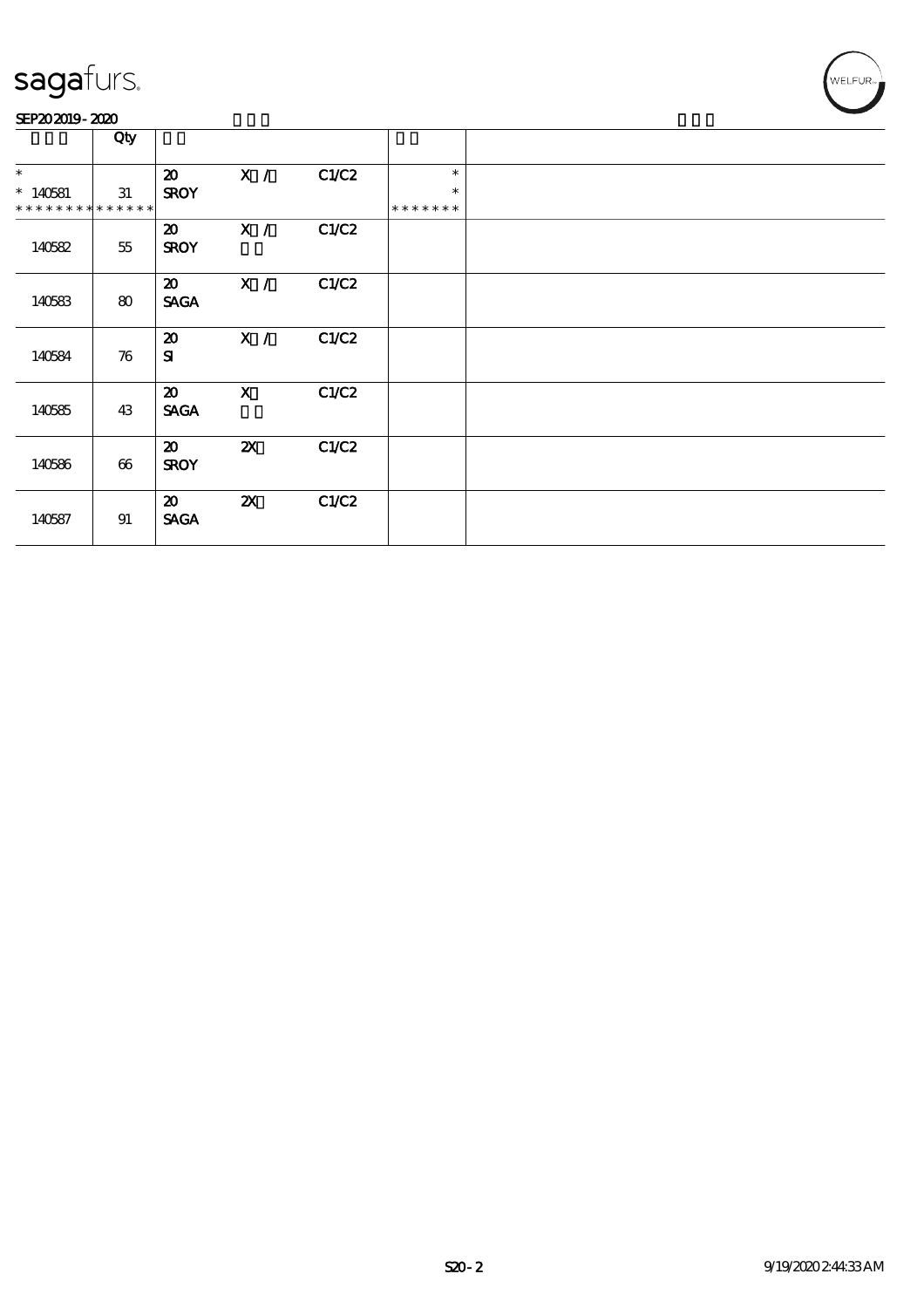sagafurs.

SEP20 2019 - 2020

| | Qty | | | | | |
|---|---|---|---|---|---|---|
| * <br> * 140581 <br> * * * * * * * * * * * * * * | 31 | 20 <br> SROY | X / | C1/C2 | * <br> * <br> * * * * * * * | |
| 140582 | 55 | 20 <br> SROY | X / | C1/C2 | | |
| 140583 | 80 | 20 <br> SAGA | X / | C1/C2 | | |
| 140584 | 76 | 20 <br> SI | X / | C1/C2 | | |
| 140585 | 43 | 20 <br> SAGA | X | C1/C2 | | |
| 140586 | 66 | 20 <br> SROY | 2X | C1/C2 | | |
| 140587 | 91 | 20 <br> SAGA | 2X | C1/C2 | | |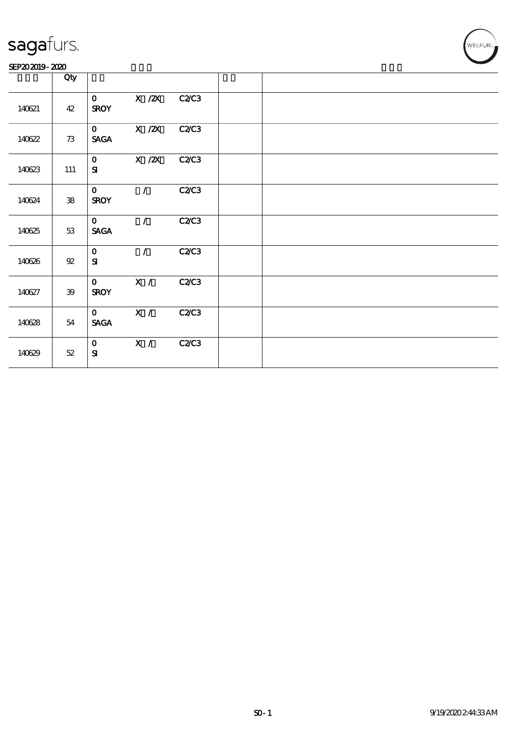# sagafurs.

SEP20 2019 - 2020

| | Qty | | | | | |
|---|---|---|---|---|---|---|
| 140621 | 42 | 0 SROY | X /2X | C2/C3 | | |
| 140622 | 73 | 0 SAGA | X /2X | C2/C3 | | |
| 140623 | 111 | 0 SI | X /2X | C2/C3 | | |
| 140624 | 38 | 0 SROY | / | C2/C3 | | |
| 140625 | 53 | 0 SAGA | / | C2/C3 | | |
| 140626 | 92 | 0 SI | / | C2/C3 | | |
| 140627 | 39 | 0 SROY | X / | C2/C3 | | |
| 140628 | 54 | 0 SAGA | X / | C2/C3 | | |
| 140629 | 52 | 0 SI | X / | C2/C3 | | |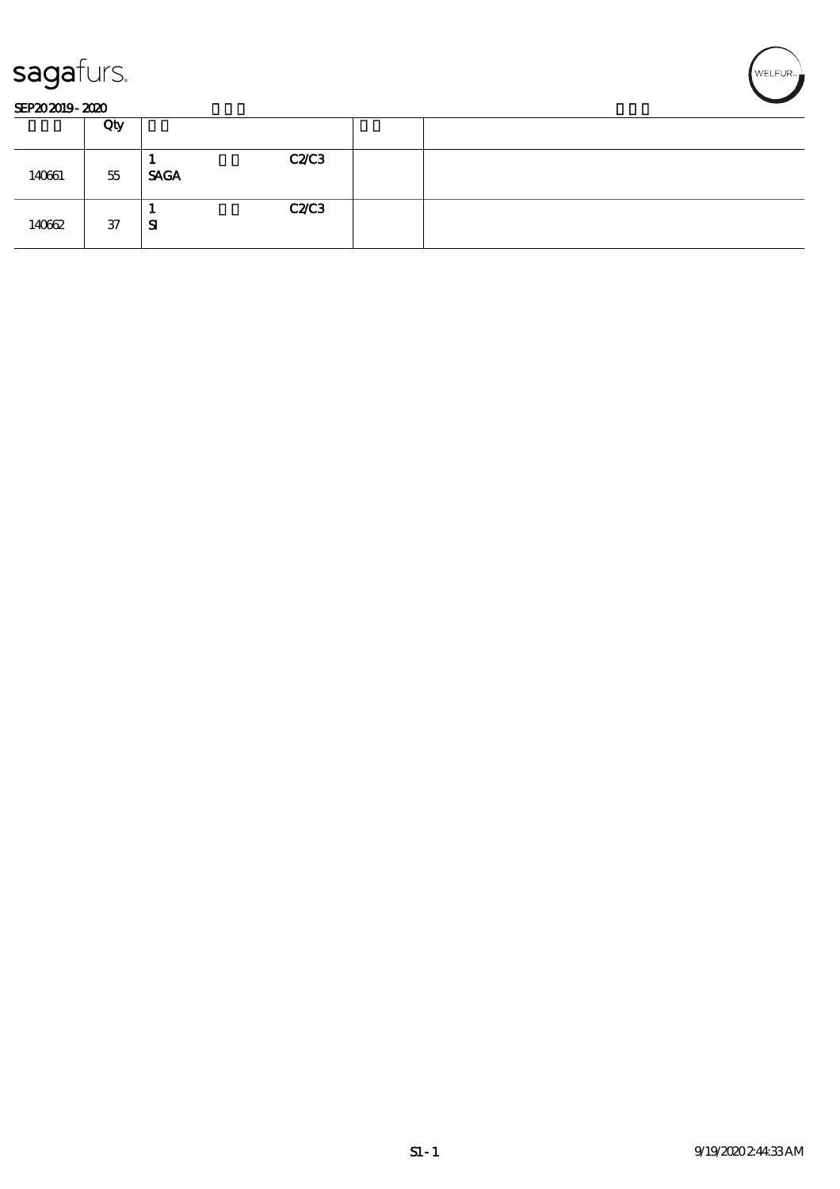| | Qty | | | |
|---|---|---|---|---|
| 140661 | 55 | 1 C2/C3<br>SAGA | | |
| 140662 | 37 | 1 C2/C3<br>SI | | |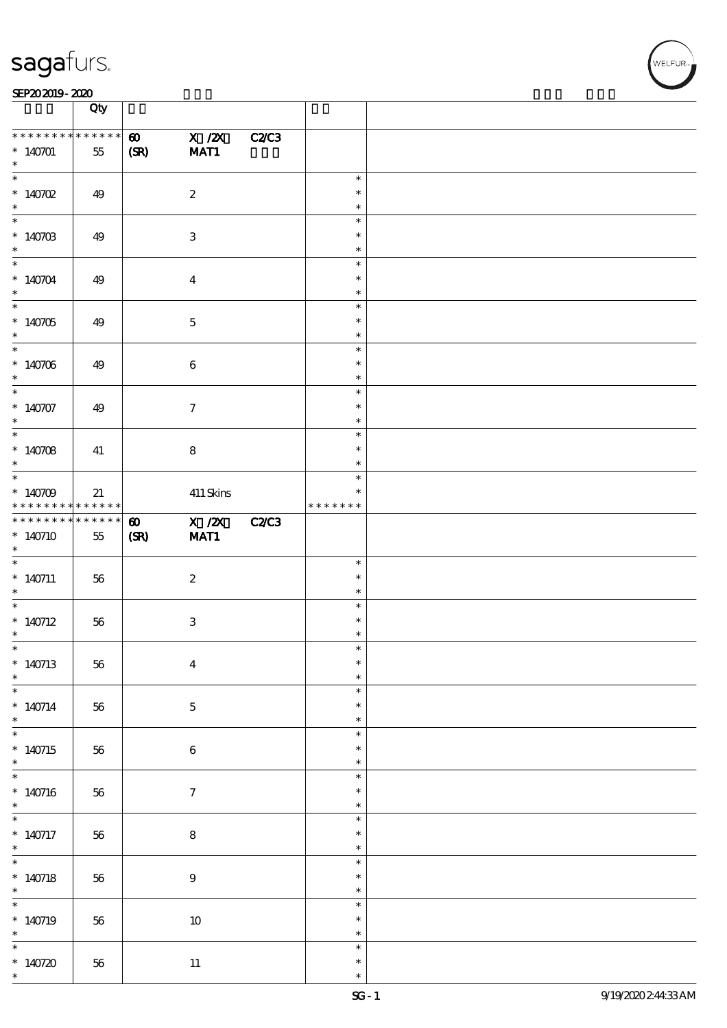| | Qty | | | | | |
|---|---|---|---|---|---|---|
| * * * * * * * * * * * * * * | | 60 | X /2X | C2/C3 | | |
| * 140701 | 55 | (SR) | MAT1 | | | |
| * 140702 | 49 | | 2 | | | |
| * 140703 | 49 | | 3 | | | |
| * 140704 | 49 | | 4 | | | |
| * 140705 | 49 | | 5 | | | |
| * 140706 | 49 | | 6 | | | |
| * 140707 | 49 | | 7 | | | |
| * 140708 | 41 | | 8 | | | |
| * 140709 | 21 | | 411 Skins | | * * * * * * * | |
| * * * * * * * * * * * * * * | | 60 | X /2X | C2/C3 | | |
| * 140710 | 55 | (SR) | MAT1 | | | |
| * 140711 | 56 | | 2 | | | |
| * 140712 | 56 | | 3 | | | |
| * 140713 | 56 | | 4 | | | |
| * 140714 | 56 | | 5 | | | |
| * 140715 | 56 | | 6 | | | |
| * 140716 | 56 | | 7 | | | |
| * 140717 | 56 | | 8 | | | |
| * 140718 | 56 | | 9 | | | |
| * 140719 | 56 | | 10 | | | |
| * 140720 | 56 | | 11 | | | |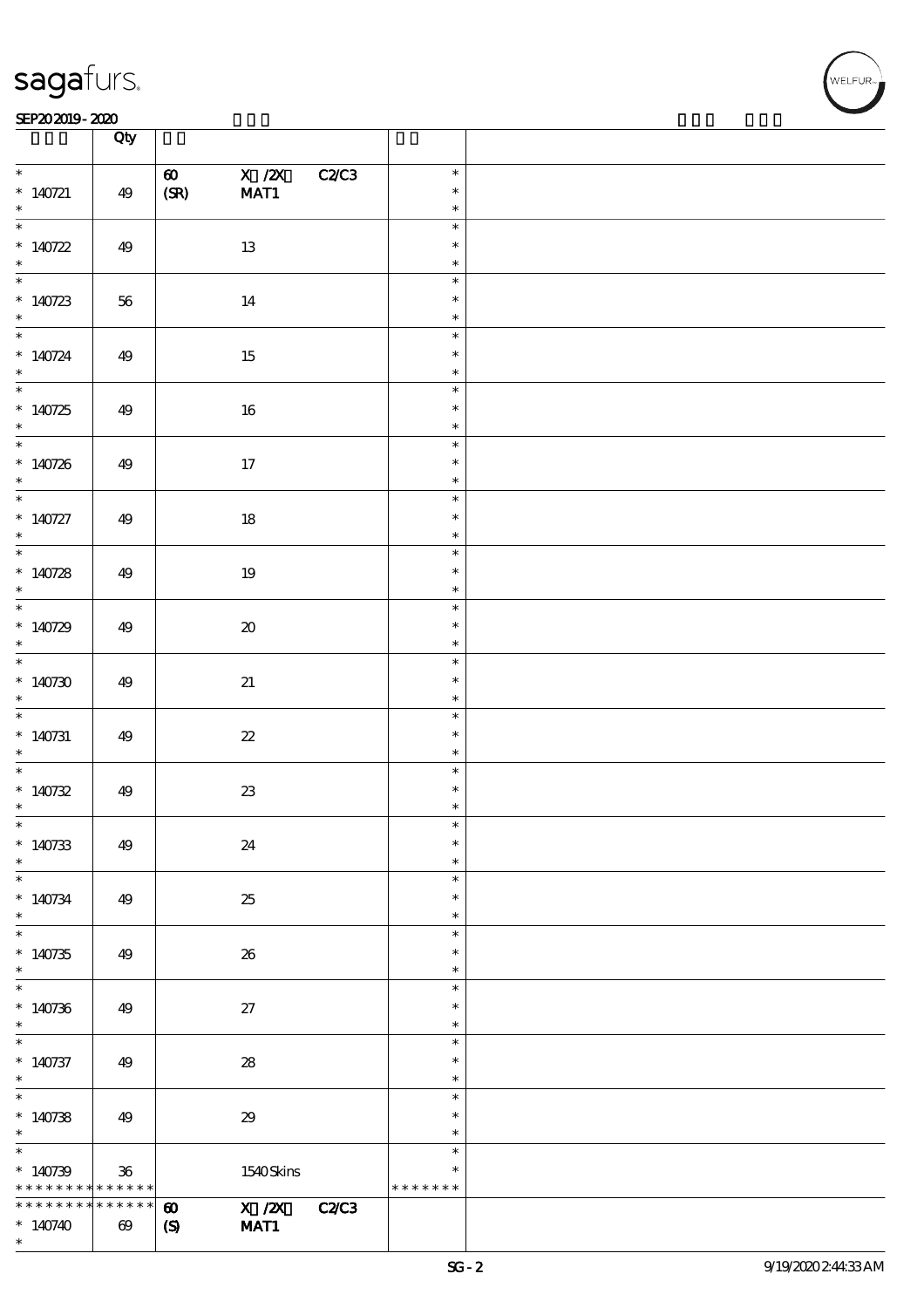| | Qty | | |
|---|---|---|---|
| * 140721 * | 49 | 60 X /2X C2/C3 (SR) MAT1 | * * * |
| * 140722 * | 49 | 13 | * * * |
| * 140723 * | 56 | 14 | * * * |
| * 140724 * | 49 | 15 | * * * |
| * 140725 * | 49 | 16 | * * * |
| * 140726 * | 49 | 17 | * * * |
| * 140727 * | 49 | 18 | * * * |
| * 140728 * | 49 | 19 | * * * |
| * 140729 * | 49 | 20 | * * * |
| * 140730 * | 49 | 21 | * * * |
| * 140731 * | 49 | 22 | * * * |
| * 140732 * | 49 | 23 | * * * |
| * 140733 * | 49 | 24 | * * * |
| * 140734 * | 49 | 25 | * * * |
| * 140735 * | 49 | 26 | * * * |
| * 140736 * | 49 | 27 | * * * |
| * 140737 * | 49 | 28 | * * * |
| * 140738 * | 49 | 29 | * * * |
| * 140739 ************** | 36 | 1540 Skins | * * ******* |
| ************** 140740 * | 69 | 60 X /2X C2/C3 (S) MAT1 | |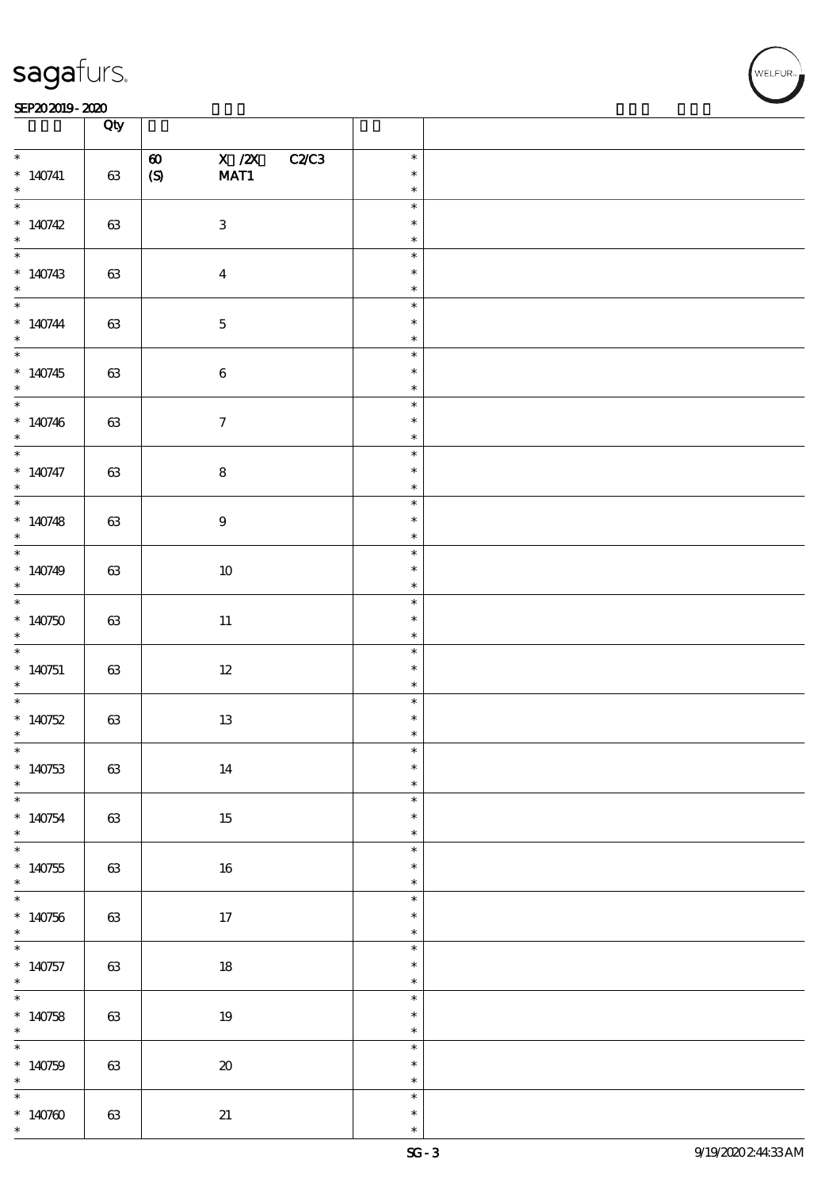| | Qty | | | |
|---|---|---|---|---|
| * 140741 * | 63 | 60 (S) X /2X MAT1 C2/C3 | * * * | |
| * 140742 * | 63 | 3 | * * * | |
| * 140743 * | 63 | 4 | * * * | |
| * 140744 * | 63 | 5 | * * * | |
| * 140745 * | 63 | 6 | * * * | |
| * 140746 * | 63 | 7 | * * * | |
| * 140747 * | 63 | 8 | * * * | |
| * 140748 * | 63 | 9 | * * * | |
| * 140749 * | 63 | 10 | * * * | |
| * 140750 * | 63 | 11 | * * * | |
| * 140751 * | 63 | 12 | * * * | |
| * 140752 * | 63 | 13 | * * * | |
| * 140753 * | 63 | 14 | * * * | |
| * 140754 * | 63 | 15 | * * * | |
| * 140755 * | 63 | 16 | * * * | |
| * 140756 * | 63 | 17 | * * * | |
| * 140757 * | 63 | 18 | * * * | |
| * 140758 * | 63 | 19 | * * * | |
| * 140759 * | 63 | 20 | * * * | |
| * 140760 * | 63 | 21 | * * * | |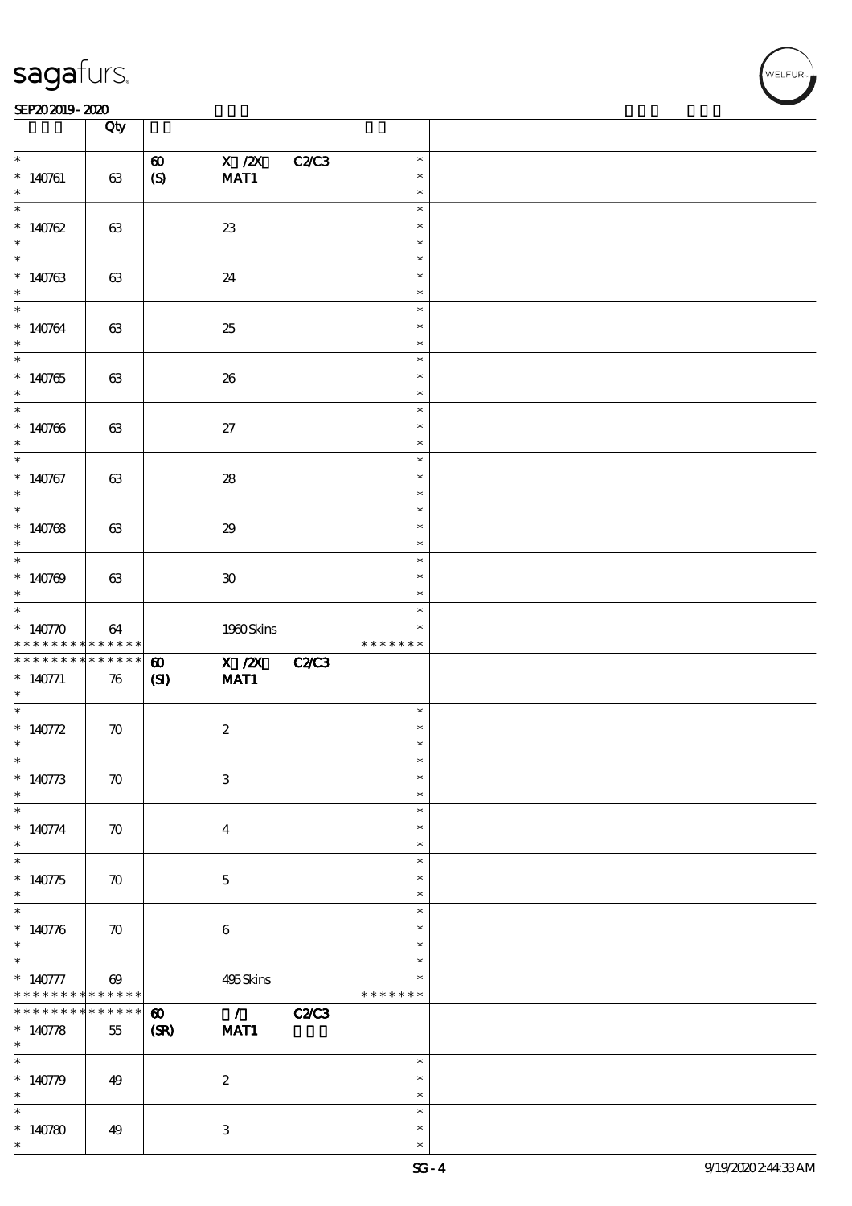| | Qty | | | | | |
|---|---|---|---|---|---|---|
| * 140761 * | 63 | 60 (S) | X /2X MAT1 | C2/C3 | * * * | |
| * 140762 * | 63 | | 23 | | * * * | |
| * 140763 * | 63 | | 24 | | * * * | |
| * 140764 * | 63 | | 25 | | * * * | |
| * 140765 * | 63 | | 26 | | * * * | |
| * 140766 * | 63 | | 27 | | * * * | |
| * 140767 * | 63 | | 28 | | * * * | |
| * 140768 * | 63 | | 29 | | * * * | |
| * 140769 * | 63 | | 30 | | * * * | |
| * 140770 * * * * * * * * * * * * * | 64 | | 1960 Skins | | * * * * * * * * * | |
| * * * * * * * * * * * * * * 140771 * | 76 | 60 (SI) | X /2X MAT1 | C2/C3 | | |
| * 140772 * | 70 | | 2 | | * * * | |
| * 140773 * | 70 | | 3 | | * * * | |
| * 140774 * | 70 | | 4 | | * * * | |
| * 140775 * | 70 | | 5 | | * * * | |
| * 140776 * | 70 | | 6 | | * * * | |
| * 140777 * * * * * * * * * * * * * | 69 | | 495 Skins | | * * * * * * * * * | |
| * * * * * * * * * * * * * * 140778 * | 55 | 60 (SR) | / MAT1 | C2/C3 | | |
| * 140779 * | 49 | | 2 | | * * * | |
| * 140780 * | 49 | | 3 | | * * * | |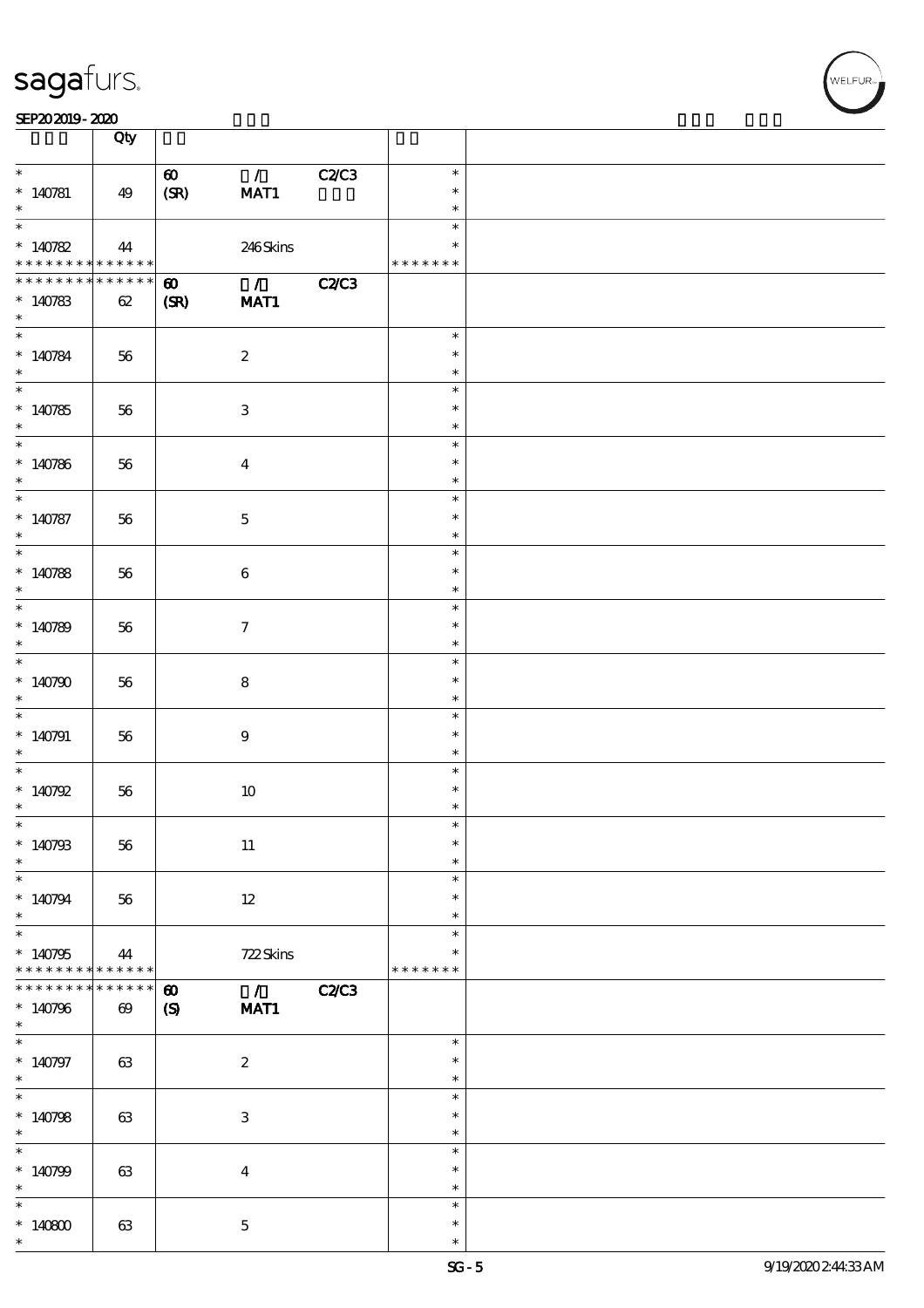| | Qty | | | | | |
|---|---|---|---|---|---|---|
| * 140781 * | 49 | 60 (SR) | / MAT1 | C2/C3 | * * * | |
| * 140782 * * * * * * * * * * * * * | 44 | | 246 Skins | | * * * * * * * * | |
| * * * * * * * * * * * * * * 140783 * | 62 | 60 (SR) | / MAT1 | C2/C3 | | |
| * 140784 * | 56 | | 2 | | * * * | |
| * 140785 * | 56 | | 3 | | * * * | |
| * 140786 * | 56 | | 4 | | * * * | |
| * 140787 * | 56 | | 5 | | * * * | |
| * 140788 * | 56 | | 6 | | * * * | |
| * 140789 * | 56 | | 7 | | * * * | |
| * 140790 * | 56 | | 8 | | * * * | |
| * 140791 * | 56 | | 9 | | * * * | |
| * 140792 * | 56 | | 10 | | * * * | |
| * 140793 * | 56 | | 11 | | * * * | |
| * 140794 * | 56 | | 12 | | * * * | |
| * 140795 * * * * * * * * * * * * * | 44 | | 722 Skins | | * * * * * * * * | |
| * * * * * * * * * * * * * * 140796 * | 69 | 60 (S) | / MAT1 | C2/C3 | | |
| * 140797 * | 63 | | 2 | | * * * | |
| * 140798 * | 63 | | 3 | | * * * | |
| * 140799 * | 63 | | 4 | | * * * | |
| * 140800 * | 63 | | 5 | | * * * | |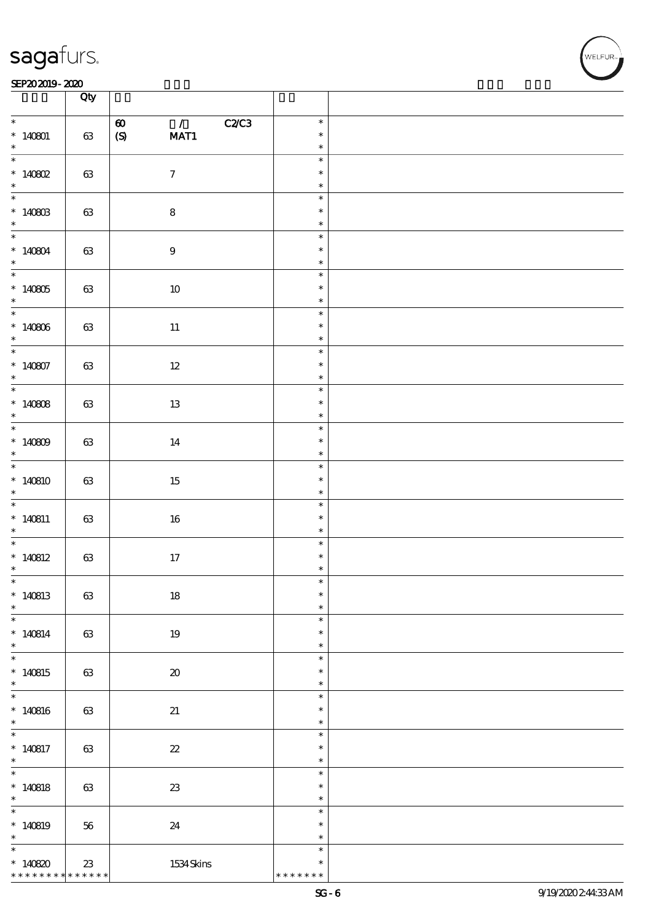| | Qty | | | |
|---|---|---|---|---|
| * 140801 * | 63 | 60 / C2/C3 (S) MAT1 | * * * | |
| * 140802 * | 63 | 7 | * * * | |
| * 140803 * | 63 | 8 | * * * | |
| * 140804 * | 63 | 9 | * * * | |
| * 140805 * | 63 | 10 | * * * | |
| * 140806 * | 63 | 11 | * * * | |
| * 140807 * | 63 | 12 | * * * | |
| * 140808 * | 63 | 13 | * * * | |
| * 140809 * | 63 | 14 | * * * | |
| * 140810 * | 63 | 15 | * * * | |
| * 140811 * | 63 | 16 | * * * | |
| * 140812 * | 63 | 17 | * * * | |
| * 140813 * | 63 | 18 | * * * | |
| * 140814 * | 63 | 19 | * * * | |
| * 140815 * | 63 | 20 | * * * | |
| * 140816 * | 63 | 21 | * * * | |
| * 140817 * | 63 | 22 | * * * | |
| * 140818 * | 63 | 23 | * * * | |
| * 140819 * | 56 | 24 | * * * | |
| * 140820 ************* | 23 | 1534 Skins | * * ******* | |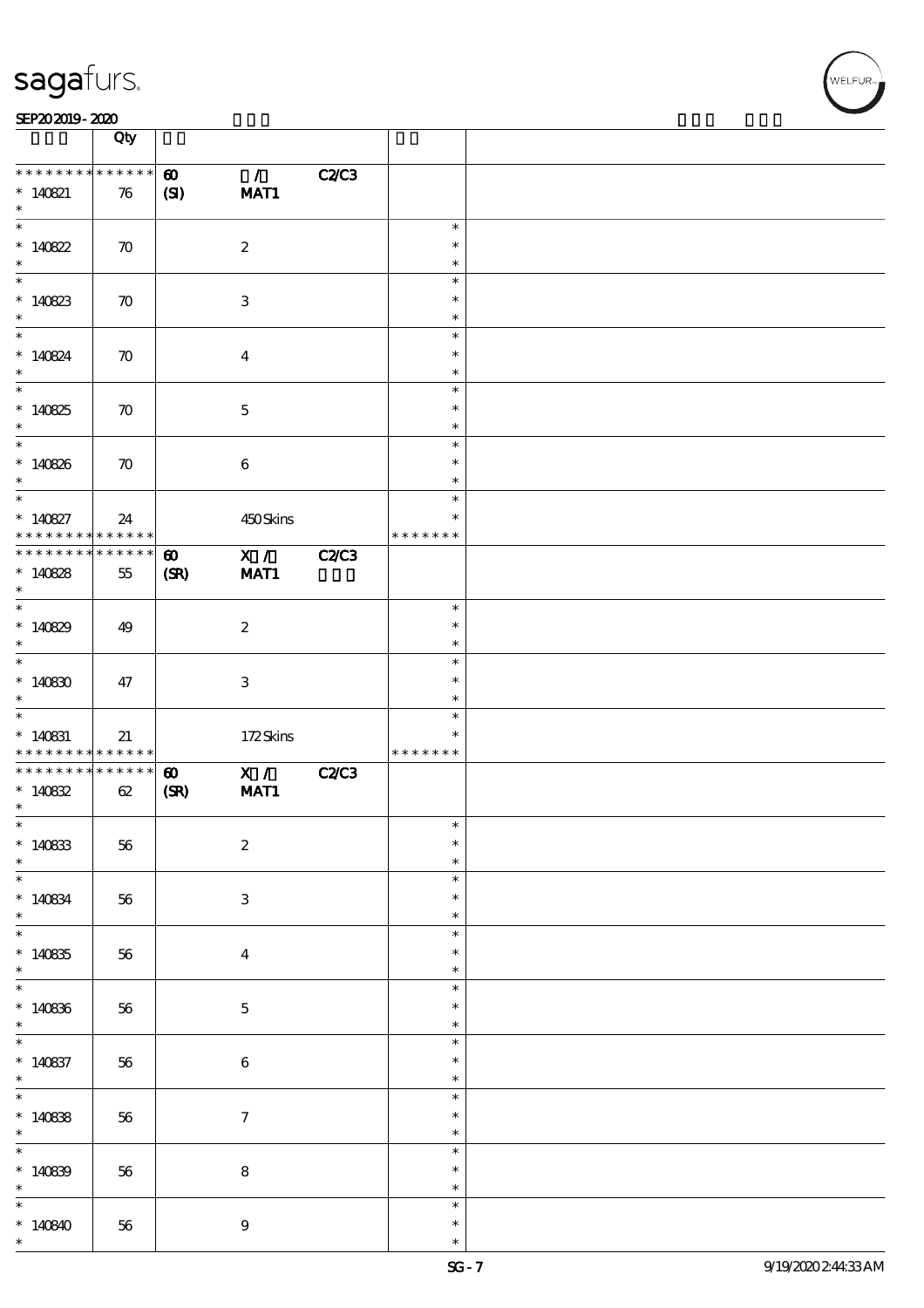| | Qty | | | | | |
|---|---|---|---|---|---|---|
| ************* | | 60 | / | C2/C3 | | |
| * 140821 | 76 | (SI) | MAT1 | | | |
| * 140822 | 70 | | 2 | | * | |
| * 140823 | 70 | | 3 | | * | |
| * 140824 | 70 | | 4 | | * | |
| * 140825 | 70 | | 5 | | * | |
| * 140826 | 70 | | 6 | | * | |
| * 140827 | 24 | | 450 Skins | | ******* | |
| ************* | | 60 | X / | C2/C3 | | |
| * 140828 | 55 | (SR) | MAT1 | | | |
| * 140829 | 49 | | 2 | | * | |
| * 140830 | 47 | | 3 | | * | |
| * 140831 | 21 | | 172 Skins | | ******* | |
| ************* | | 60 | X / | C2/C3 | | |
| * 140832 | 62 | (SR) | MAT1 | | | |
| * 140833 | 56 | | 2 | | * | |
| * 140834 | 56 | | 3 | | * | |
| * 140835 | 56 | | 4 | | * | |
| * 140836 | 56 | | 5 | | * | |
| * 140837 | 56 | | 6 | | * | |
| * 140838 | 56 | | 7 | | * | |
| * 140839 | 56 | | 8 | | * | |
| * 140840 | 56 | | 9 | | * | |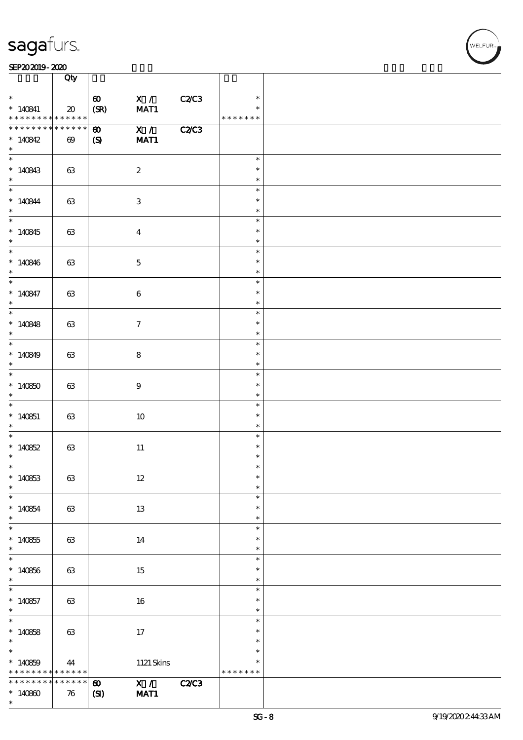| | Qty | | | | | |
|---|---|---|---|---|---|---|
| * 140841 * * * * * * * * * * * * * | 20 | 60 (SR) | X / MAT1 | C2/C3 | * * * * * * * * * | |
| * * * * * * * * * * * * * * 140842 * | 69 | 60 (S) | X / MAT1 | C2/C3 | | |
| * 140843 * | 63 | | 2 | | * * * | |
| * 140844 * | 63 | | 3 | | * * * | |
| * 140845 * | 63 | | 4 | | * * * | |
| * 140846 * | 63 | | 5 | | * * * | |
| * 140847 * | 63 | | 6 | | * * * | |
| * 140848 * | 63 | | 7 | | * * * | |
| * 140849 * | 63 | | 8 | | * * * | |
| * 140850 * | 63 | | 9 | | * * * | |
| * 140851 * | 63 | | 10 | | * * * | |
| * 140852 * | 63 | | 11 | | * * * | |
| * 140853 * | 63 | | 12 | | * * * | |
| * 140854 * | 63 | | 13 | | * * * | |
| * 140855 * | 63 | | 14 | | * * * | |
| * 140856 * | 63 | | 15 | | * * * | |
| * 140857 * | 63 | | 16 | | * * * | |
| * 140858 * | 63 | | 17 | | * * * | |
| * 140859 * * * * * * * * * * * * * | 44 | | 1121 Skins | | * * * * * * * * * | |
| * * * * * * * * * * * * * * 140860 * | 76 | 60 (SI) | X / MAT1 | C2/C3 | | |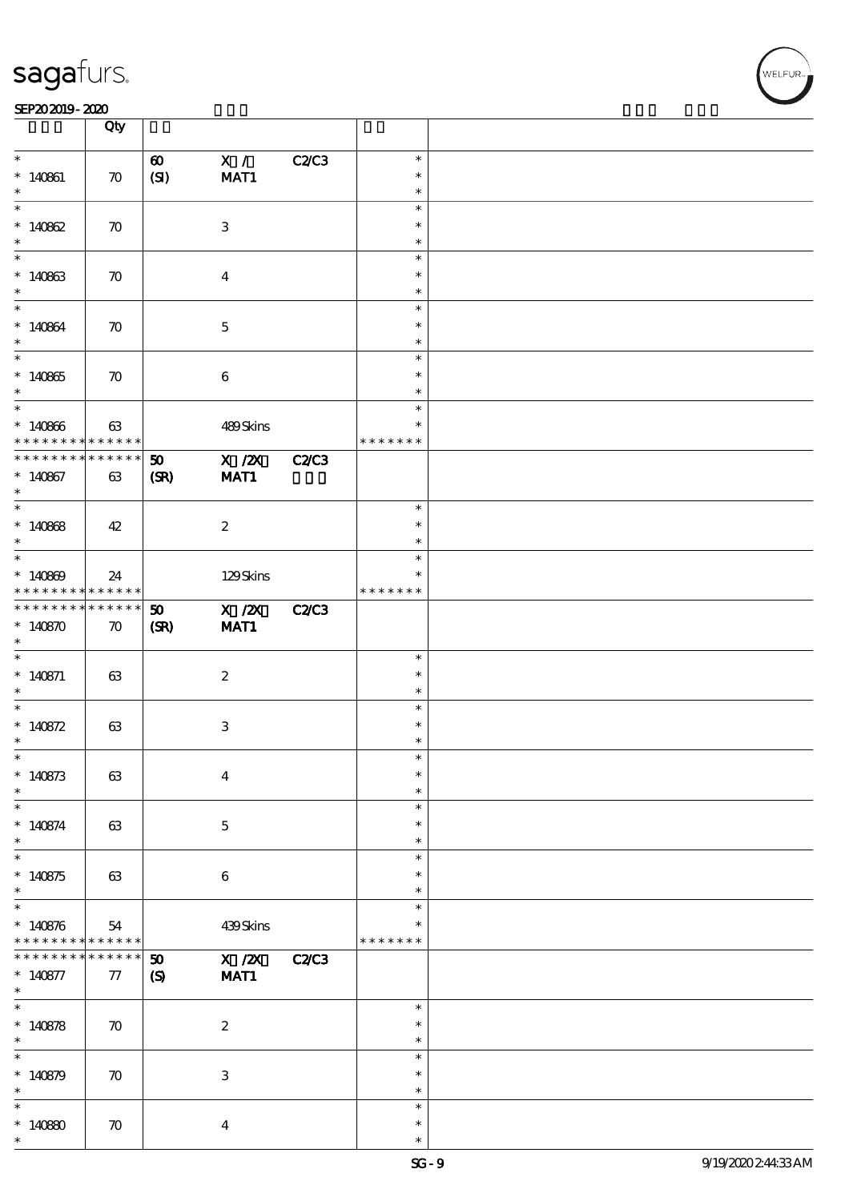| | Qty | | | | | |
|---|---|---|---|---|---|---|
| * 140861 * | 70 | 60 (SI) | X / MAT1 | C2/C3 | * * * | |
| * 140862 * | 70 | | 3 | | * * * | |
| * 140863 * | 70 | | 4 | | * * * | |
| * 140864 * | 70 | | 5 | | * * * | |
| * 140865 * | 70 | | 6 | | * * * | |
| * 140866 * * * * * * * * * * * * * | 63 | | 489 Skins | | * * * * * * * * * | |
| * * * * * * * * * * * * * * 140867 * | 63 | 50 (SR) | X /2X MAT1 | C2/C3 | | |
| * 140868 * | 42 | | 2 | | * * * | |
| * 140869 * * * * * * * * * * * * * | 24 | | 129 Skins | | * * * * * * * * * | |
| * * * * * * * * * * * * * * 140870 * | 70 | 50 (SR) | X /2X MAT1 | C2/C3 | | |
| * 140871 * | 63 | | 2 | | * * * | |
| * 140872 * | 63 | | 3 | | * * * | |
| * 140873 * | 63 | | 4 | | * * * | |
| * 140874 * | 63 | | 5 | | * * * | |
| * 140875 * | 63 | | 6 | | * * * | |
| * 140876 * * * * * * * * * * * * * | 54 | | 439 Skins | | * * * * * * * * * | |
| * * * * * * * * * * * * * * 140877 * | 77 | 50 (S) | X /2X MAT1 | C2/C3 | | |
| * 140878 * | 70 | | 2 | | * * * | |
| * 140879 * | 70 | | 3 | | * * * | |
| * 140880 * | 70 | | 4 | | * * * | |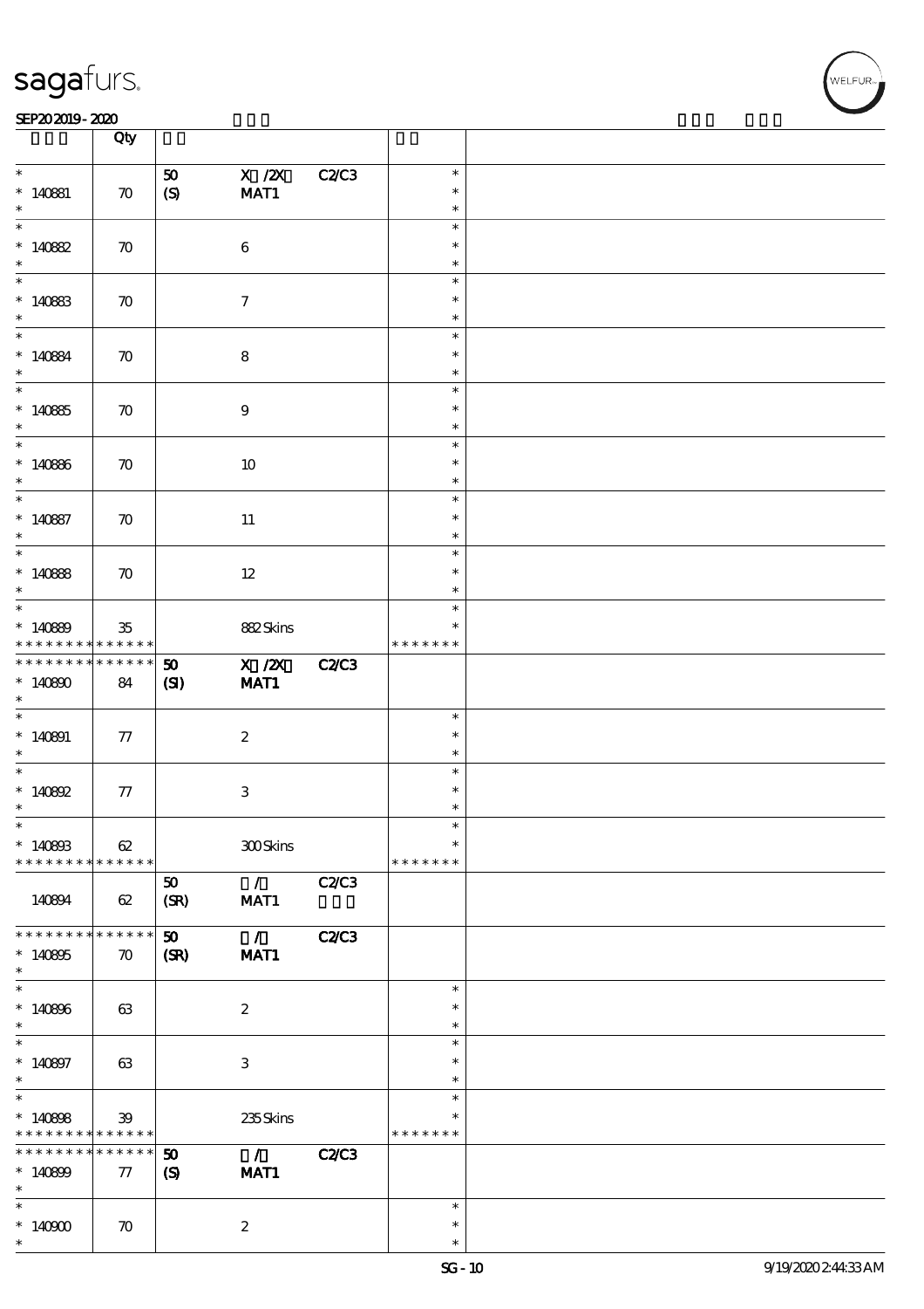| | Qty | | | | | |
|---|---|---|---|---|---|---|
| * | | 50 | X /2X | C2/C3 | * | |
| * 140881 | 70 | (S) | MAT1 | | * | |
| * | | | | | * | |
| * | | | | | * | |
| * 140882 | 70 | | 6 | | * | |
| * | | | | | * | |
| * | | | | | * | |
| * 140883 | 70 | | 7 | | * | |
| * | | | | | * | |
| * | | | | | * | |
| * 140884 | 70 | | 8 | | * | |
| * | | | | | * | |
| * | | | | | * | |
| * 140885 | 70 | | 9 | | * | |
| * | | | | | * | |
| * | | | | | * | |
| * 140886 | 70 | | 10 | | * | |
| * | | | | | * | |
| * | | | | | * | |
| * 140887 | 70 | | 11 | | * | |
| * | | | | | * | |
| * | | | | | * | |
| * 140888 | 70 | | 12 | | * | |
| * | | | | | * | |
| * | | | | | * | |
| * 140889 | 35 | | 882 Skins | | * | |
| * * * * * * * * * * * * * * | | | | | * * * * * * * | |
| * * * * * * * * * * * * * * | | 50 | X /2X | C2/C3 | | |
| * 140890 | 84 | (SI) | MAT1 | | | |
| * | | | | | | |
| * | | | | | * | |
| * 140891 | 77 | | 2 | | * | |
| * | | | | | * | |
| * | | | | | * | |
| * 140892 | 77 | | 3 | | * | |
| * | | | | | * | |
| * | | | | | * | |
| * 140893 | 62 | | 300 Skins | | * | |
| * * * * * * * * * * * * * * | | | | | * * * * * * * | |
| | | 50 | / | C2/C3 | | |
| 140894 | 62 | (SR) | MAT1 | | | |
| * * * * * * * * * * * * * * | | 50 | / | C2/C3 | | |
| * 140895 | 70 | (SR) | MAT1 | | | |
| * | | | | | | |
| * | | | | | * | |
| * 140896 | 63 | | 2 | | * | |
| * | | | | | * | |
| * | | | | | * | |
| * 140897 | 63 | | 3 | | * | |
| * | | | | | * | |
| * | | | | | * | |
| * 140898 | 39 | | 235 Skins | | * | |
| * * * * * * * * * * * * * * | | | | | * * * * * * * | |
| * * * * * * * * * * * * * * | | 50 | / | C2/C3 | | |
| * 140899 | 77 | (S) | MAT1 | | | |
| * | | | | | | |
| * | | | | | * | |
| * 140900 | 70 | | 2 | | * | |
| * | | | | | * | |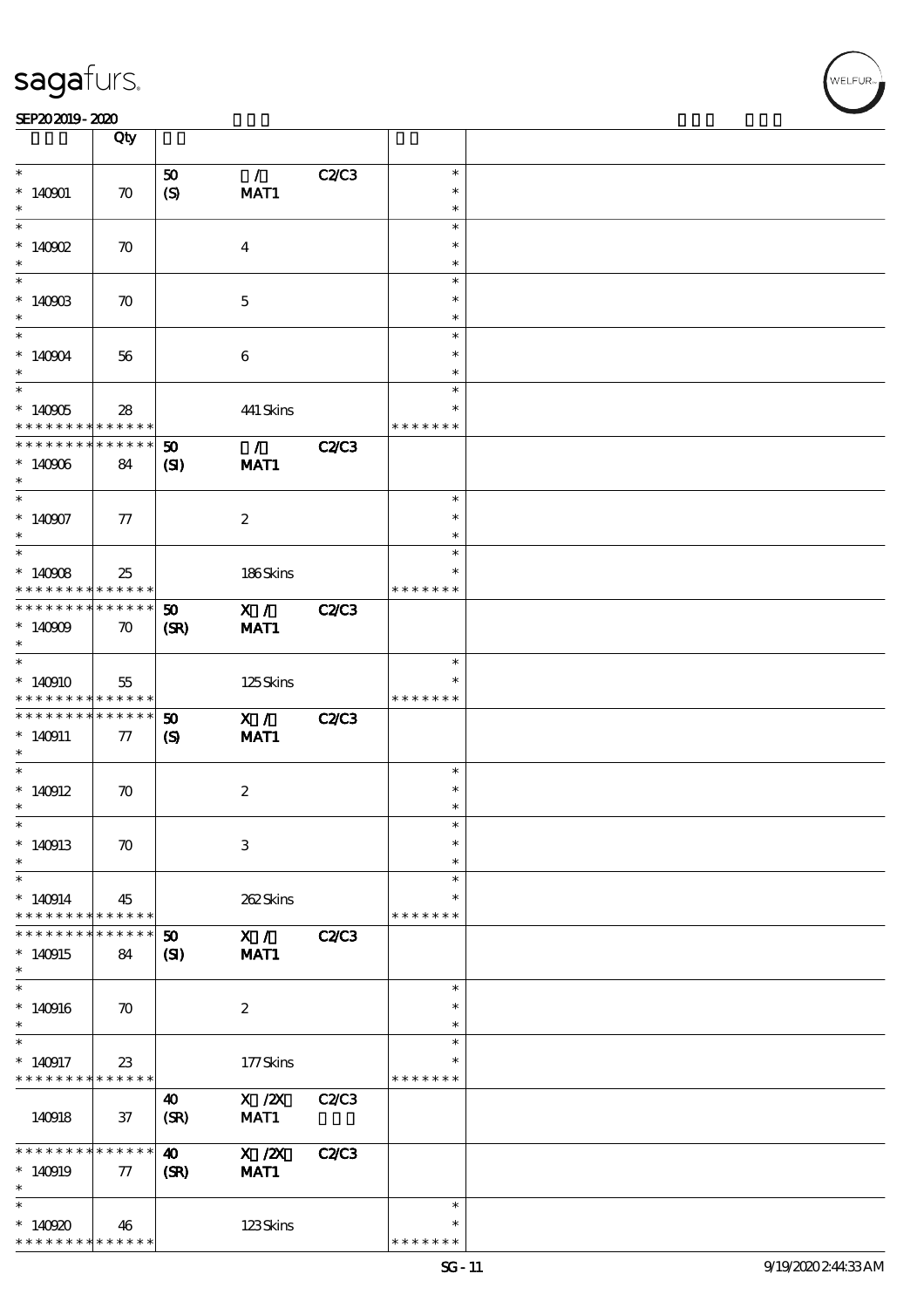| | Qty | | | | | |
|---|---|---|---|---|---|---|
| * | | 50 | / | C2/C3 | * | |
| * 140901 | 70 | (S) | MAT1 | | * | |
| * | | | | | * | |
| * | | | | | * | |
| * 140902 | 70 | | 4 | | * | |
| * | | | | | * | |
| * | | | | | * | |
| * 140903 | 70 | | 5 | | * | |
| * | | | | | * | |
| * | | | | | * | |
| * 140904 | 56 | | 6 | | * | |
| * | | | | | * | |
| * | | | | | * | |
| * 140905 | 28 | | 441 Skins | | * | |
| * * * * * * * * * * * * * * | | | | | * * * * * * * | |
| * * * * * * * * * * * * * * | | 50 | / | C2/C3 | | |
| * 140906 | 84 | (SI) | MAT1 | | | |
| * | | | | | | |
| * | | | | | * | |
| * 140907 | 77 | | 2 | | * | |
| * | | | | | * | |
| * | | | | | * | |
| * 140908 | 25 | | 186 Skins | | * | |
| * * * * * * * * * * * * * * | | | | | * * * * * * * | |
| * * * * * * * * * * * * * * | | 50 | X / | C2/C3 | | |
| * 140909 | 70 | (SR) | MAT1 | | | |
| * | | | | | | |
| * | | | | | * | |
| * 140910 | 55 | | 125 Skins | | * | |
| * * * * * * * * * * * * * * | | | | | * * * * * * * | |
| * * * * * * * * * * * * * * | | 50 | X / | C2/C3 | | |
| * 140911 | 77 | (S) | MAT1 | | | |
| * | | | | | | |
| * | | | | | * | |
| * 140912 | 70 | | 2 | | * | |
| * | | | | | * | |
| * | | | | | * | |
| * 140913 | 70 | | 3 | | * | |
| * | | | | | * | |
| * | | | | | * | |
| * 140914 | 45 | | 262 Skins | | * | |
| * * * * * * * * * * * * * * | | | | | * * * * * * * | |
| * * * * * * * * * * * * * * | | 50 | X / | C2/C3 | | |
| * 140915 | 84 | (SI) | MAT1 | | | |
| * | | | | | | |
| * | | | | | * | |
| * 140916 | 70 | | 2 | | * | |
| * | | | | | * | |
| * | | | | | * | |
| * 140917 | 23 | | 177 Skins | | * | |
| * * * * * * * * * * * * * * | | | | | * * * * * * * | |
| 140918 | 37 | 40 (SR) | X /2X MAT1 | C2/C3 | | |
| * * * * * * * * * * * * * * | | 40 | X /2X | C2/C3 | | |
| * 140919 | 77 | (SR) | MAT1 | | | |
| * | | | | | | |
| * | | | | | * | |
| * 140920 | 46 | | 123 Skins | | * | |
| * * * * * * * * * * * * * * | | | | | * * * * * * * | |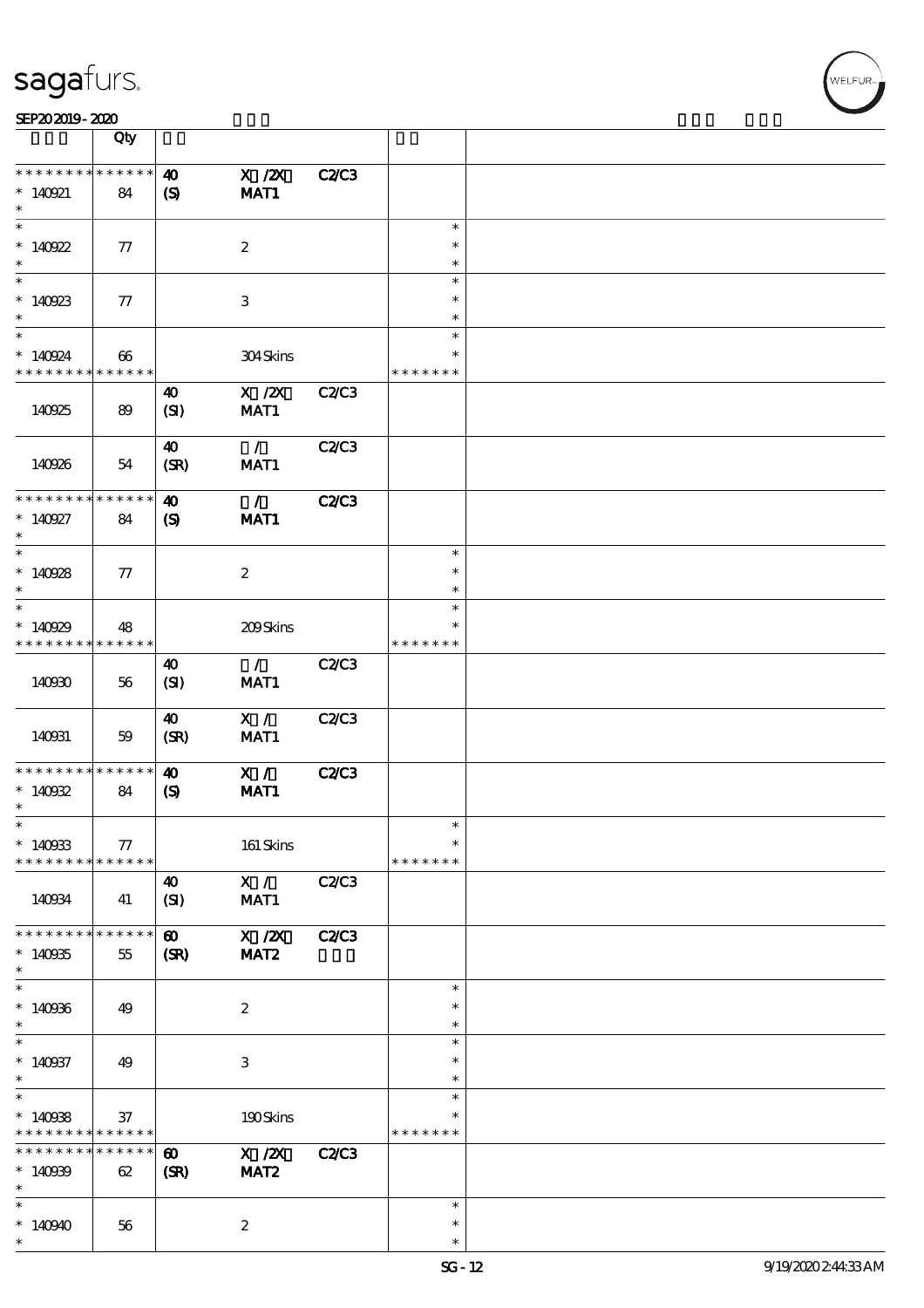| | Qty | | | | | |
|---|---|---|---|---|---|---|
| * * * * * * * * * * * * * * | 40 | X /2X | C2/C3 | | | |
| * 140921 | 84 | (S) | MAT1 | | | |
| * | | | 2 | | * * * | |
| * 140922 | 77 | | | | | |
| * | | | 3 | | * * * | |
| * 140923 | 77 | | | | | |
| * | | | | | | |
| * 140924 | 66 | | 304 Skins | | * * * * * * * * | |
| 140925 | 89 | 40 (SI) | X /2X MAT1 | C2/C3 | | |
| 140926 | 54 | 40 (SR) | / MAT1 | C2/C3 | | |
| * * * * * * * * * * * * * * | | 40 | / | C2/C3 | | |
| * 140927 | 84 | (S) | MAT1 | | | |
| * 140928 | 77 | | 2 | | * * * | |
| * 140929 | 48 | | 209 Skins | | * * * * * * * * | |
| 140930 | 56 | 40 (SI) | / MAT1 | C2/C3 | | |
| 140931 | 59 | 40 (SR) | X / MAT1 | C2/C3 | | |
| * * * * * * * * * * * * * * | | 40 | X / | C2/C3 | | |
| * 140932 | 84 | (S) | MAT1 | | | |
| * 140933 | 77 | | 161 Skins | | * * * * * * * * | |
| 140934 | 41 | 40 (SI) | X / MAT1 | C2/C3 | | |
| * * * * * * * * * * * * * * | | 60 | X /2X | C2/C3 | | |
| * 140935 | 55 | (SR) | MAT2 | | | |
| * 140936 | 49 | | 2 | | * * * | |
| * 140937 | 49 | | 3 | | * * * | |
| * 140938 | 37 | | 190 Skins | | * * * * * * * * | |
| * * * * * * * * * * * * * * | | 60 | X /2X | C2/C3 | | |
| * 140939 | 62 | (SR) | MAT2 | | | |
| * 140940 | 56 | | 2 | | * * * | |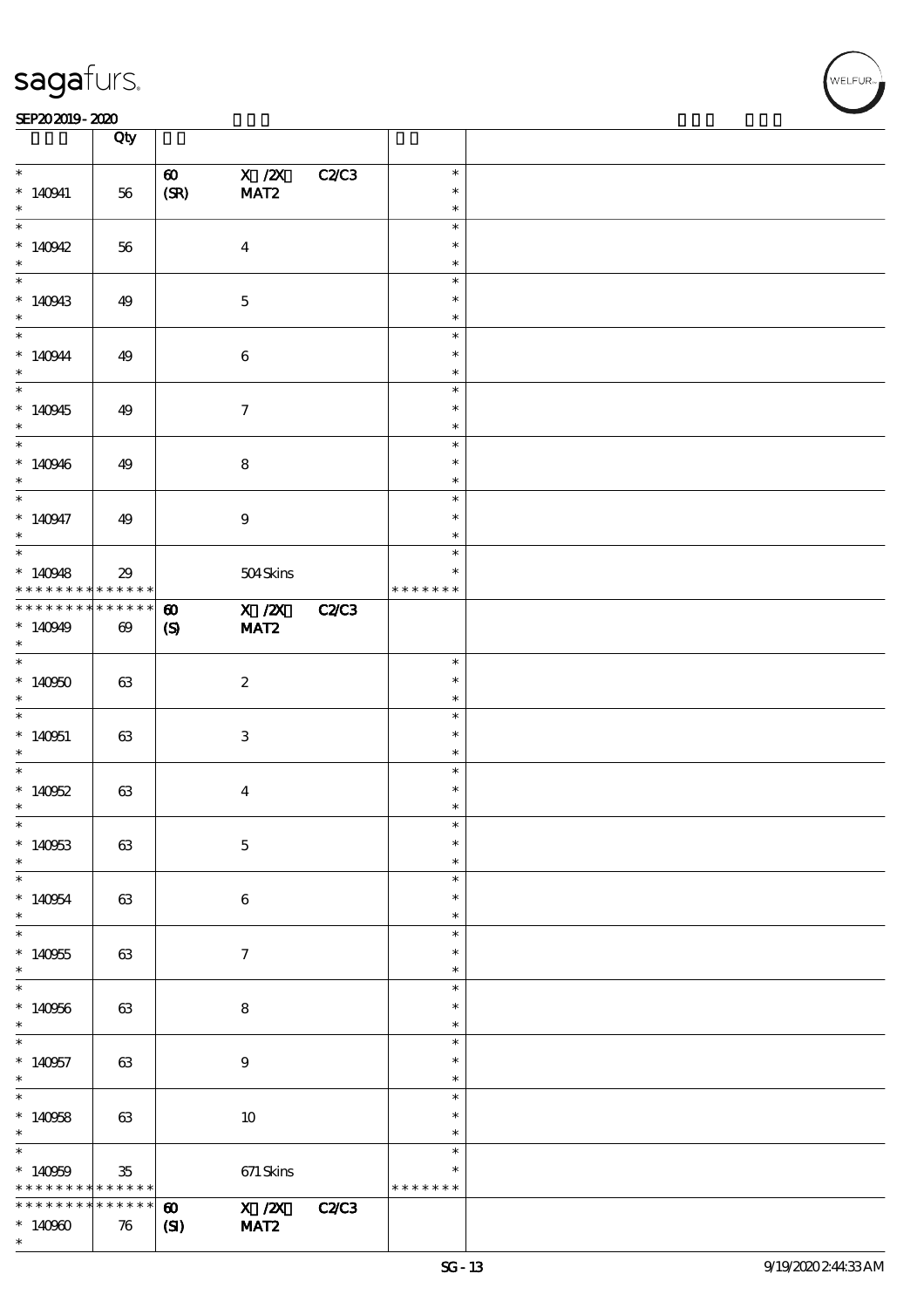| | Qty | | |
|---|---|---|---|
| * <br> * 140941 <br> * | 56 | 60 X /2X C2/C3 <br> (SR) MAT2 | * <br> * <br> * |
| * <br> * 140942 <br> * | 56 | 4 | * <br> * <br> * |
| * <br> * 140943 <br> * | 49 | 5 | * <br> * <br> * |
| * <br> * 140944 <br> * | 49 | 6 | * <br> * <br> * |
| * <br> * 140945 <br> * | 49 | 7 | * <br> * <br> * |
| * <br> * 140946 <br> * | 49 | 8 | * <br> * <br> * |
| * <br> * 140947 <br> * | 49 | 9 | * <br> * <br> * |
| * <br> * 140948 <br> * * * * * * * * * * * * * * | 29 | 504 Skins | * <br> * <br> * * * * * * * |
| * * * * * * * * * * * * * * <br> * 140949 <br> * | 69 | 60 X /2X C2/C3 <br> (S) MAT2 | |
| * <br> * 140950 <br> * | 63 | 2 | * <br> * <br> * |
| * <br> * 140951 <br> * | 63 | 3 | * <br> * <br> * |
| * <br> * 140952 <br> * | 63 | 4 | * <br> * <br> * |
| * <br> * 140953 <br> * | 63 | 5 | * <br> * <br> * |
| * <br> * 140954 <br> * | 63 | 6 | * <br> * <br> * |
| * <br> * 140955 <br> * | 63 | 7 | * <br> * <br> * |
| * <br> * 140956 <br> * | 63 | 8 | * <br> * <br> * |
| * <br> * 140957 <br> * | 63 | 9 | * <br> * <br> * |
| * <br> * 140958 <br> * | 63 | 10 | * <br> * <br> * |
| * <br> * 140959 <br> * * * * * * * * * * * * * * | 35 | 671 Skins | * <br> * <br> * * * * * * * |
| * * * * * * * * * * * * * * <br> * 140960 <br> * | 76 | 60 X /2X C2/C3 <br> (SI) MAT2 | |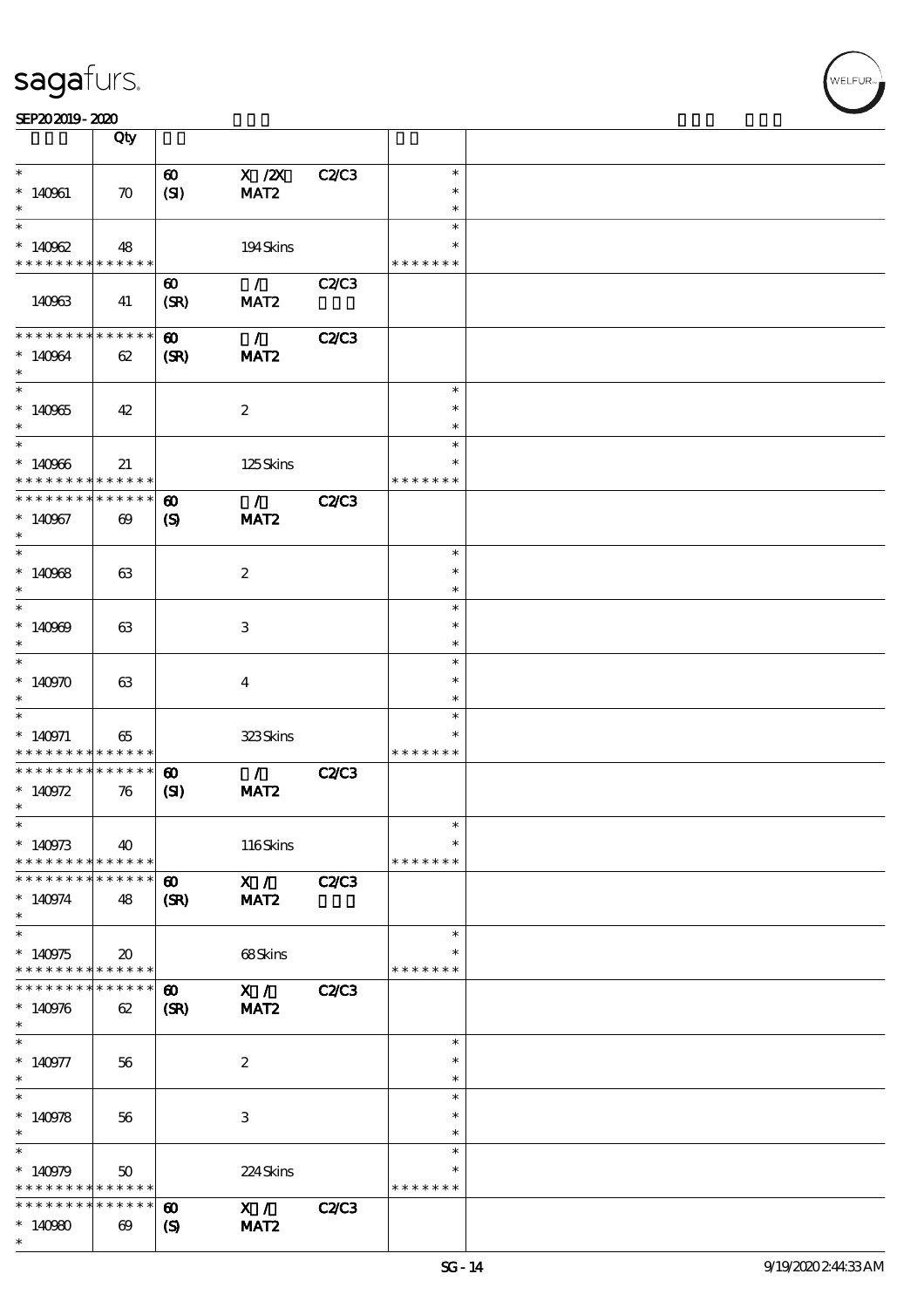| | Qty | | | | | |
|---|---|---|---|---|---|---|
| * | | 60 | X /2X | C2/C3 | * | |
| * 140961 | 70 | (SI) | MAT2 | | * | |
| * | | | | | * | |
| * | | | | | * | |
| * 140962 | 48 | | 194 Skins | | * | |
| * * * * * * * * * * * * * * | | | | | * * * * * * * | |
| | | 60 | / | C2/C3 | | |
| 140963 | 41 | (SR) | MAT2 | | | |
| * * * * * * * * * * * * * * | | 60 | / | C2/C3 | | |
| * 140964 | 62 | (SR) | MAT2 | | | |
| * | | | | | | |
| * | | | | | * | |
| * 140965 | 42 | | 2 | | * | |
| * | | | | | * | |
| * | | | | | * | |
| * 140966 | 21 | | 125 Skins | | * | |
| * * * * * * * * * * * * * * | | | | | * * * * * * * | |
| * * * * * * * * * * * * * * | | 60 | / | C2/C3 | | |
| * 140967 | 69 | (S) | MAT2 | | | |
| * | | | | | | |
| * | | | | | * | |
| * 140968 | 63 | | 2 | | * | |
| * | | | | | * | |
| * | | | | | * | |
| * 140969 | 63 | | 3 | | * | |
| * | | | | | * | |
| * | | | | | * | |
| * 140970 | 63 | | 4 | | * | |
| * | | | | | * | |
| * | | | | | * | |
| * 140971 | 65 | | 323 Skins | | * | |
| * * * * * * * * * * * * * * | | | | | * * * * * * * | |
| * * * * * * * * * * * * * * | | 60 | / | C2/C3 | | |
| * 140972 | 76 | (SI) | MAT2 | | | |
| * | | | | | | |
| * | | | | | * | |
| * 140973 | 40 | | 116 Skins | | * | |
| * * * * * * * * * * * * * * | | | | | * * * * * * * | |
| * * * * * * * * * * * * * * | | 60 | X / | C2/C3 | | |
| * 140974 | 48 | (SR) | MAT2 | | | |
| * | | | | | | |
| * | | | | | * | |
| * 140975 | 20 | | 68 Skins | | * | |
| * * * * * * * * * * * * * * | | | | | * * * * * * * | |
| * * * * * * * * * * * * * * | | 60 | X / | C2/C3 | | |
| * 140976 | 62 | (SR) | MAT2 | | | |
| * | | | | | | |
| * | | | | | * | |
| * 140977 | 56 | | 2 | | * | |
| * | | | | | * | |
| * | | | | | * | |
| * 140978 | 56 | | 3 | | * | |
| * | | | | | * | |
| * | | | | | * | |
| * 140979 | 50 | | 224 Skins | | * | |
| * * * * * * * * * * * * * * | | | | | * * * * * * * | |
| * * * * * * * * * * * * * * | | 60 | X / | C2/C3 | | |
| * 140980 | 69 | (S) | MAT2 | | | |
| * | | | | | | |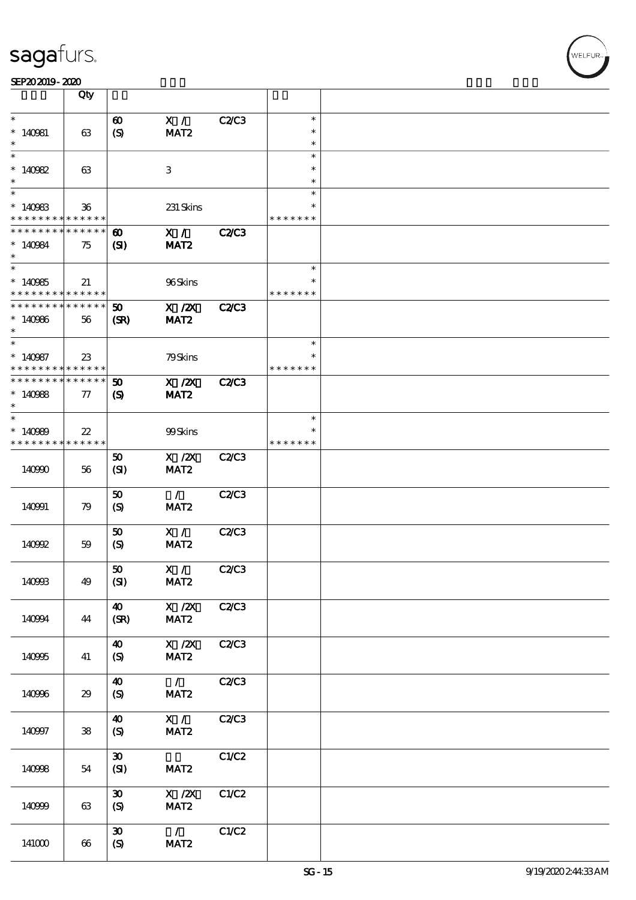| | Qty | | | | | |
|---|---|---|---|---|---|---|
| * | | 60 | X / | C2/C3 | * | |
| * 140981 | 63 | (S) | MAT2 | | * | |
| * | | | | | * | |
| * | | | | | * | |
| * 140982 | 63 | | 3 | | * | |
| * | | | | | * | |
| * | | | | | * | |
| * 140983 | 36 | | 231 Skins | | * | |
| * * * * * * * * * * * * * * | | | | | * * * * * * * | |
| * * * * * * * * * * * * * * | | 60 | X / | C2/C3 | | |
| * 140984 | 75 | (SI) | MAT2 | | | |
| * | | | | | | |
| * | | | | | * | |
| * 140985 | 21 | | 96 Skins | | * | |
| * * * * * * * * * * * * * * | | | | | * * * * * * * | |
| * * * * * * * * * * * * * * | | 50 | X /2X | C2/C3 | | |
| * 140986 | 56 | (SR) | MAT2 | | | |
| * | | | | | | |
| * | | | | | * | |
| * 140987 | 23 | | 79 Skins | | * | |
| * * * * * * * * * * * * * * | | | | | * * * * * * * | |
| * * * * * * * * * * * * * * | | 50 | X /2X | C2/C3 | | |
| * 140988 | 77 | (S) | MAT2 | | | |
| * | | | | | | |
| * | | | | | * | |
| * 140989 | 22 | | 99 Skins | | * | |
| * * * * * * * * * * * * * * | | | | | * * * * * * * | |
| 140990 | 56 | 50 (SI) | X /2X MAT2 | C2/C3 | | |
| 140991 | 79 | 50 (S) | / MAT2 | C2/C3 | | |
| 140992 | 59 | 50 (S) | X / MAT2 | C2/C3 | | |
| 140993 | 49 | 50 (SI) | X / MAT2 | C2/C3 | | |
| 140994 | 44 | 40 (SR) | X /2X MAT2 | C2/C3 | | |
| 140995 | 41 | 40 (S) | X /2X MAT2 | C2/C3 | | |
| 140996 | 29 | 40 (S) | / MAT2 | C2/C3 | | |
| 140997 | 38 | 40 (S) | X / MAT2 | C2/C3 | | |
| 140998 | 54 | 30 (SI) | MAT2 | C1/C2 | | |
| 140999 | 63 | 30 (S) | X /2X MAT2 | C1/C2 | | |
| 141000 | 66 | 30 (S) | / MAT2 | C1/C2 | | |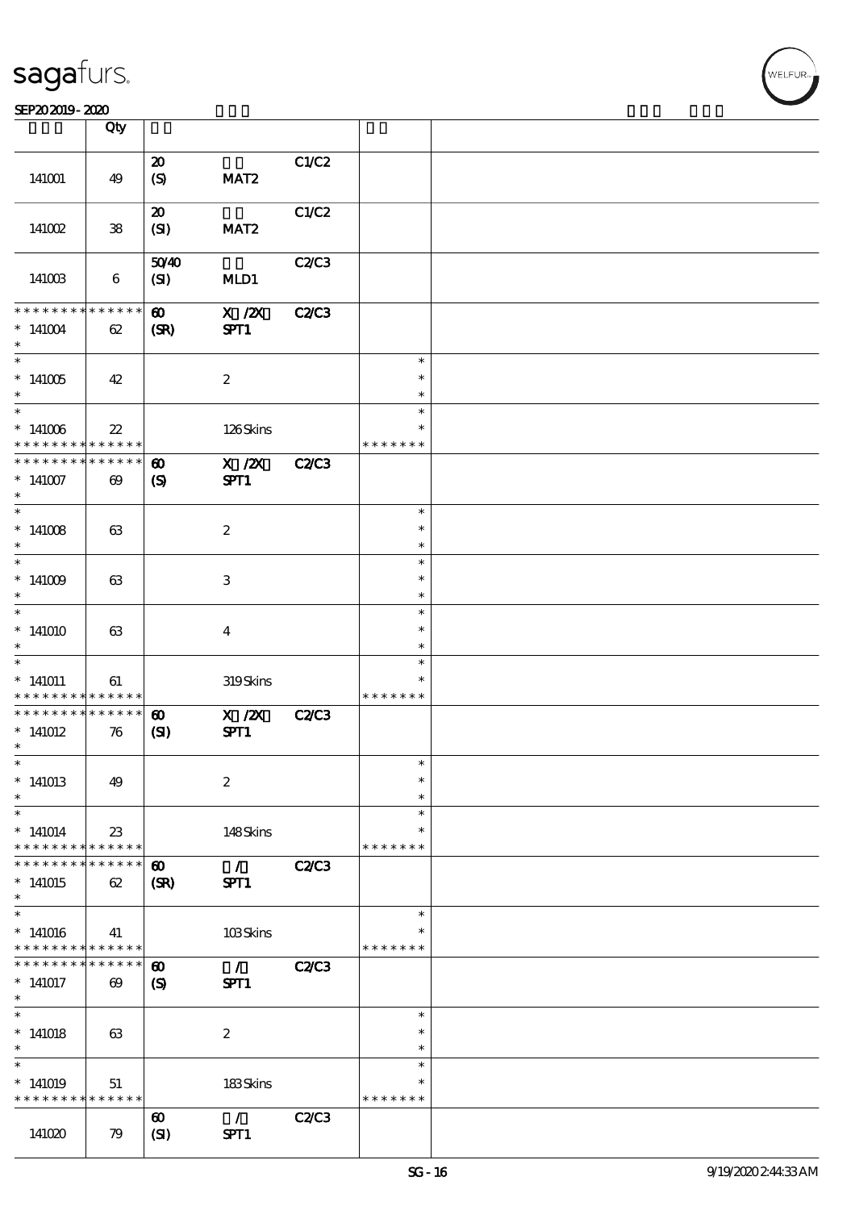| | Qty | | | | | |
|---|---|---|---|---|---|---|
| 141001 | 49 | 20 (S) | MAT2 | C1/C2 | | |
| 141002 | 38 | 20 (SI) | MAT2 | C1/C2 | | |
| 141003 | 6 | 50/40 (SI) | MLD1 | C2/C3 | | |
| * * * * * * * * * * * * * * * 141004 * | 62 | 60 (SR) | X /2X SPT1 | C2/C3 | | |
| * * 141005 * | 42 | | 2 | | * * * | |
| * * 141006 * * * * * * * * * * * * * * | 22 | | 126 Skins | | * * * * * * * * | |
| * * * * * * * * * * * * * * * 141007 * | 69 | 60 (S) | X /2X SPT1 | C2/C3 | | |
| * * 141008 * | 63 | | 2 | | * * * | |
| * * 141009 * | 63 | | 3 | | * * * | |
| * * 141010 * | 63 | | 4 | | * * * | |
| * * 141011 * * * * * * * * * * * * * * | 61 | | 319 Skins | | * * * * * * * * | |
| * * * * * * * * * * * * * * * 141012 * | 76 | 60 (SI) | X /2X SPT1 | C2/C3 | | |
| * * 141013 * | 49 | | 2 | | * * * | |
| * * 141014 * * * * * * * * * * * * * * | 23 | | 148 Skins | | * * * * * * * * | |
| * * * * * * * * * * * * * * * 141015 * | 62 | 60 (SR) | / SPT1 | C2/C3 | | |
| * * 141016 * * * * * * * * * * * * * * | 41 | | 103 Skins | | * * * * * * * * | |
| * * * * * * * * * * * * * * * 141017 * | 69 | 60 (S) | / SPT1 | C2/C3 | | |
| * * 141018 * | 63 | | 2 | | * * * | |
| * * 141019 * * * * * * * * * * * * * * | 51 | | 183 Skins | | * * * * * * * * | |
| 141020 | 79 | 60 (SI) | / SPT1 | C2/C3 | | |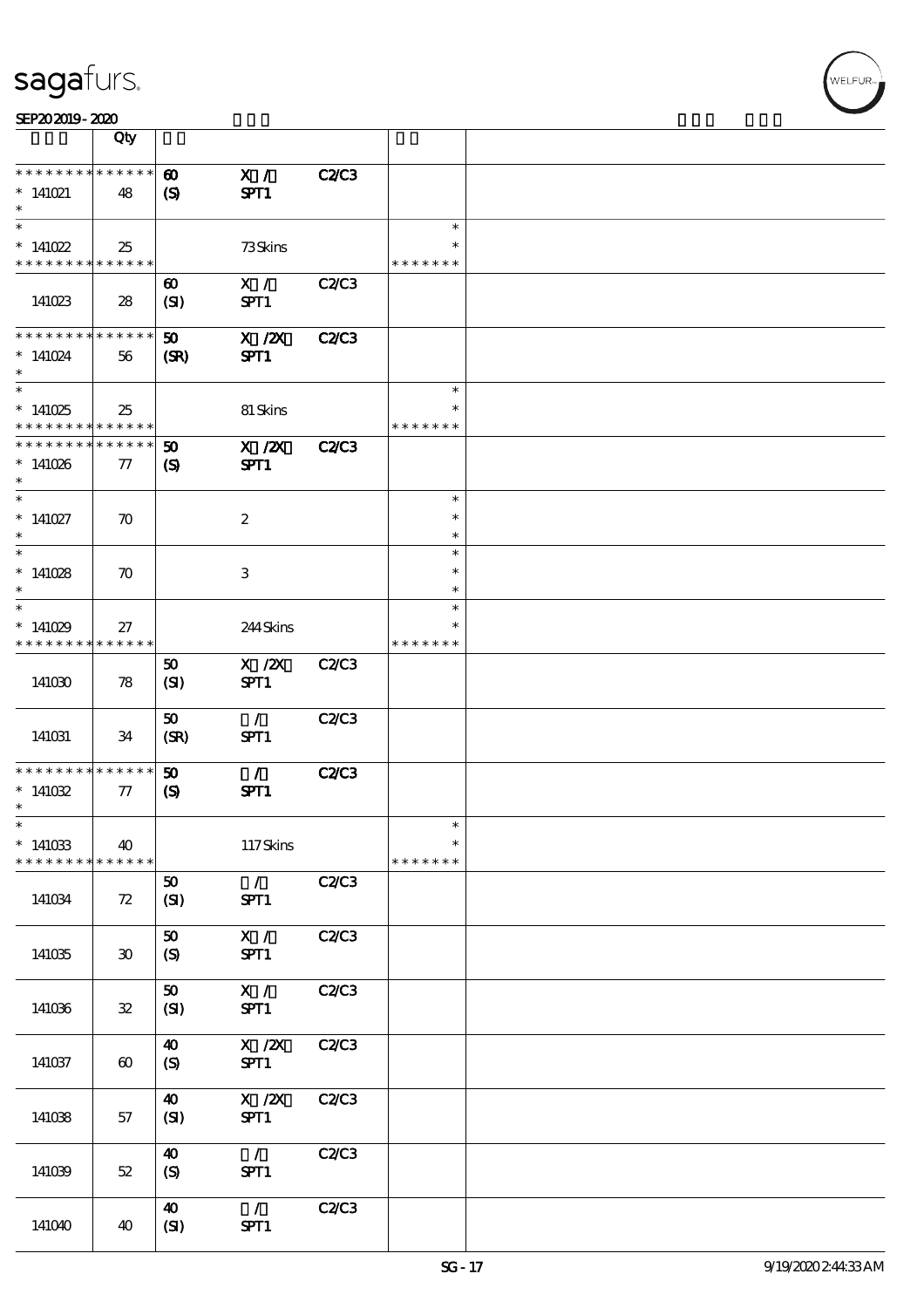| | Qty | | | | | |
|---|---|---|---|---|---|---|
| * * * * * * * * * * * * * * | 60 | X / | C2/C3 | | | |
| * 141021 | 48 | (S) | SPT1 | | | |
| * | | | | | | |
| * | | | | | * | |
| * 141022 | 25 | | 73 Skins | | * | |
| * * * * * * * * * * * * * * | | | | | * * * * * * * | |
| | | 60 | X / | C2/C3 | | |
| 141023 | 28 | (SI) | SPT1 | | | |
| * * * * * * * * * * * * * * | | 50 | X /2X | C2/C3 | | |
| * 141024 | 56 | (SR) | SPT1 | | | |
| * | | | | | | |
| * | | | | | * | |
| * 141025 | 25 | | 81 Skins | | * | |
| * * * * * * * * * * * * * * | | | | | * * * * * * * | |
| * * * * * * * * * * * * * * | | 50 | X /2X | C2/C3 | | |
| * 141026 | 77 | (S) | SPT1 | | | |
| * | | | | | | |
| * | | | | | * | |
| * 141027 | 70 | | 2 | | * | |
| * | | | | | * | |
| * | | | | | * | |
| * 141028 | 70 | | 3 | | * | |
| * | | | | | * | |
| * | | | | | * | |
| * 141029 | 27 | | 244 Skins | | * | |
| * * * * * * * * * * * * * * | | | | | * * * * * * * | |
| | | 50 | X /2X | C2/C3 | | |
| 141030 | 78 | (SI) | SPT1 | | | |
| | | 50 | / | C2/C3 | | |
| 141031 | 34 | (SR) | SPT1 | | | |
| * * * * * * * * * * * * * * | | 50 | / | C2/C3 | | |
| * 141032 | 77 | (S) | SPT1 | | | |
| * | | | | | | |
| * | | | | | * | |
| * 141033 | 40 | | 117 Skins | | * | |
| * * * * * * * * * * * * * * | | | | | * * * * * * * | |
| | | 50 | / | C2/C3 | | |
| 141034 | 72 | (SI) | SPT1 | | | |
| | | 50 | X / | C2/C3 | | |
| 141035 | 30 | (S) | SPT1 | | | |
| | | 50 | X / | C2/C3 | | |
| 141036 | 32 | (SI) | SPT1 | | | |
| | | 40 | X /2X | C2/C3 | | |
| 141037 | 60 | (S) | SPT1 | | | |
| | | 40 | X /2X | C2/C3 | | |
| 141038 | 57 | (SI) | SPT1 | | | |
| | | 40 | / | C2/C3 | | |
| 141039 | 52 | (S) | SPT1 | | | |
| | | 40 | / | C2/C3 | | |
| 141040 | 40 | (SI) | SPT1 | | | |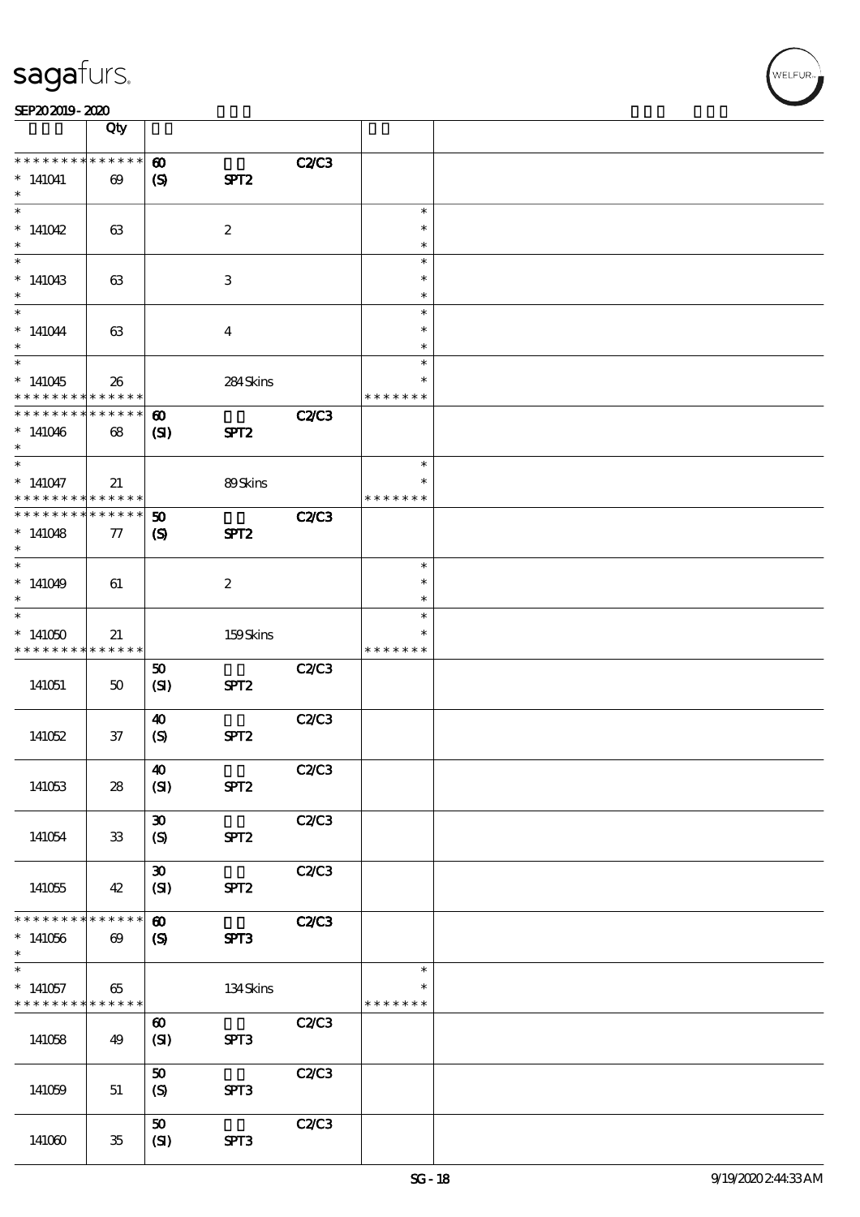| | Qty | | | | | |
|---|---|---|---|---|---|---|
| * * * * * * * * * * * * * * | | 60 | | C2/C3 | | |
| * 141041 | 69 | (S) | SPT2 | | | |
| * 141042 | 63 | | 2 | | * | |
| * 141043 | 63 | | 3 | | * | |
| * 141044 | 63 | | 4 | | * | |
| * 141045 | 26 | | 284 Skins | | * * * * * * * | |
| * * * * * * * * * * * * * * | | 60 | | C2/C3 | | |
| * 141046 | 68 | (SI) | SPT2 | | | |
| * 141047 | 21 | | 89 Skins | | * * * * * * * | |
| * * * * * * * * * * * * * * | | 50 | | C2/C3 | | |
| * 141048 | 77 | (S) | SPT2 | | | |
| * 141049 | 61 | | 2 | | * | |
| * 141050 | 21 | | 159 Skins | | * * * * * * * | |
| 141051 | 50 | 50 (SI) | SPT2 | C2/C3 | | |
| 141052 | 37 | 40 (S) | SPT2 | C2/C3 | | |
| 141053 | 28 | 40 (SI) | SPT2 | C2/C3 | | |
| 141054 | 33 | 30 (S) | SPT2 | C2/C3 | | |
| 141055 | 42 | 30 (SI) | SPT2 | C2/C3 | | |
| * * * * * * * * * * * * * * | | 60 | | C2/C3 | | |
| * 141056 | 69 | (S) | SPT3 | | | |
| * 141057 | 65 | | 134 Skins | | * * * * * * * | |
| 141058 | 49 | 60 (SI) | SPT3 | C2/C3 | | |
| 141059 | 51 | 50 (S) | SPT3 | C2/C3 | | |
| 141060 | 35 | 50 (SI) | SPT3 | C2/C3 | | |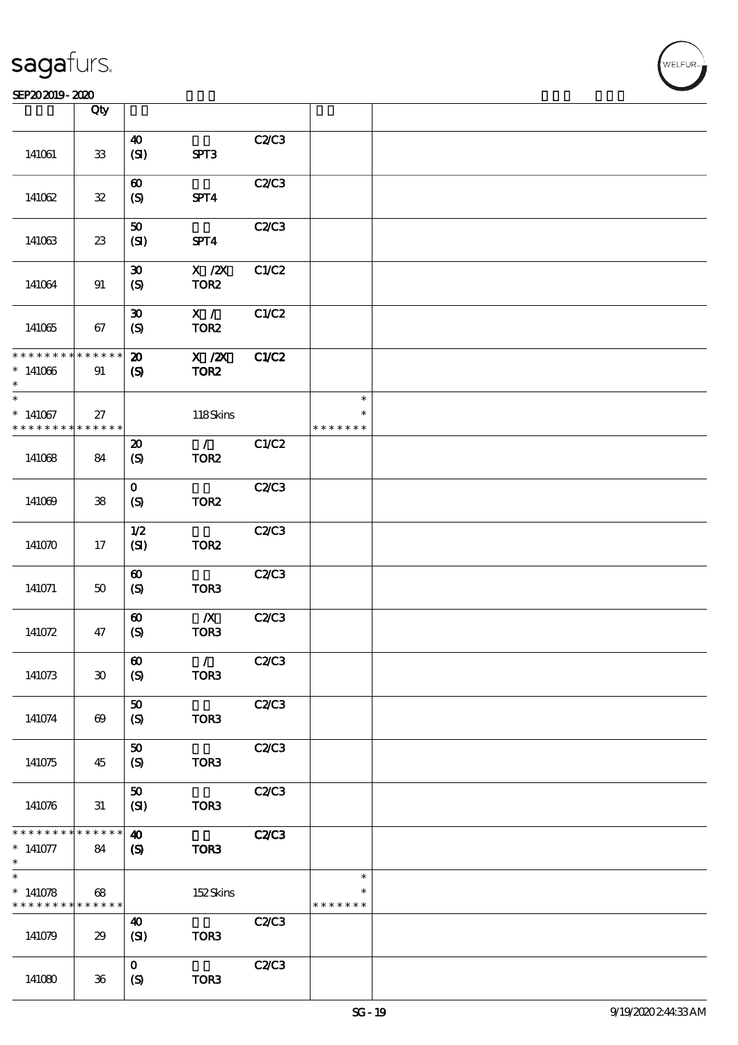| | Qty | | | | | |
|---|---|---|---|---|---|---|
| 141061 | 33 | 40 (SI) | SPT3 | C2/C3 | | |
| 141062 | 32 | 60 (S) | SPT4 | C2/C3 | | |
| 141063 | 23 | 50 (SI) | SPT4 | C2/C3 | | |
| 141064 | 91 | 30 (S) | X /2X TOR2 | C1/C2 | | |
| 141065 | 67 | 30 (S) | X / TOR2 | C1/C2 | | |
| * * * * * * * * * * * * * * <br>* 141066<br>* | 91 | 20 (S) | X /2X TOR2 | C1/C2 | | |
| *<br>* 141067<br>* * * * * * * * * * * * * * | 27 | | 118 Skins | | *<br>*<br>* * * * * * * | |
| 141068 | 84 | 20 (S) | / TOR2 | C1/C2 | | |
| 141069 | 38 | 0 (S) | TOR2 | C2/C3 | | |
| 141070 | 17 | 1/2 (SI) | TOR2 | C2/C3 | | |
| 141071 | 50 | 60 (S) | TOR3 | C2/C3 | | |
| 141072 | 47 | 60 (S) | /X TOR3 | C2/C3 | | |
| 141073 | 30 | 60 (S) | / TOR3 | C2/C3 | | |
| 141074 | 69 | 50 (S) | TOR3 | C2/C3 | | |
| 141075 | 45 | 50 (S) | TOR3 | C2/C3 | | |
| 141076 | 31 | 50 (SI) | TOR3 | C2/C3 | | |
| * * * * * * * * * * * * * * <br>* 141077<br>* | 84 | 40 (S) | TOR3 | C2/C3 | | |
| *<br>* 141078<br>* * * * * * * * * * * * * * | 68 | | 152 Skins | | *<br>*<br>* * * * * * * | |
| 141079 | 29 | 40 (SI) | TOR3 | C2/C3 | | |
| 141080 | 36 | 0 (S) | TOR3 | C2/C3 | | |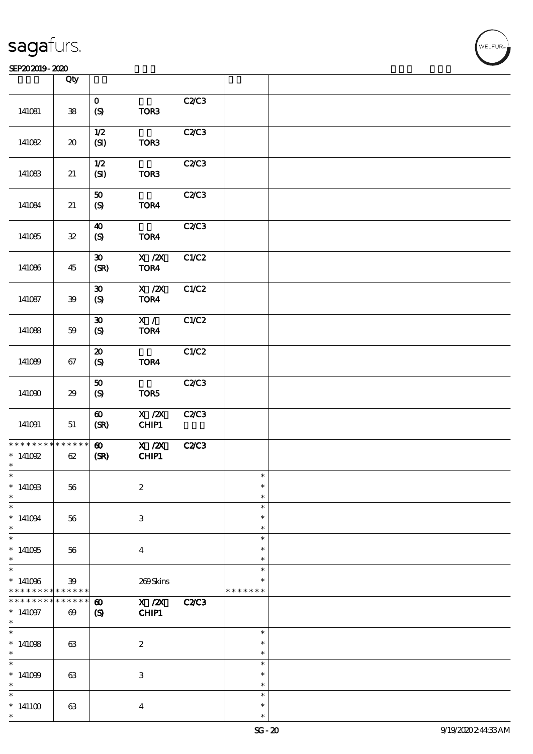| | Qty | | | | | |
|---|---|---|---|---|---|---|
| 141081 | 38 | 0 (S) | TOR3 | C2/C3 | | |
| 141082 | 20 | 1/2 (SI) | TOR3 | C2/C3 | | |
| 141083 | 21 | 1/2 (SI) | TOR3 | C2/C3 | | |
| 141084 | 21 | 50 (S) | TOR4 | C2/C3 | | |
| 141085 | 32 | 40 (S) | TOR4 | C2/C3 | | |
| 141086 | 45 | 30 (SR) | X /2X TOR4 | C1/C2 | | |
| 141087 | 39 | 30 (S) | X /2X TOR4 | C1/C2 | | |
| 141088 | 59 | 30 (S) | X / TOR4 | C1/C2 | | |
| 141089 | 67 | 20 (S) | TOR4 | C1/C2 | | |
| 141090 | 29 | 50 (S) | TOR5 | C2/C3 | | |
| 141091 | 51 | 60 (SR) | X /2X CHIP1 | C2/C3 | | |
| * * * * * * * * * * * * * * 141092 * | 62 | 60 (SR) | X /2X CHIP1 | C2/C3 | | |
| * 141093 * | 56 | | 2 | | * * * | |
| * 141094 * | 56 | | 3 | | * * * | |
| * 141095 * | 56 | | 4 | | * * * | |
| * 141096 * * * * * * * * * * * * * * | 39 | | 269 Skins | | * * * * * * * * * | |
| * * * * * * * * * * * * * * 141097 * | 69 | 60 (S) | X /2X CHIP1 | C2/C3 | | |
| * 141098 * | 63 | | 2 | | * * * | |
| * 141099 * | 63 | | 3 | | * * * | |
| * 141100 * | 63 | | 4 | | * * * | |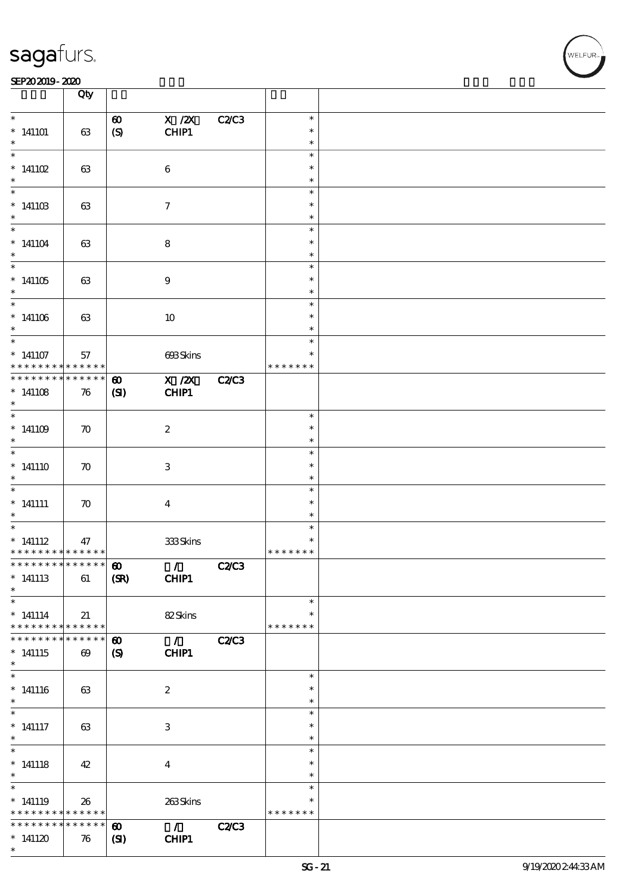| | Qty | | | | | |
|---|---|---|---|---|---|---|
| * 141101 * | 63 | 60 (S) | X /2X CHIP1 | C2/C3 | * * * | |
| * 141102 * | 63 | | 6 | | * * * | |
| * 141103 * | 63 | | 7 | | * * * | |
| * 141104 * | 63 | | 8 | | * * * | |
| * 141105 * | 63 | | 9 | | * * * | |
| * 141106 * | 63 | | 10 | | * * * | |
| * 141107 * * * * * * * * * * * * * * | 57 | | 693 Skins | | * * * * * * * * * | |
| * * * * * * * * * * * * * * 141108 * | 76 | 60 (SI) | X /2X CHIP1 | C2/C3 | | |
| * 141109 * | 70 | | 2 | | * * * | |
| * 141110 * | 70 | | 3 | | * * * | |
| * 141111 * | 70 | | 4 | | * * * | |
| * 141112 * * * * * * * * * * * * * * | 47 | | 333 Skins | | * * * * * * * * * | |
| * * * * * * * * * * * * * * 141113 * | 61 | 60 (SR) | / CHIP1 | C2/C3 | | |
| * 141114 * * * * * * * * * * * * * * | 21 | | 82 Skins | | * * * * * * * * * | |
| * * * * * * * * * * * * * * 141115 * | 69 | 60 (S) | / CHIP1 | C2/C3 | | |
| * 141116 * | 63 | | 2 | | * * * | |
| * 141117 * | 63 | | 3 | | * * * | |
| * 141118 * | 42 | | 4 | | * * * | |
| * 141119 * * * * * * * * * * * * * * | 26 | | 263 Skins | | * * * * * * * * * | |
| * * * * * * * * * * * * * * 141120 * | 76 | 60 (SI) | / CHIP1 | C2/C3 | | |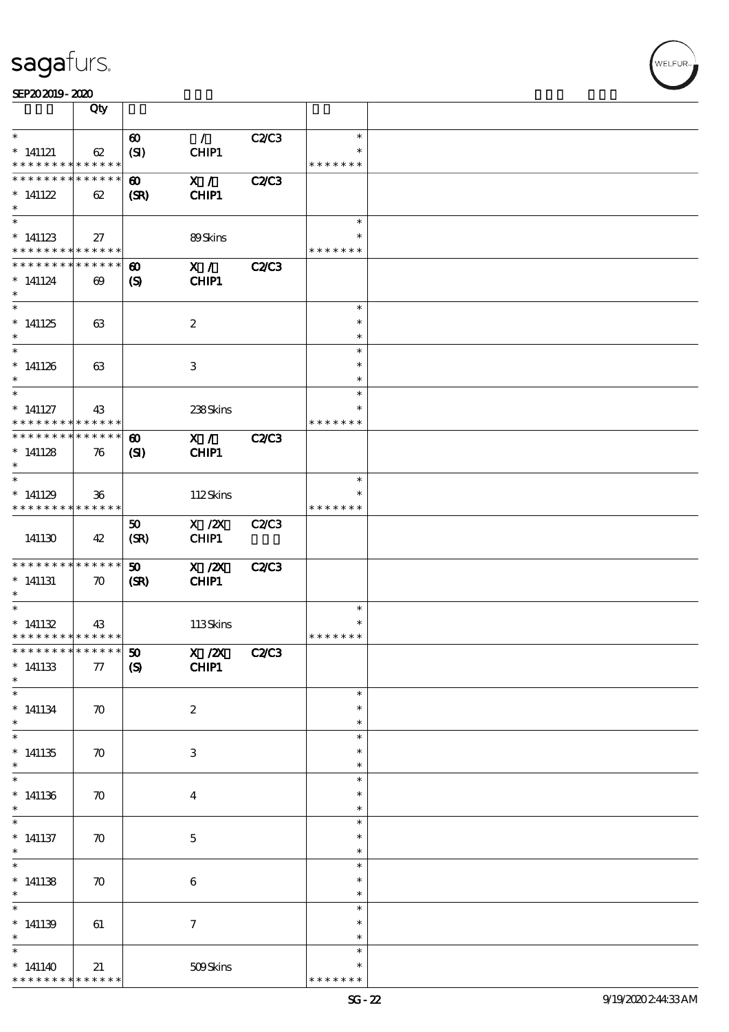| | Qty | | | | | |
|---|---|---|---|---|---|---|
| * | | 60 | / | C2/C3 | * | |
| * 141121 | 62 | (SI) | CHIP1 | | * | |
| * * * * * * * * * * * * * * | | | | | * * * * * * * | |
| * * * * * * * * * * * * * * | | 60 | X / | C2/C3 | | |
| * 141122 | 62 | (SR) | CHIP1 | | | |
| * | | | | | | |
| * | | | | | * | |
| * 141123 | 27 | | 89 Skins | | * | |
| * * * * * * * * * * * * * * | | | | | * * * * * * * | |
| * * * * * * * * * * * * * * | | 60 | X / | C2/C3 | | |
| * 141124 | 69 | (S) | CHIP1 | | | |
| * | | | | | | |
| * | | | | | * | |
| * 141125 | 63 | | 2 | | * | |
| * | | | | | * | |
| * | | | | | * | |
| * 141126 | 63 | | 3 | | * | |
| * | | | | | * | |
| * | | | | | * | |
| * 141127 | 43 | | 238 Skins | | * | |
| * * * * * * * * * * * * * * | | | | | * * * * * * * | |
| * * * * * * * * * * * * * * | | 60 | X / | C2/C3 | | |
| * 141128 | 76 | (SI) | CHIP1 | | | |
| * | | | | | | |
| * | | | | | * | |
| * 141129 | 36 | | 112 Skins | | * | |
| * * * * * * * * * * * * * * | | | | | * * * * * * * | |
| | | 50 | X /2X | C2/C3 | | |
| 141130 | 42 | (SR) | CHIP1 | | | |
| * * * * * * * * * * * * * * | | 50 | X /2X | C2/C3 | | |
| * 141131 | 70 | (SR) | CHIP1 | | | |
| * | | | | | | |
| * | | | | | * | |
| * 141132 | 43 | | 113 Skins | | * | |
| * * * * * * * * * * * * * * | | | | | * * * * * * * | |
| * * * * * * * * * * * * * * | | 50 | X /2X | C2/C3 | | |
| * 141133 | 77 | (S) | CHIP1 | | | |
| * | | | | | | |
| * | | | | | * | |
| * 141134 | 70 | | 2 | | * | |
| * | | | | | * | |
| * | | | | | * | |
| * 141135 | 70 | | 3 | | * | |
| * | | | | | * | |
| * | | | | | * | |
| * 141136 | 70 | | 4 | | * | |
| * | | | | | * | |
| * | | | | | * | |
| * 141137 | 70 | | 5 | | * | |
| * | | | | | * | |
| * | | | | | * | |
| * 141138 | 70 | | 6 | | * | |
| * | | | | | * | |
| * | | | | | * | |
| * 141139 | 61 | | 7 | | * | |
| * | | | | | * | |
| * | | | | | * | |
| * 141140 | 21 | | 509 Skins | | * | |
| * * * * * * * * * * * * * * | | | | | * * * * * * * | |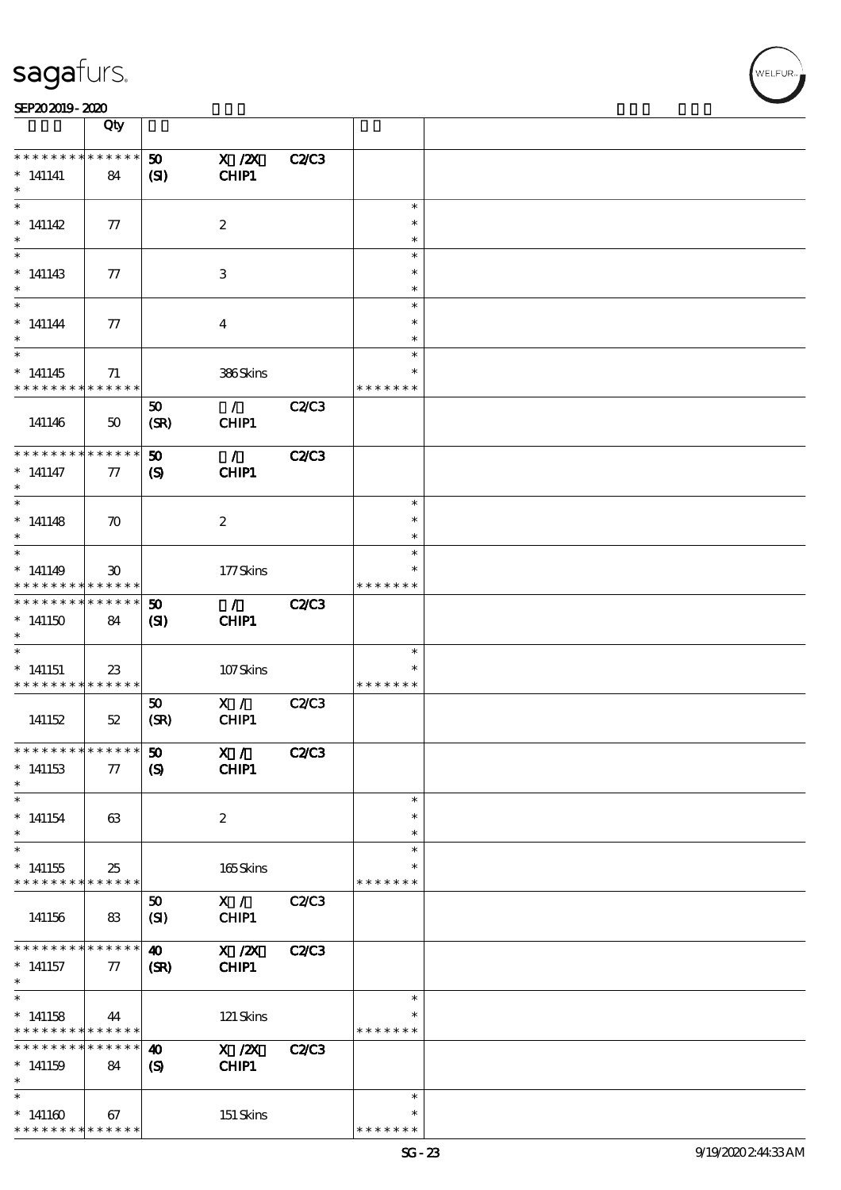| | Qty | | | | | |
|---|---|---|---|---|---|---|
| * * * * * * * * * * * * * * | 50 | X /2X | C2/C3 | | | |
| * 141141 | 84 | (SI) | CHIP1 | | | |
| * 141142 | 77 | | 2 | | * | |
| * 141143 | 77 | | 3 | | * | |
| * 141144 | 77 | | 4 | | * | |
| * 141145 | 71 | | 386 Skins | | * * * * * * * | |
| 141146 | 50 | 50 (SR) | / CHIP1 | C2/C3 | | |
| * * * * * * * * * * * * * * | 50 | / | C2/C3 | | | |
| * 141147 | 77 | (S) | CHIP1 | | | |
| * 141148 | 70 | | 2 | | * | |
| * 141149 | 30 | | 177 Skins | | * * * * * * * | |
| * * * * * * * * * * * * * * | 50 | / | C2/C3 | | | |
| * 141150 | 84 | (SI) | CHIP1 | | | |
| * 141151 | 23 | | 107 Skins | | * * * * * * * | |
| 141152 | 52 | 50 (SR) | X / CHIP1 | C2/C3 | | |
| * * * * * * * * * * * * * * | 50 | X / | C2/C3 | | | |
| * 141153 | 77 | (S) | CHIP1 | | | |
| * 141154 | 63 | | 2 | | * | |
| * 141155 | 25 | | 165 Skins | | * * * * * * * | |
| 141156 | 83 | 50 (SI) | X / CHIP1 | C2/C3 | | |
| * * * * * * * * * * * * * * | 40 | X /2X | C2/C3 | | | |
| * 141157 | 77 | (SR) | CHIP1 | | | |
| * 141158 | 44 | | 121 Skins | | * * * * * * * | |
| * * * * * * * * * * * * * * | 40 | X /2X | C2/C3 | | | |
| * 141159 | 84 | (S) | CHIP1 | | | |
| * 141160 | 67 | | 151 Skins | | * * * * * * * | |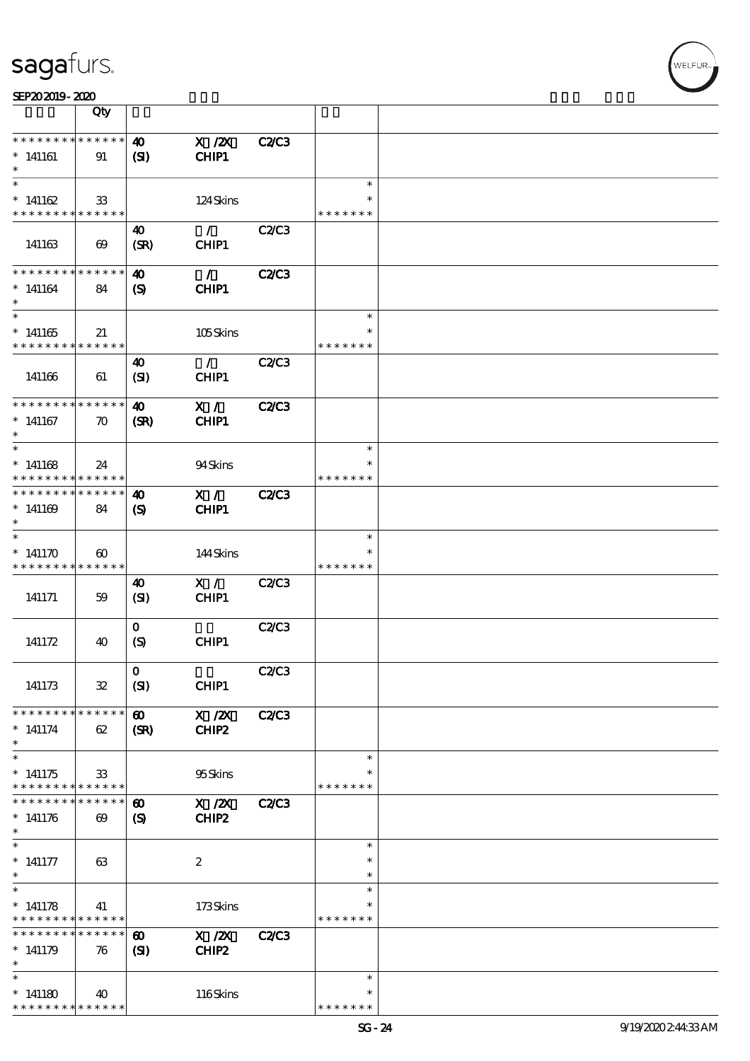| | Qty | | | | | |
|---|---|---|---|---|---|---|
| * * * * * * * * * * * * * * | 40 | X /2X | C2/C3 | | | |
| * 141161 | 91 | (SI) | CHIP1 | | | |
| * | | | | | | |
| * | | | | | * | |
| * 141162 | 33 | | 124 Skins | | * | |
| * * * * * * * * * * * * * * | | | | | * * * * * * * | |
| | | 40 | / | C2/C3 | | |
| 141163 | 69 | (SR) | CHIP1 | | | |
| * * * * * * * * * * * * * * | | 40 | / | C2/C3 | | |
| * 141164 | 84 | (S) | CHIP1 | | | |
| * | | | | | | |
| * | | | | | * | |
| * 141165 | 21 | | 105 Skins | | * | |
| * * * * * * * * * * * * * * | | | | | * * * * * * * | |
| | | 40 | / | C2/C3 | | |
| 141166 | 61 | (SI) | CHIP1 | | | |
| * * * * * * * * * * * * * * | | 40 | X / | C2/C3 | | |
| * 141167 | 70 | (SR) | CHIP1 | | | |
| * | | | | | | |
| * | | | | | * | |
| * 141168 | 24 | | 94 Skins | | * | |
| * * * * * * * * * * * * * * | | | | | * * * * * * * | |
| * * * * * * * * * * * * * * | | 40 | X / | C2/C3 | | |
| * 141169 | 84 | (S) | CHIP1 | | | |
| * | | | | | | |
| * | | | | | * | |
| * 141170 | 60 | | 144 Skins | | * | |
| * * * * * * * * * * * * * * | | | | | * * * * * * * | |
| | | 40 | X / | C2/C3 | | |
| 141171 | 59 | (SI) | CHIP1 | | | |
| | | 0 | | C2/C3 | | |
| 141172 | 40 | (S) | CHIP1 | | | |
| | | 0 | | C2/C3 | | |
| 141173 | 32 | (SI) | CHIP1 | | | |
| * * * * * * * * * * * * * * | | 60 | X /2X | C2/C3 | | |
| * 141174 | 62 | (SR) | CHIP2 | | | |
| * | | | | | | |
| * | | | | | * | |
| * 141175 | 33 | | 95 Skins | | * | |
| * * * * * * * * * * * * * * | | | | | * * * * * * * | |
| * * * * * * * * * * * * * * | | 60 | X /2X | C2/C3 | | |
| * 141176 | 69 | (S) | CHIP2 | | | |
| * | | | | | | |
| * | | | | | * | |
| * 141177 | 63 | | 2 | | * | |
| * | | | | | * | |
| * | | | | | * | |
| * 141178 | 41 | | 173 Skins | | * | |
| * * * * * * * * * * * * * * | | | | | * * * * * * * | |
| * * * * * * * * * * * * * * | | 60 | X /2X | C2/C3 | | |
| * 141179 | 76 | (SI) | CHIP2 | | | |
| * | | | | | | |
| * | | | | | * | |
| * 141180 | 40 | | 116 Skins | | * | |
| * * * * * * * * * * * * * * | | | | | * * * * * * * | |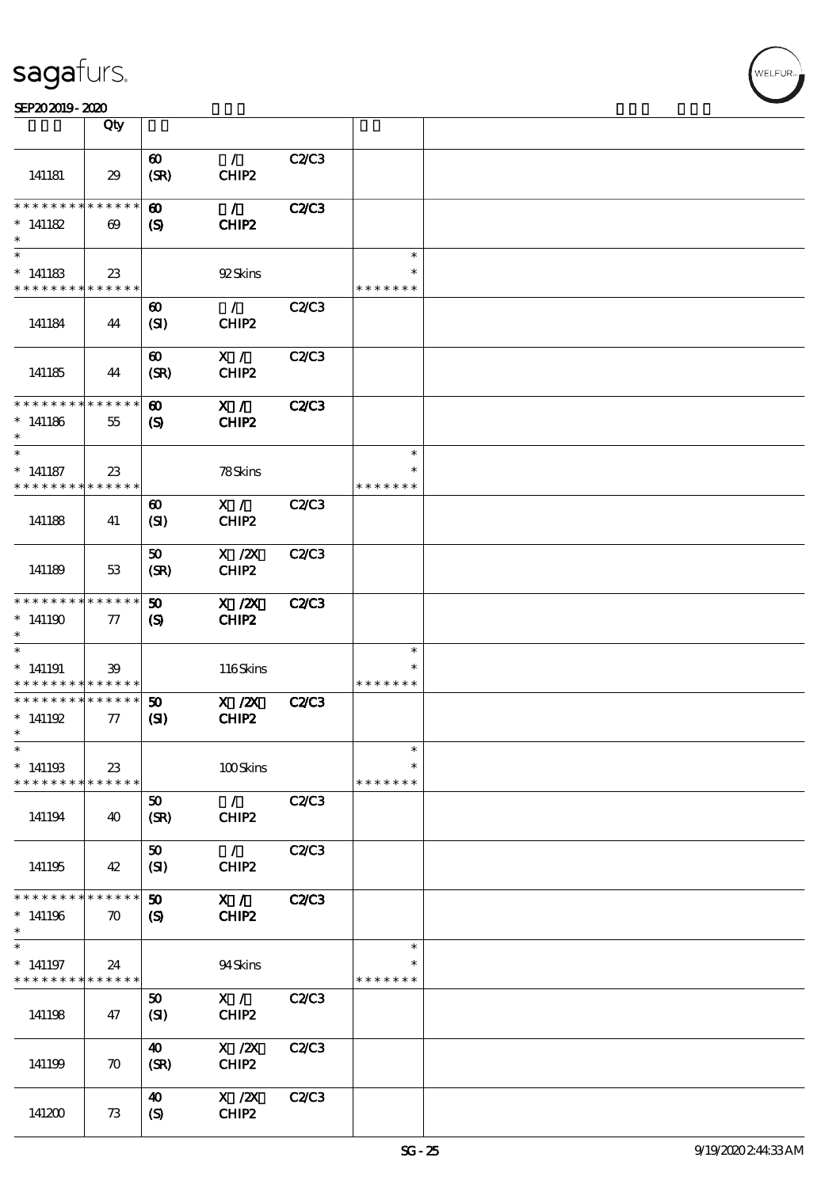# sagafurs.

SEP20 2019 - 2020

| | Qty | | | | | |
|---|---|---|---|---|---|---|
| 141181 | 29 | 60 (SR) | / CHIP2 | C2/C3 | | |
| * * * * * * * * * * * * * * 141182 * | 69 | 60 (S) | / CHIP2 | C2/C3 | | |
| * * 141183 * * * * * * * * * * * * * | 23 | | 92 Skins | | * * * * * * * * * | |
| 141184 | 44 | 60 (SI) | / CHIP2 | C2/C3 | | |
| 141185 | 44 | 60 (SR) | X / CHIP2 | C2/C3 | | |
| * * * * * * * * * * * * * * 141186 * | 55 | 60 (S) | X / CHIP2 | C2/C3 | | |
| * * 141187 * * * * * * * * * * * * * | 23 | | 78 Skins | | * * * * * * * * * | |
| 141188 | 41 | 60 (SI) | X / CHIP2 | C2/C3 | | |
| 141189 | 53 | 50 (SR) | X /2X CHIP2 | C2/C3 | | |
| * * * * * * * * * * * * * * 141190 * | 77 | 50 (S) | X /2X CHIP2 | C2/C3 | | |
| * * 141191 * * * * * * * * * * * * * | 39 | | 116 Skins | | * * * * * * * * * | |
| * * * * * * * * * * * * * * 141192 * | 77 | 50 (SI) | X /2X CHIP2 | C2/C3 | | |
| * * 141193 * * * * * * * * * * * * * | 23 | | 100 Skins | | * * * * * * * * * | |
| 141194 | 40 | 50 (SR) | / CHIP2 | C2/C3 | | |
| 141195 | 42 | 50 (SI) | / CHIP2 | C2/C3 | | |
| * * * * * * * * * * * * * * 141196 * | 70 | 50 (S) | X / CHIP2 | C2/C3 | | |
| * * 141197 * * * * * * * * * * * * * | 24 | | 94 Skins | | * * * * * * * * * | |
| 141198 | 47 | 50 (SI) | X / CHIP2 | C2/C3 | | |
| 141199 | 70 | 40 (SR) | X /2X CHIP2 | C2/C3 | | |
| 141200 | 73 | 40 (S) | X /2X CHIP2 | C2/C3 | | |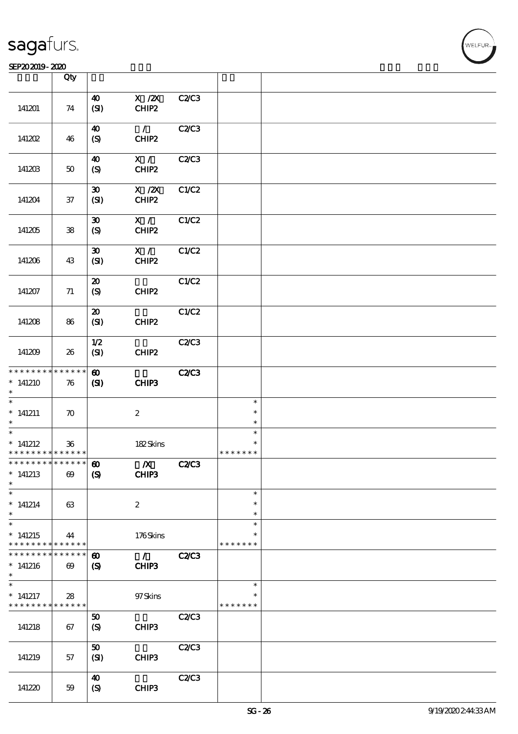| | Qty | | | | | |
|---|---|---|---|---|---|---|
| 141201 | 74 | 40 (SI) | X /2X CHIP2 | C2/C3 | | |
| 141202 | 46 | 40 (S) | / CHIP2 | C2/C3 | | |
| 141203 | 50 | 40 (S) | X / CHIP2 | C2/C3 | | |
| 141204 | 37 | 30 (SI) | X /2X CHIP2 | C1/C2 | | |
| 141205 | 38 | 30 (S) | X / CHIP2 | C1/C2 | | |
| 141206 | 43 | 30 (SI) | X / CHIP2 | C1/C2 | | |
| 141207 | 71 | 20 (S) | CHIP2 | C1/C2 | | |
| 141208 | 86 | 20 (SI) | CHIP2 | C1/C2 | | |
| 141209 | 26 | 1/2 (SI) | CHIP2 | C2/C3 | | |
| * * * * * * * * * * * * * * 141210 * | 76 | **60 (SI)** | **CHIP3** | **C2/C3** | | |
| * * 141211 * | 70 | | 2 | | * * * | |
| * * 141212 * * * * * * * * * * * * * * | 36 | | 182 Skins | | * * * * * * * * * | |
| * * * * * * * * * * * * * * 141213 * | 69 | **60 (S)** | **/X CHIP3** | **C2/C3** | | |
| * * 141214 * | 63 | | 2 | | * * * | |
| * * 141215 * * * * * * * * * * * * * * | 44 | | 176 Skins | | * * * * * * * * * | |
| * * * * * * * * * * * * * * 141216 * | 69 | **60 (S)** | **/ CHIP3** | **C2/C3** | | |
| * * 141217 * * * * * * * * * * * * * * | 28 | | 97 Skins | | * * * * * * * * * | |
| 141218 | 67 | 50 (S) | CHIP3 | C2/C3 | | |
| 141219 | 57 | 50 (SI) | CHIP3 | C2/C3 | | |
| 141220 | 59 | 40 (S) | CHIP3 | C2/C3 | | |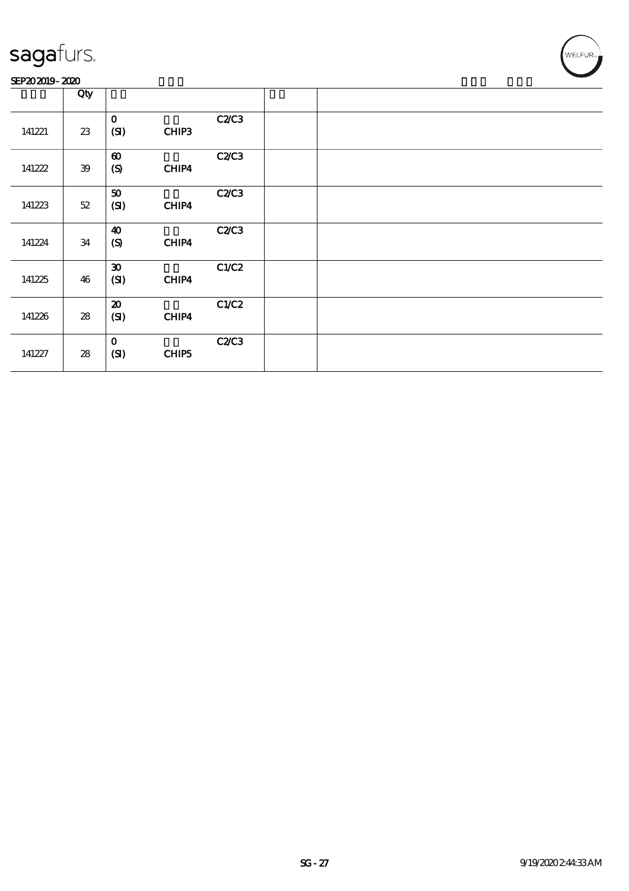| | Qty | | | | | |
|---|---|---|---|---|---|---|
| 141221 | 23 | 0 (SI) | CHIP3 | C2/C3 | | |
| 141222 | 39 | 60 (S) | CHIP4 | C2/C3 | | |
| 141223 | 52 | 50 (SI) | CHIP4 | C2/C3 | | |
| 141224 | 34 | 40 (S) | CHIP4 | C2/C3 | | |
| 141225 | 46 | 30 (SI) | CHIP4 | C1/C2 | | |
| 141226 | 28 | 20 (SI) | CHIP4 | C1/C2 | | |
| 141227 | 28 | 0 (SI) | CHIP5 | C2/C3 | | |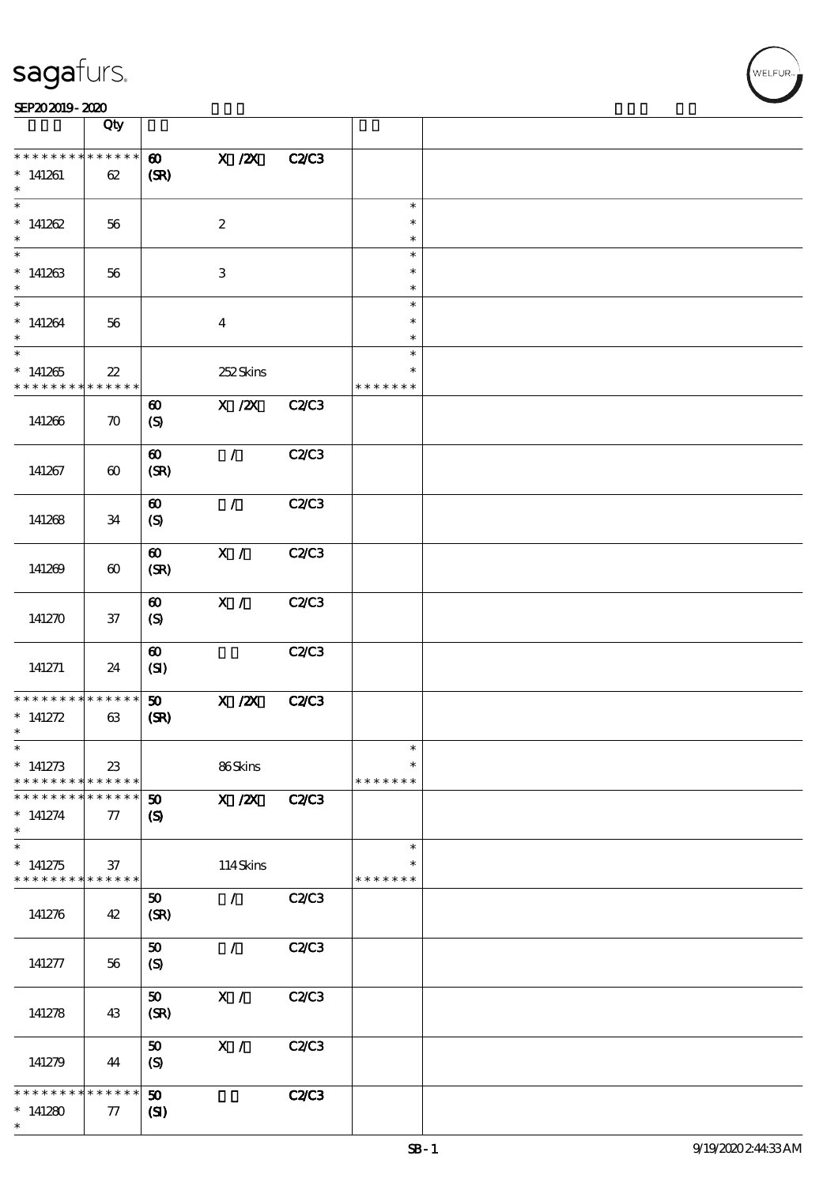| | Qty | | | | | |
|---|---|---|---|---|---|---|
| * * * * * * * * * * * * * * | 60 | X /2X | C2/C3 | | | |
| * 141261 | 62 | (SR) | | | | |
| * | | | | | | |
| * 141262 | 56 | | 2 | | * | |
| * | | | | | | |
| * 141263 | 56 | | 3 | | * | |
| * | | | | | | |
| * 141264 | 56 | | 4 | | * | |
| * | | | | | | |
| * 141265 | 22 | | 252 Skins | | * | |
| * * * * * * * * * * * * * * | | | | | * * * * * * * | |
| 141266 | 70 | 60 (S) | X /2X | C2/C3 | | |
| 141267 | 60 | 60 (SR) | / | C2/C3 | | |
| 141268 | 34 | 60 (S) | / | C2/C3 | | |
| 141269 | 60 | 60 (SR) | X / | C2/C3 | | |
| 141270 | 37 | 60 (S) | X / | C2/C3 | | |
| 141271 | 24 | 60 (SI) | | C2/C3 | | |
| * * * * * * * * * * * * * * | 50 | X /2X | C2/C3 | | | |
| * 141272 | 63 | (SR) | | | | |
| * | | | | | | |
| * 141273 | 23 | | 86 Skins | | * | |
| * * * * * * * * * * * * * * | | | | | * * * * * * * | |
| * * * * * * * * * * * * * * | 50 | X /2X | C2/C3 | | | |
| * 141274 | 77 | (S) | | | | |
| * | | | | | | |
| * 141275 | 37 | | 114 Skins | | * | |
| * * * * * * * * * * * * * * | | | | | * * * * * * * | |
| 141276 | 42 | 50 (SR) | / | C2/C3 | | |
| 141277 | 56 | 50 (S) | / | C2/C3 | | |
| 141278 | 43 | 50 (SR) | X / | C2/C3 | | |
| 141279 | 44 | 50 (S) | X / | C2/C3 | | |
| * * * * * * * * * * * * * * | 50 | | C2/C3 | | | |
| * 141280 | 77 | (SI) | | | | |
| * | | | | | | |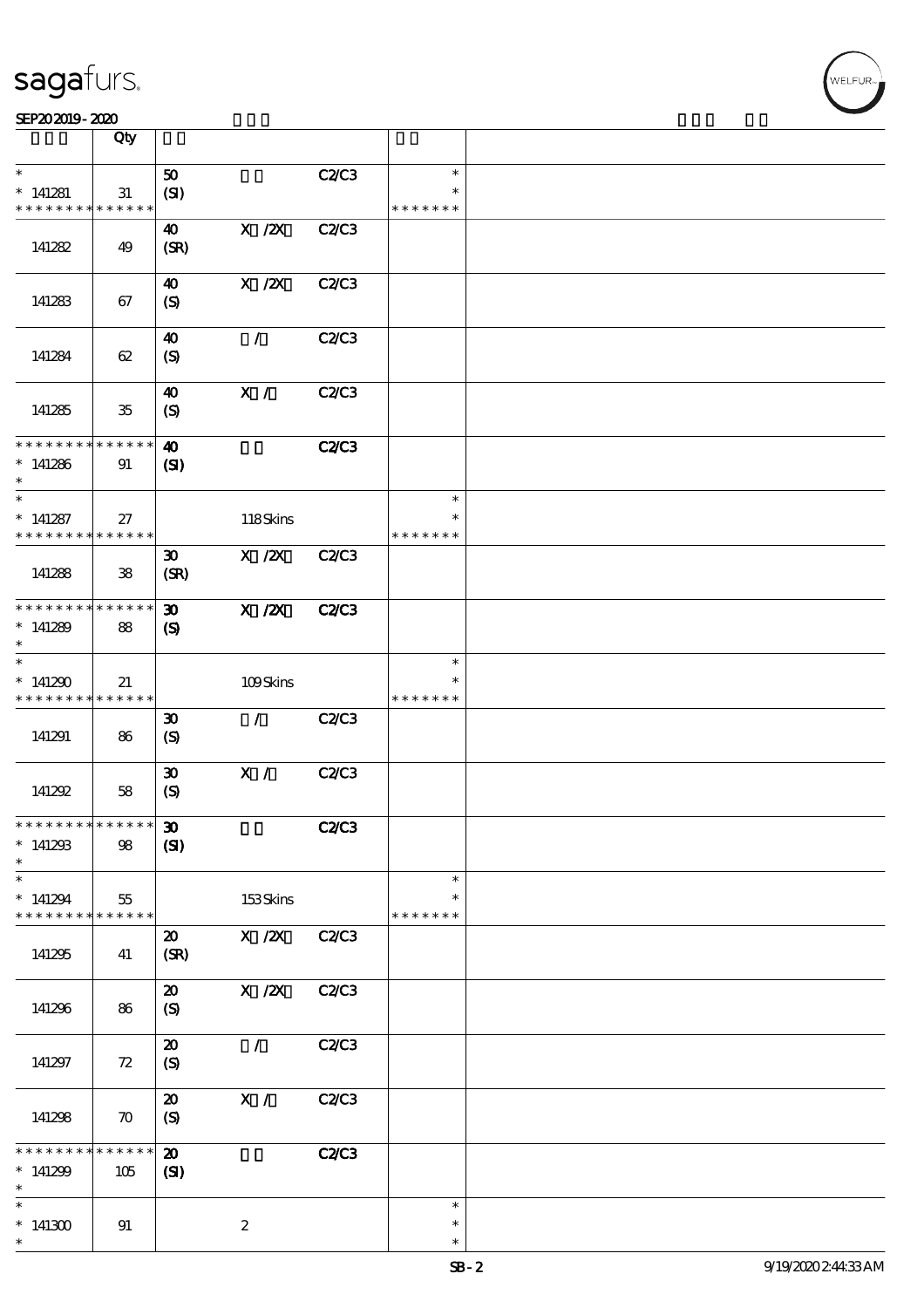| | Qty | | | | | |
|---|---|---|---|---|---|---|
| * | | 50 | | C2/C3 | * | |
| * 141281 | 31 | (SI) | | | * | |
| * * * * * * * * * * * * * * | | | | | * * * * * * * | |
| 141282 | 49 | 40 (SR) | X /2X | C2/C3 | | |
| 141283 | 67 | 40 (S) | X /2X | C2/C3 | | |
| 141284 | 62 | 40 (S) | / | C2/C3 | | |
| 141285 | 35 | 40 (S) | X / | C2/C3 | | |
| * * * * * * * * * * * * * * | | 40 | | C2/C3 | | |
| * 141286 | 91 | (SI) | | | | |
| * | | | | | | |
| * | | | | | * | |
| * 141287 | 27 | | 118 Skins | | * | |
| * * * * * * * * * * * * * * | | | | | * * * * * * * | |
| 141288 | 38 | 30 (SR) | X /2X | C2/C3 | | |
| * * * * * * * * * * * * * * | | 30 | X /2X | C2/C3 | | |
| * 141289 | 88 | (S) | | | | |
| * | | | | | | |
| * | | | | | * | |
| * 141290 | 21 | | 109 Skins | | * | |
| * * * * * * * * * * * * * * | | | | | * * * * * * * | |
| 141291 | 86 | 30 (S) | / | C2/C3 | | |
| 141292 | 58 | 30 (S) | X / | C2/C3 | | |
| * * * * * * * * * * * * * * | | 30 | | C2/C3 | | |
| * 141293 | 98 | (SI) | | | | |
| * | | | | | | |
| * | | | | | * | |
| * 141294 | 55 | | 153 Skins | | * | |
| * * * * * * * * * * * * * * | | | | | * * * * * * * | |
| 141295 | 41 | 20 (SR) | X /2X | C2/C3 | | |
| 141296 | 86 | 20 (S) | X /2X | C2/C3 | | |
| 141297 | 72 | 20 (S) | / | C2/C3 | | |
| 141298 | 70 | 20 (S) | X / | C2/C3 | | |
| * * * * * * * * * * * * * * | | 20 | | C2/C3 | | |
| * 141299 | 105 | (SI) | | | | |
| * | | | | | | |
| * | | | | | * | |
| * 141300 | 91 | | 2 | | * | |
| * | | | | | * | |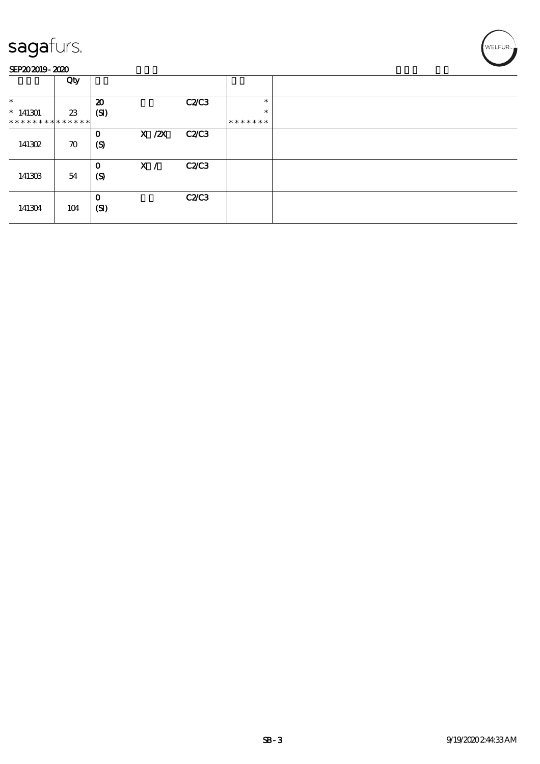# sagafurs.

SEP20 2019 - 2020

| | Qty | | | | | |
|---|---|---|---|---|---|---|
| * <br> * 141301 <br> * * * * * * * * * * * * * | 23 | 20 <br> (SI) | | C2/C3 | * <br> * <br> * * * * * * * | |
| 141302 | 70 | 0 <br> (S) | X /2X | C2/C3 | | |
| 141303 | 54 | 0 <br> (S) | X / | C2/C3 | | |
| 141304 | 104 | 0 <br> (SI) | | C2/C3 | | |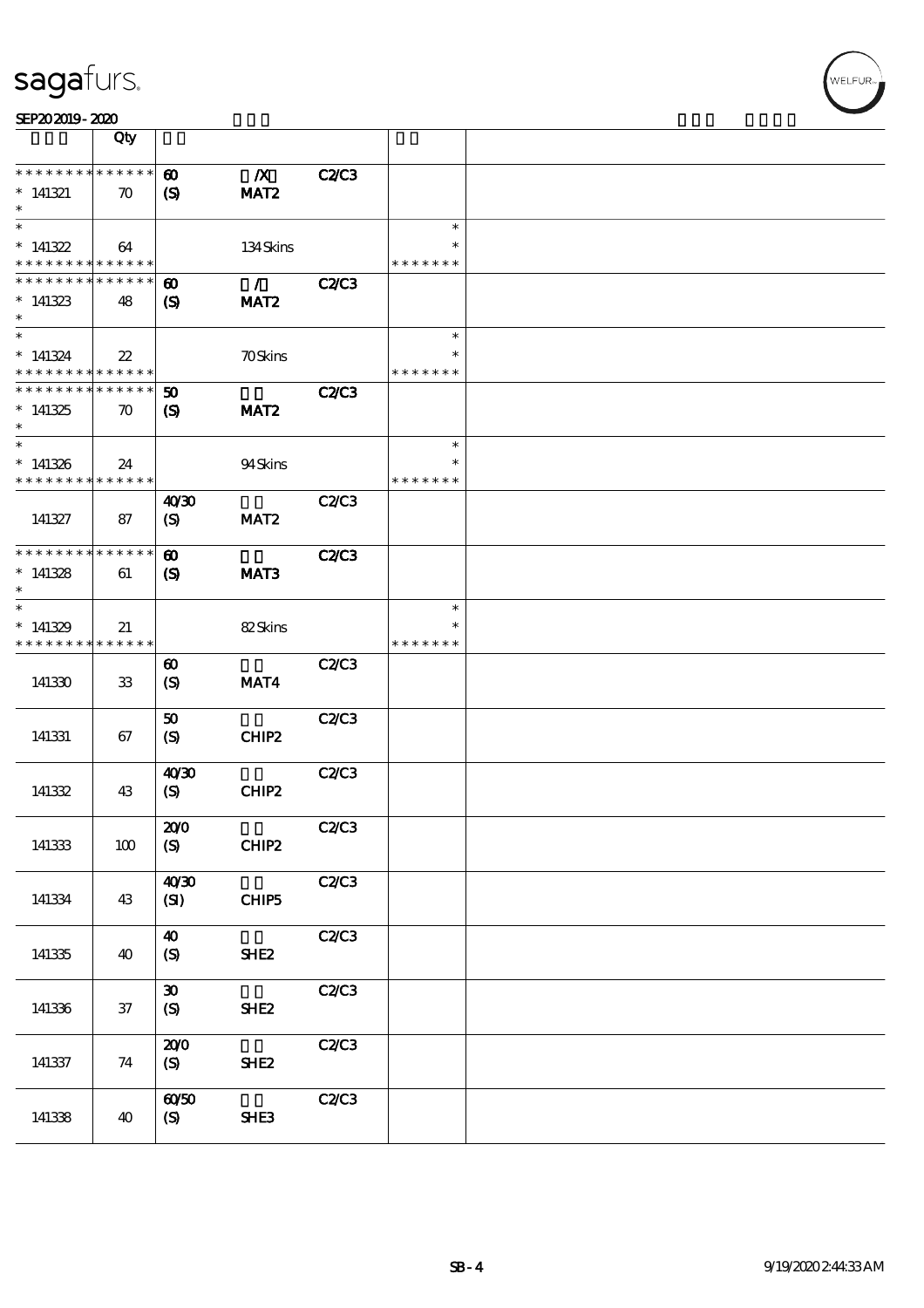| | Qty | | | | | |
|---|---|---|---|---|---|---|
| * * * * * * * * * * * * * * | | 60 | /X | C2/C3 | | |
| * 141321 | 70 | (S) | MAT2 | | | |
| * | | | | | | |
| * | | | | | * | |
| * 141322 | 64 | | 134 Skins | | * | |
| * * * * * * * * * * * * * * | | | | | * * * * * * * | |
| * * * * * * * * * * * * * * | | 60 | / | C2/C3 | | |
| * 141323 | 48 | (S) | MAT2 | | | |
| * | | | | | | |
| * | | | | | * | |
| * 141324 | 22 | | 70 Skins | | * | |
| * * * * * * * * * * * * * * | | | | | * * * * * * * | |
| * * * * * * * * * * * * * * | | 50 | | C2/C3 | | |
| * 141325 | 70 | (S) | MAT2 | | | |
| * | | | | | | |
| * | | | | | * | |
| * 141326 | 24 | | 94 Skins | | * | |
| * * * * * * * * * * * * * * | | | | | * * * * * * * | |
| 141327 | 87 | 40/30 (S) | MAT2 | C2/C3 | | |
| * * * * * * * * * * * * * * | | 60 | | C2/C3 | | |
| * 141328 | 61 | (S) | MAT3 | | | |
| * | | | | | | |
| * | | | | | * | |
| * 141329 | 21 | | 82 Skins | | * | |
| * * * * * * * * * * * * * * | | | | | * * * * * * * | |
| 141330 | 33 | 60 (S) | MAT4 | C2/C3 | | |
| 141331 | 67 | 50 (S) | CHIP2 | C2/C3 | | |
| 141332 | 43 | 40/30 (S) | CHIP2 | C2/C3 | | |
| 141333 | 100 | 20/0 (S) | CHIP2 | C2/C3 | | |
| 141334 | 43 | 40/30 (SI) | CHIP5 | C2/C3 | | |
| 141335 | 40 | 40 (S) | SHE2 | C2/C3 | | |
| 141336 | 37 | 30 (S) | SHE2 | C2/C3 | | |
| 141337 | 74 | 20/0 (S) | SHE2 | C2/C3 | | |
| 141338 | 40 | 60/50 (S) | SHE3 | C2/C3 | | |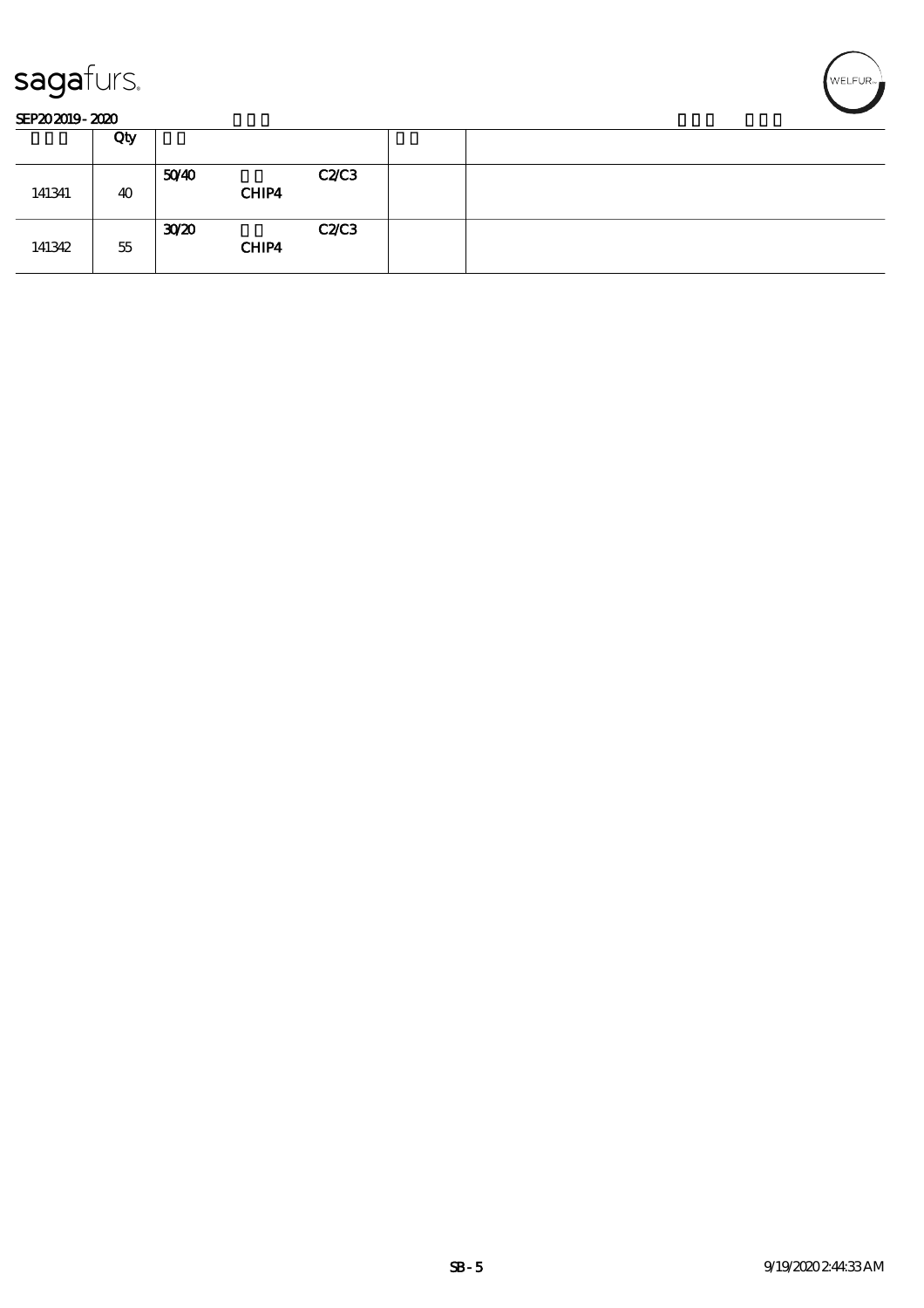| | Qty | | | | | |
|---|---|---|---|---|---|---|
| 141341 | 40 | 50/40 | CHIP4 | C2/C3 | | |
| 141342 | 55 | 30/20 | CHIP4 | C2/C3 | | |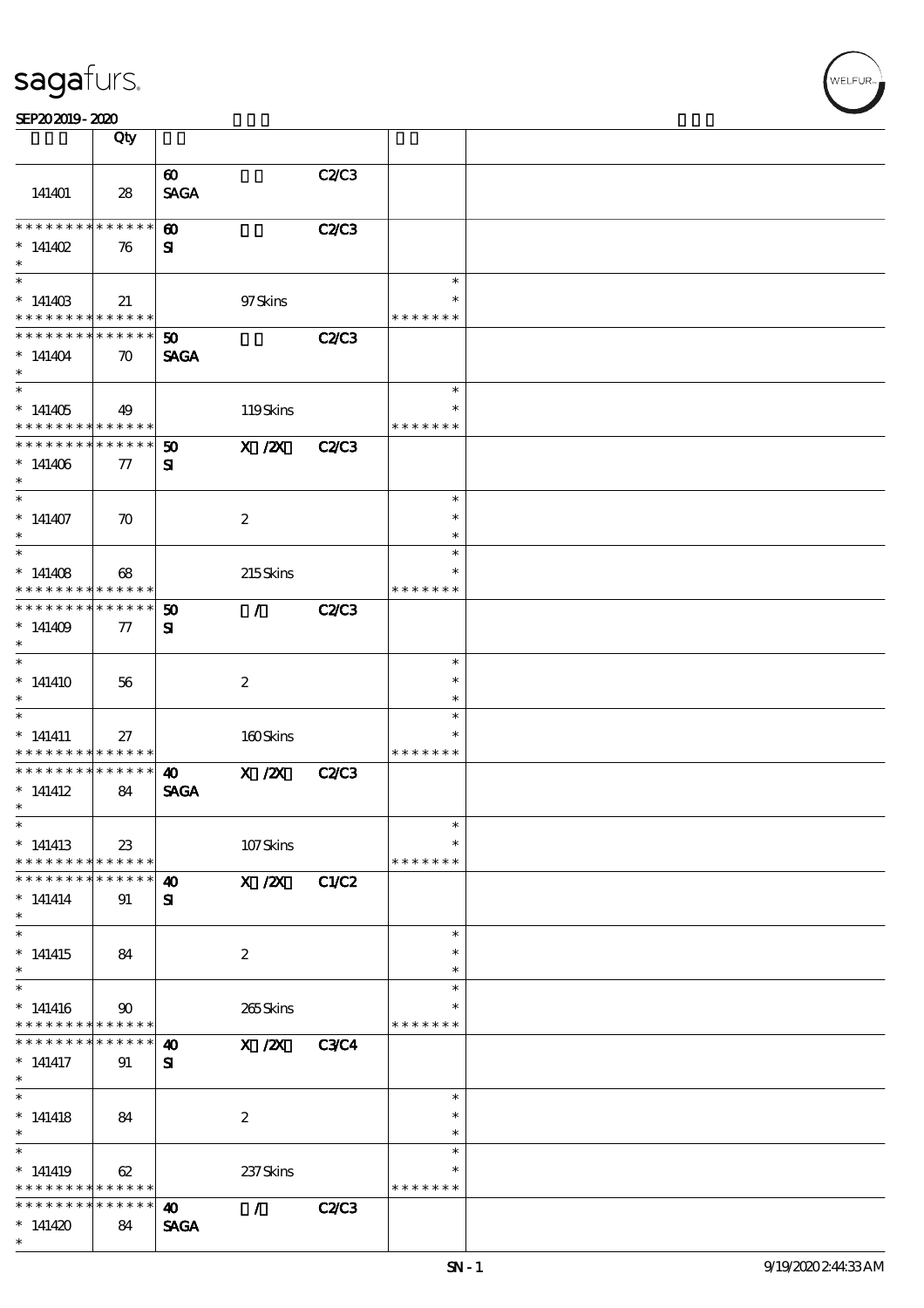| | Qty | | | | | |
|---|---|---|---|---|---|---|
| 141401 | 28 | 60 SAGA | | C2/C3 | | |
| * * * * * * * * * * * * * * 141402 * | 76 | 60 SI | | C2/C3 | | |
| * * 141403 * * * * * * * * * * * * * | 21 | | 97 Skins | | * * * * * * * * * | |
| * * * * * * * * * * * * * * 141404 * | 70 | 50 SAGA | | C2/C3 | | |
| * * 141405 * * * * * * * * * * * * * | 49 | | 119 Skins | | * * * * * * * * * | |
| * * * * * * * * * * * * * * 141406 * | 77 | 50 SI | X /2X | C2/C3 | | |
| * * 141407 * | 70 | | 2 | | * * * | |
| * * 141408 * * * * * * * * * * * * * | 68 | | 215 Skins | | * * * * * * * * * | |
| * * * * * * * * * * * * * * 141409 * | 77 | 50 SI | / | C2/C3 | | |
| * * 141410 * | 56 | | 2 | | * * * | |
| * * 141411 * * * * * * * * * * * * * | 27 | | 160 Skins | | * * * * * * * * * | |
| * * * * * * * * * * * * * * 141412 * | 84 | 40 SAGA | X /2X | C2/C3 | | |
| * * 141413 * * * * * * * * * * * * * | 23 | | 107 Skins | | * * * * * * * * * | |
| * * * * * * * * * * * * * * 141414 * | 91 | 40 SI | X /2X | C1/C2 | | |
| * * 141415 * | 84 | | 2 | | * * * | |
| * * 141416 * * * * * * * * * * * * * | 90 | | 265 Skins | | * * * * * * * * * | |
| * * * * * * * * * * * * * * 141417 * | 91 | 40 SI | X /2X | C3/C4 | | |
| * * 141418 * | 84 | | 2 | | * * * | |
| * * 141419 * * * * * * * * * * * * * | 62 | | 237 Skins | | * * * * * * * * * | |
| * * * * * * * * * * * * * * 141420 * | 84 | 40 SAGA | / | C2/C3 | | |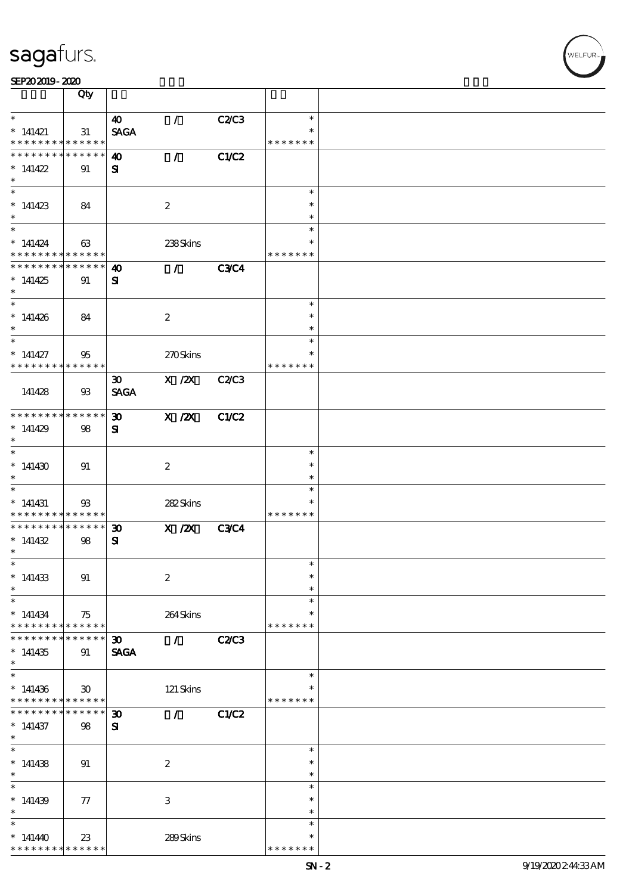| | Qty | | | | | |
|---|---|---|---|---|---|---|
| * | | 40 | / | C2/C3 | * | |
| * 141421 | 31 | SAGA | | | * | |
| * * * * * * * * * * * * * * | | | | | * * * * * * * | |
| * * * * * * * * * * * * * * | | 40 | / | C1/C2 | | |
| * 141422 | 91 | SI | | | | |
| * | | | | | | |
| * | | | | | * | |
| * 141423 | 84 | | 2 | | * | |
| * | | | | | * | |
| * | | | | | * | |
| * 141424 | 63 | | 238 Skins | | * | |
| * * * * * * * * * * * * * * | | | | | * * * * * * * | |
| * * * * * * * * * * * * * * | | 40 | / | C3/C4 | | |
| * 141425 | 91 | SI | | | | |
| * | | | | | | |
| * | | | | | * | |
| * 141426 | 84 | | 2 | | * | |
| * | | | | | * | |
| * | | | | | * | |
| * 141427 | 95 | | 270 Skins | | * | |
| * * * * * * * * * * * * * * | | | | | * * * * * * * | |
| 141428 | 93 | 30 SAGA | X /2X | C2/C3 | | |
| * * * * * * * * * * * * * * | | 30 | X /2X | C1/C2 | | |
| * 141429 | 98 | SI | | | | |
| * | | | | | | |
| * | | | | | * | |
| * 141430 | 91 | | 2 | | * | |
| * | | | | | * | |
| * | | | | | * | |
| * 141431 | 93 | | 282 Skins | | * | |
| * * * * * * * * * * * * * * | | | | | * * * * * * * | |
| * * * * * * * * * * * * * * | | 30 | X /2X | C3/C4 | | |
| * 141432 | 98 | SI | | | | |
| * | | | | | | |
| * | | | | | * | |
| * 141433 | 91 | | 2 | | * | |
| * | | | | | * | |
| * | | | | | * | |
| * 141434 | 75 | | 264 Skins | | * | |
| * * * * * * * * * * * * * * | | | | | * * * * * * * | |
| * * * * * * * * * * * * * * | | 30 | / | C2/C3 | | |
| * 141435 | 91 | SAGA | | | | |
| * | | | | | | |
| * | | | | | * | |
| * 141436 | 30 | | 121 Skins | | * | |
| * * * * * * * * * * * * * * | | | | | * * * * * * * | |
| * * * * * * * * * * * * * * | | 30 | / | C1/C2 | | |
| * 141437 | 98 | SI | | | | |
| * | | | | | | |
| * | | | | | * | |
| * 141438 | 91 | | 2 | | * | |
| * | | | | | * | |
| * | | | | | * | |
| * 141439 | 77 | | 3 | | * | |
| * | | | | | * | |
| * | | | | | * | |
| * 141440 | 23 | | 289 Skins | | * | |
| * * * * * * * * * * * * * * | | | | | * * * * * * * | |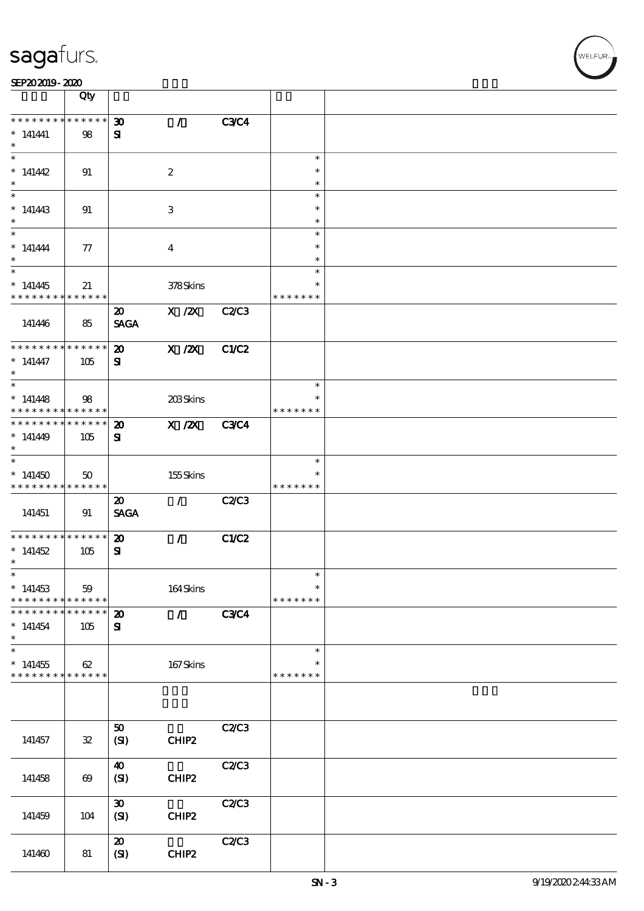| | Qty | | | | | |
|---|---|---|---|---|---|---|
| * * * * * * * * * * * * * * | | 30 | / | C3/C4 | | |
| * 141441 | 98 | SI | | | | |
| * | | | | | | |
| * | | | | | * | |
| * 141442 | 91 | | 2 | | * | |
| * | | | | | * | |
| * | | | | | * | |
| * 141443 | 91 | | 3 | | * | |
| * | | | | | * | |
| * | | | | | * | |
| * 141444 | 77 | | 4 | | * | |
| * | | | | | * | |
| * | | | | | * | |
| * 141445 | 21 | | 378 Skins | | * | |
| * * * * * * * * * * * * * * | | | | | * * * * * * * | |
| 141446 | 85 | 20 SAGA | X /2X | C2/C3 | | |
| * * * * * * * * * * * * * * | | 20 | X /2X | C1/C2 | | |
| * 141447 | 105 | SI | | | | |
| * | | | | | | |
| * | | | | | * | |
| * 141448 | 98 | | 203 Skins | | * | |
| * * * * * * * * * * * * * * | | | | | * * * * * * * | |
| * * * * * * * * * * * * * * | | 20 | X /2X | C3/C4 | | |
| * 141449 | 105 | SI | | | | |
| * | | | | | | |
| * | | | | | * | |
| * 141450 | 50 | | 155 Skins | | * | |
| * * * * * * * * * * * * * * | | | | | * * * * * * * | |
| 141451 | 91 | 20 SAGA | / | C2/C3 | | |
| * * * * * * * * * * * * * * | | 20 | / | C1/C2 | | |
| * 141452 | 105 | SI | | | | |
| * | | | | | | |
| * | | | | | * | |
| * 141453 | 59 | | 164 Skins | | * | |
| * * * * * * * * * * * * * * | | | | | * * * * * * * | |
| * * * * * * * * * * * * * * | | 20 | / | C3/C4 | | |
| * 141454 | 105 | SI | | | | |
| * | | | | | | |
| * | | | | | * | |
| * 141455 | 62 | | 167 Skins | | * | |
| * * * * * * * * * * * * * * | | | | | * * * * * * * | |
| 141457 | 32 | 50 (SI) | CHIP2 | C2/C3 | | |
| 141458 | 69 | 40 (SI) | CHIP2 | C2/C3 | | |
| 141459 | 104 | 30 (SI) | CHIP2 | C2/C3 | | |
| 141460 | 81 | 20 (SI) | CHIP2 | C2/C3 | | |